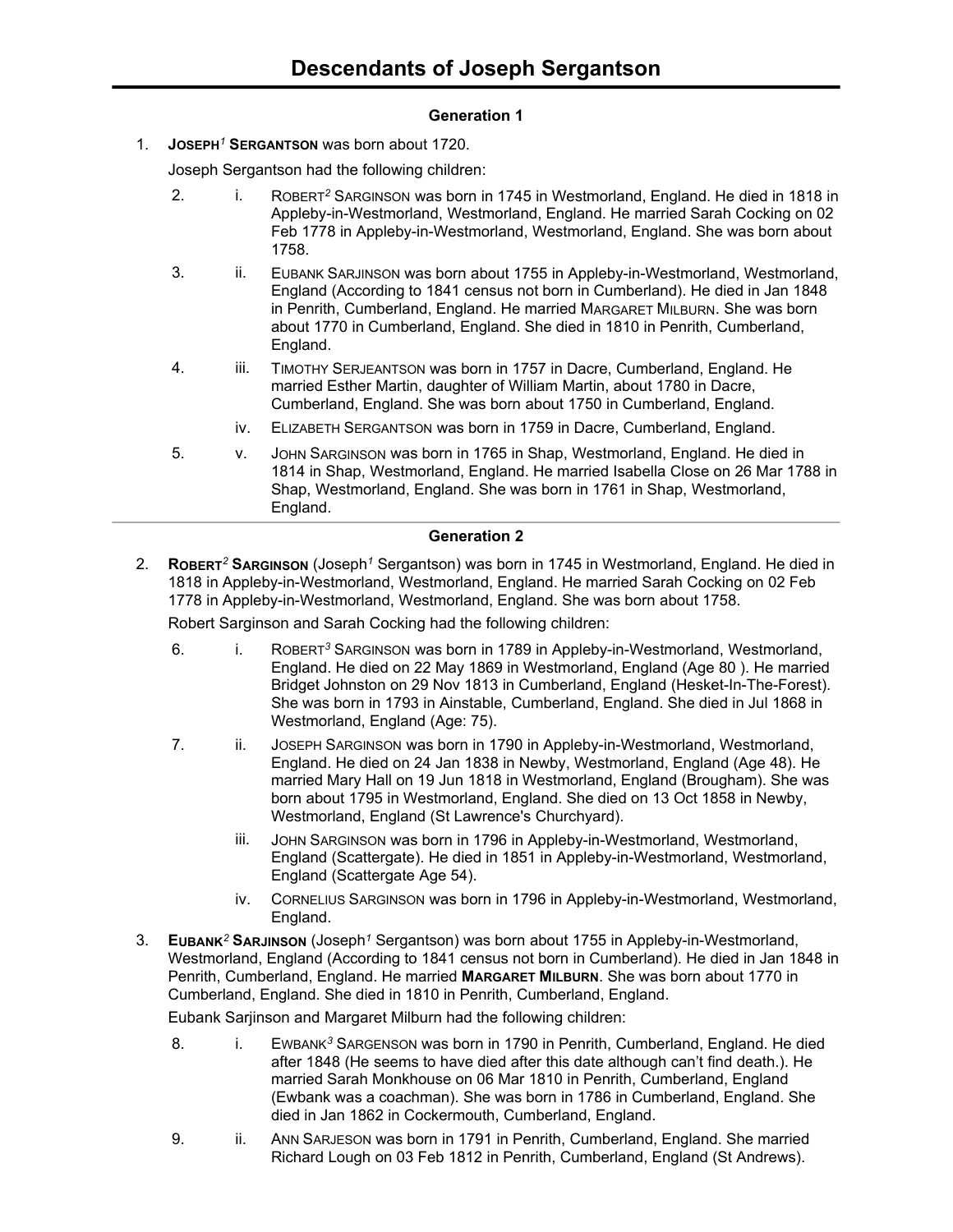# Descendants of Joseph Sergantson

## Generation 1

1. **JOSEPH[1] SERGANTSON** was born about 1720.

   Joseph Sergantson had the following children:

   2. i. ROBERT[2] SARGINSON was born in 1745 in Westmorland, England. He died in 1818 in Appleby-in-Westmorland, Westmorland, England. He married Sarah Cocking on 02 Feb 1778 in Appleby-in-Westmorland, Westmorland, England. She was born about 1758.

   3. ii. EUBANK SARJINSON was born about 1755 in Appleby-in-Westmorland, Westmorland, England (According to 1841 census not born in Cumberland). He died in Jan 1848 in Penrith, Cumberland, England. He married MARGARET MILBURN. She was born about 1770 in Cumberland, England. She died in 1810 in Penrith, Cumberland, England.

   4. iii. TIMOTHY SERJEANTSON was born in 1757 in Dacre, Cumberland, England. He married Esther Martin, daughter of William Martin, about 1780 in Dacre, Cumberland, England. She was born about 1750 in Cumberland, England.

   iv. ELIZABETH SERGANTSON was born in 1759 in Dacre, Cumberland, England.

   5. v. JOHN SARGINSON was born in 1765 in Shap, Westmorland, England. He died in 1814 in Shap, Westmorland, England. He married Isabella Close on 26 Mar 1788 in Shap, Westmorland, England. She was born in 1761 in Shap, Westmorland, England.

---

## Generation 2

2. **ROBERT[2] SARGINSON** (Joseph[1] Sergantson) was born in 1745 in Westmorland, England. He died in 1818 in Appleby-in-Westmorland, Westmorland, England. He married Sarah Cocking on 02 Feb 1778 in Appleby-in-Westmorland, Westmorland, England. She was born about 1758.

   Robert Sarginson and Sarah Cocking had the following children:

   6. i. ROBERT[3] SARGINSON was born in 1789 in Appleby-in-Westmorland, Westmorland, England. He died on 22 May 1869 in Westmorland, England (Age 80 ). He married Bridget Johnston on 29 Nov 1813 in Cumberland, England (Hesket-In-The-Forest). She was born in 1793 in Ainstable, Cumberland, England. She died in Jul 1868 in Westmorland, England (Age: 75).

   7. ii. JOSEPH SARGINSON was born in 1790 in Appleby-in-Westmorland, Westmorland, England. He died on 24 Jan 1838 in Newby, Westmorland, England (Age 48). He married Mary Hall on 19 Jun 1818 in Westmorland, England (Brougham). She was born about 1795 in Westmorland, England. She died on 13 Oct 1858 in Newby, Westmorland, England (St Lawrence's Churchyard).

   iii. JOHN SARGINSON was born in 1796 in Appleby-in-Westmorland, Westmorland, England (Scattergate). He died in 1851 in Appleby-in-Westmorland, Westmorland, England (Scattergate Age 54).

   iv. CORNELIUS SARGINSON was born in 1796 in Appleby-in-Westmorland, Westmorland, England.

3. **EUBANK[2] SARJINSON** (Joseph[1] Sergantson) was born about 1755 in Appleby-in-Westmorland, Westmorland, England (According to 1841 census not born in Cumberland). He died in Jan 1848 in Penrith, Cumberland, England. He married **MARGARET MILBURN**. She was born about 1770 in Cumberland, England. She died in 1810 in Penrith, Cumberland, England.

   Eubank Sarjinson and Margaret Milburn had the following children:

   8. i. EWBANK[3] SARGENSON was born in 1790 in Penrith, Cumberland, England. He died after 1848 (He seems to have died after this date although can't find death.). He married Sarah Monkhouse on 06 Mar 1810 in Penrith, Cumberland, England (Ewbank was a coachman). She was born in 1786 in Cumberland, England. She died in Jan 1862 in Cockermouth, Cumberland, England.

   9. ii. ANN SARJESON was born in 1791 in Penrith, Cumberland, England. She married Richard Lough on 03 Feb 1812 in Penrith, Cumberland, England (St Andrews).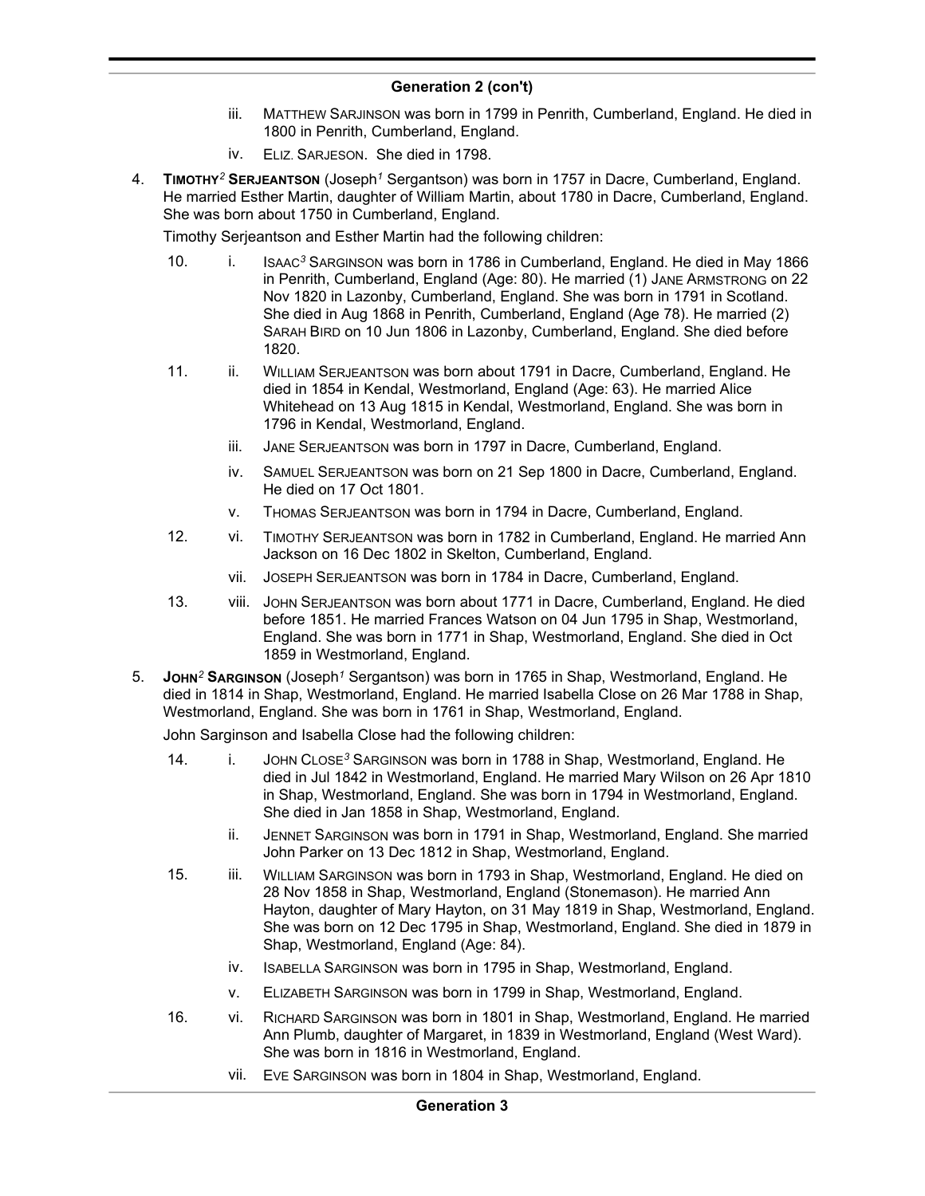## Generation 2 (con't)

iii. MATTHEW SARJINSON was born in 1799 in Penrith, Cumberland, England. He died in 1800 in Penrith, Cumberland, England.

iv. ELIZ. SARJESON. She died in 1798.

4. **TIMOTHY[2] SERJEANTSON** (Joseph[1] Sergantson) was born in 1757 in Dacre, Cumberland, England. He married Esther Martin, daughter of William Martin, about 1780 in Dacre, Cumberland, England. She was born about 1750 in Cumberland, England.

   Timothy Serjeantson and Esther Martin had the following children:

   10. i. ISAAC[3] SARGINSON was born in 1786 in Cumberland, England. He died in May 1866 in Penrith, Cumberland, England (Age: 80). He married (1) JANE ARMSTRONG on 22 Nov 1820 in Lazonby, Cumberland, England. She was born in 1791 in Scotland. She died in Aug 1868 in Penrith, Cumberland, England (Age 78). He married (2) SARAH BIRD on 10 Jun 1806 in Lazonby, Cumberland, England. She died before 1820.

   11. ii. WILLIAM SERJEANTSON was born about 1791 in Dacre, Cumberland, England. He died in 1854 in Kendal, Westmorland, England (Age: 63). He married Alice Whitehead on 13 Aug 1815 in Kendal, Westmorland, England. She was born in 1796 in Kendal, Westmorland, England.

   iii. JANE SERJEANTSON was born in 1797 in Dacre, Cumberland, England.

   iv. SAMUEL SERJEANTSON was born on 21 Sep 1800 in Dacre, Cumberland, England. He died on 17 Oct 1801.

   v. THOMAS SERJEANTSON was born in 1794 in Dacre, Cumberland, England.

   12. vi. TIMOTHY SERJEANTSON was born in 1782 in Cumberland, England. He married Ann Jackson on 16 Dec 1802 in Skelton, Cumberland, England.

   vii. JOSEPH SERJEANTSON was born in 1784 in Dacre, Cumberland, England.

   13. viii. JOHN SERJEANTSON was born about 1771 in Dacre, Cumberland, England. He died before 1851. He married Frances Watson on 04 Jun 1795 in Shap, Westmorland, England. She was born in 1771 in Shap, Westmorland, England. She died in Oct 1859 in Westmorland, England.

5. **JOHN[2] SARGINSON** (Joseph[1] Sergantson) was born in 1765 in Shap, Westmorland, England. He died in 1814 in Shap, Westmorland, England. He married Isabella Close on 26 Mar 1788 in Shap, Westmorland, England. She was born in 1761 in Shap, Westmorland, England.

   John Sarginson and Isabella Close had the following children:

   14. i. JOHN CLOSE[3] SARGINSON was born in 1788 in Shap, Westmorland, England. He died in Jul 1842 in Westmorland, England. He married Mary Wilson on 26 Apr 1810 in Shap, Westmorland, England. She was born in 1794 in Westmorland, England. She died in Jan 1858 in Shap, Westmorland, England.

   ii. JENNET SARGINSON was born in 1791 in Shap, Westmorland, England. She married John Parker on 13 Dec 1812 in Shap, Westmorland, England.

   15. iii. WILLIAM SARGINSON was born in 1793 in Shap, Westmorland, England. He died on 28 Nov 1858 in Shap, Westmorland, England (Stonemason). He married Ann Hayton, daughter of Mary Hayton, on 31 May 1819 in Shap, Westmorland, England. She was born on 12 Dec 1795 in Shap, Westmorland, England. She died in 1879 in Shap, Westmorland, England (Age: 84).

   iv. ISABELLA SARGINSON was born in 1795 in Shap, Westmorland, England.

   v. ELIZABETH SARGINSON was born in 1799 in Shap, Westmorland, England.

   16. vi. RICHARD SARGINSON was born in 1801 in Shap, Westmorland, England. He married Ann Plumb, daughter of Margaret, in 1839 in Westmorland, England (West Ward). She was born in 1816 in Westmorland, England.

   vii. EVE SARGINSON was born in 1804 in Shap, Westmorland, England.

## Generation 3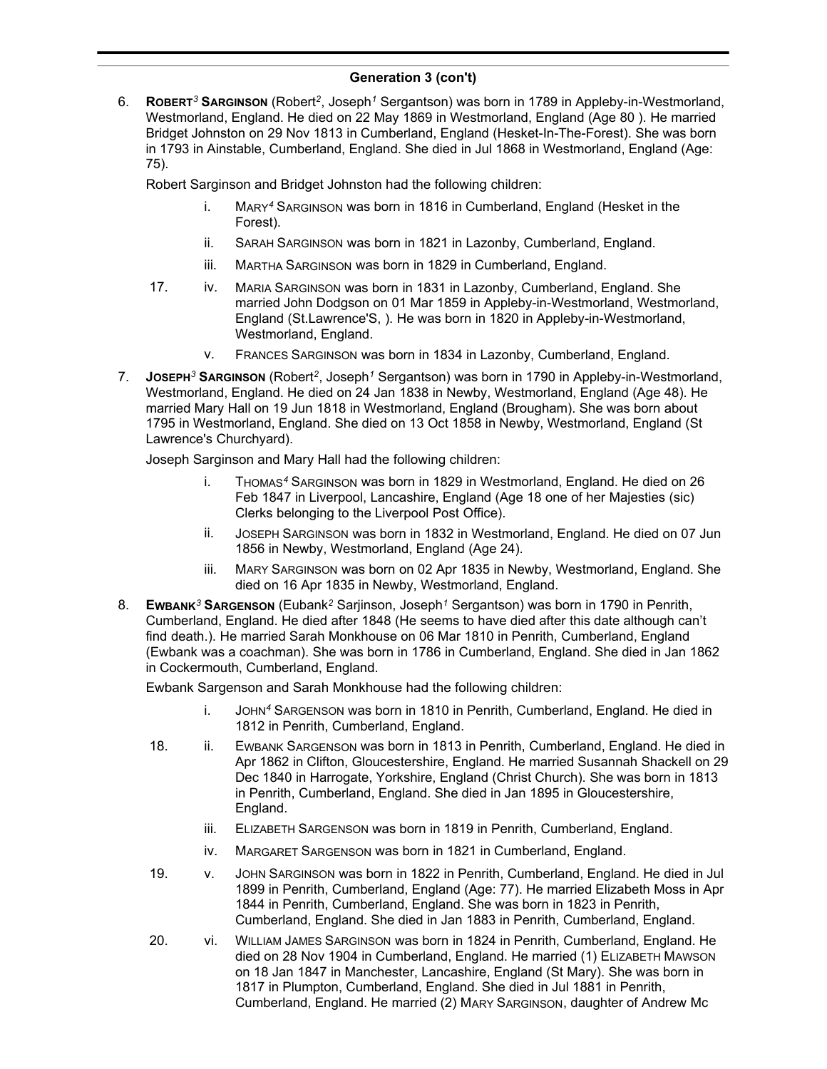## Generation 3 (con't)

6. **Robert[3] Sarginson** (Robert[2], Joseph[1] Sergantson) was born in 1789 in Appleby-in-Westmorland, Westmorland, England. He died on 22 May 1869 in Westmorland, England (Age 80 ). He married Bridget Johnston on 29 Nov 1813 in Cumberland, England (Hesket-In-The-Forest). She was born in 1793 in Ainstable, Cumberland, England. She died in Jul 1868 in Westmorland, England (Age: 75).

   Robert Sarginson and Bridget Johnston had the following children:

   - i. Mary[4] Sarginson was born in 1816 in Cumberland, England (Hesket in the Forest).
   - ii. Sarah Sarginson was born in 1821 in Lazonby, Cumberland, England.
   - iii. Martha Sarginson was born in 1829 in Cumberland, England.
   - 17. iv. Maria Sarginson was born in 1831 in Lazonby, Cumberland, England. She married John Dodgson on 01 Mar 1859 in Appleby-in-Westmorland, Westmorland, England (St.Lawrence'S, ). He was born in 1820 in Appleby-in-Westmorland, Westmorland, England.
   - v. Frances Sarginson was born in 1834 in Lazonby, Cumberland, England.

7. **Joseph[3] Sarginson** (Robert[2], Joseph[1] Sergantson) was born in 1790 in Appleby-in-Westmorland, Westmorland, England. He died on 24 Jan 1838 in Newby, Westmorland, England (Age 48). He married Mary Hall on 19 Jun 1818 in Westmorland, England (Brougham). She was born about 1795 in Westmorland, England. She died on 13 Oct 1858 in Newby, Westmorland, England (St Lawrence's Churchyard).

   Joseph Sarginson and Mary Hall had the following children:

   - i. Thomas[4] Sarginson was born in 1829 in Westmorland, England. He died on 26 Feb 1847 in Liverpool, Lancashire, England (Age 18 one of her Majesties (sic) Clerks belonging to the Liverpool Post Office).
   - ii. Joseph Sarginson was born in 1832 in Westmorland, England. He died on 07 Jun 1856 in Newby, Westmorland, England (Age 24).
   - iii. Mary Sarginson was born on 02 Apr 1835 in Newby, Westmorland, England. She died on 16 Apr 1835 in Newby, Westmorland, England.

8. **Ewbank[3] Sargenson** (Eubank[2] Sarjinson, Joseph[1] Sergantson) was born in 1790 in Penrith, Cumberland, England. He died after 1848 (He seems to have died after this date although can't find death.). He married Sarah Monkhouse on 06 Mar 1810 in Penrith, Cumberland, England (Ewbank was a coachman). She was born in 1786 in Cumberland, England. She died in Jan 1862 in Cockermouth, Cumberland, England.

   Ewbank Sargenson and Sarah Monkhouse had the following children:

   - i. John[4] Sargenson was born in 1810 in Penrith, Cumberland, England. He died in 1812 in Penrith, Cumberland, England.
   - 18. ii. Ewbank Sargenson was born in 1813 in Penrith, Cumberland, England. He died in Apr 1862 in Clifton, Gloucestershire, England. He married Susannah Shackell on 29 Dec 1840 in Harrogate, Yorkshire, England (Christ Church). She was born in 1813 in Penrith, Cumberland, England. She died in Jan 1895 in Gloucestershire, England.
   - iii. Elizabeth Sargenson was born in 1819 in Penrith, Cumberland, England.
   - iv. Margaret Sargenson was born in 1821 in Cumberland, England.
   - 19. v. John Sarginson was born in 1822 in Penrith, Cumberland, England. He died in Jul 1899 in Penrith, Cumberland, England (Age: 77). He married Elizabeth Moss in Apr 1844 in Penrith, Cumberland, England. She was born in 1823 in Penrith, Cumberland, England. She died in Jan 1883 in Penrith, Cumberland, England.
   - 20. vi. William James Sarginson was born in 1824 in Penrith, Cumberland, England. He died on 28 Nov 1904 in Cumberland, England. He married (1) Elizabeth Mawson on 18 Jan 1847 in Manchester, Lancashire, England (St Mary). She was born in 1817 in Plumpton, Cumberland, England. She died in Jul 1881 in Penrith, Cumberland, England. He married (2) Mary Sarginson, daughter of Andrew Mc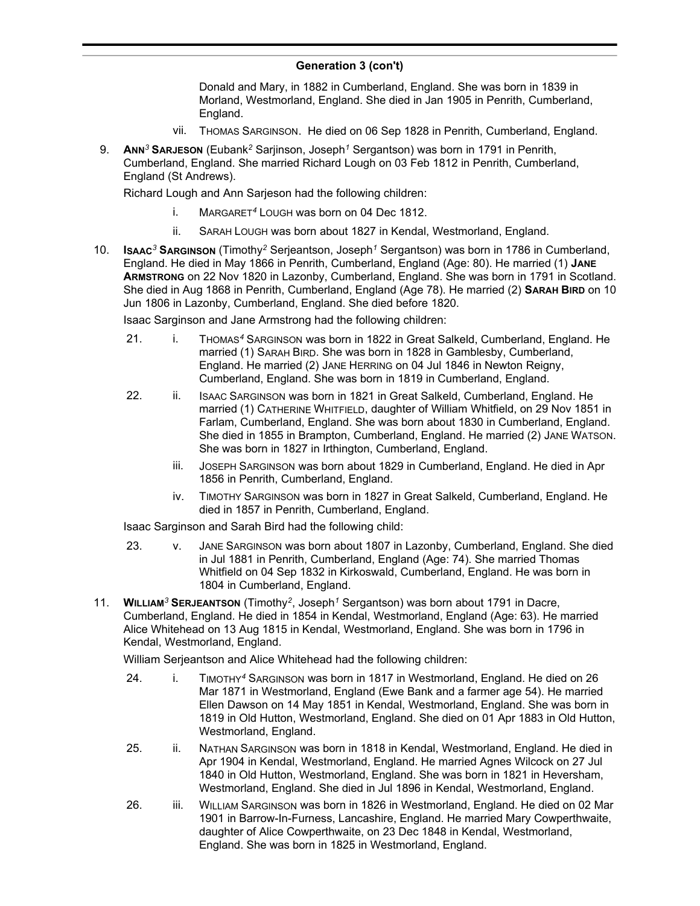## Generation 3 (con't)

Donald and Mary, in 1882 in Cumberland, England. She was born in 1839 in Morland, Westmorland, England. She died in Jan 1905 in Penrith, Cumberland, England.

vii. THOMAS SARGINSON. He died on 06 Sep 1828 in Penrith, Cumberland, England.

9. **ANN[3] SARJESON** (Eubank[2] Sarjinson, Joseph[1] Sergantson) was born in 1791 in Penrith, Cumberland, England. She married Richard Lough on 03 Feb 1812 in Penrith, Cumberland, England (St Andrews).

Richard Lough and Ann Sarjeson had the following children:

i. MARGARET[4] LOUGH was born on 04 Dec 1812.

ii. SARAH LOUGH was born about 1827 in Kendal, Westmorland, England.

10. **ISAAC[3] SARGINSON** (Timothy[2] Serjeantson, Joseph[1] Sergantson) was born in 1786 in Cumberland, England. He died in May 1866 in Penrith, Cumberland, England (Age: 80). He married (1) **JANE ARMSTRONG** on 22 Nov 1820 in Lazonby, Cumberland, England. She was born in 1791 in Scotland. She died in Aug 1868 in Penrith, Cumberland, England (Age 78). He married (2) **SARAH BIRD** on 10 Jun 1806 in Lazonby, Cumberland, England. She died before 1820.

Isaac Sarginson and Jane Armstrong had the following children:

21. i. THOMAS[4] SARGINSON was born in 1822 in Great Salkeld, Cumberland, England. He married (1) SARAH BIRD. She was born in 1828 in Gamblesby, Cumberland, England. He married (2) JANE HERRING on 04 Jul 1846 in Newton Reigny, Cumberland, England. She was born in 1819 in Cumberland, England.

22. ii. ISAAC SARGINSON was born in 1821 in Great Salkeld, Cumberland, England. He married (1) CATHERINE WHITFIELD, daughter of William Whitfield, on 29 Nov 1851 in Farlam, Cumberland, England. She was born about 1830 in Cumberland, England. She died in 1855 in Brampton, Cumberland, England. He married (2) JANE WATSON. She was born in 1827 in Irthington, Cumberland, England.

iii. JOSEPH SARGINSON was born about 1829 in Cumberland, England. He died in Apr 1856 in Penrith, Cumberland, England.

iv. TIMOTHY SARGINSON was born in 1827 in Great Salkeld, Cumberland, England. He died in 1857 in Penrith, Cumberland, England.

Isaac Sarginson and Sarah Bird had the following child:

23. v. JANE SARGINSON was born about 1807 in Lazonby, Cumberland, England. She died in Jul 1881 in Penrith, Cumberland, England (Age: 74). She married Thomas Whitfield on 04 Sep 1832 in Kirkoswald, Cumberland, England. He was born in 1804 in Cumberland, England.

11. **WILLIAM[3] SERJEANTSON** (Timothy[2], Joseph[1] Sergantson) was born about 1791 in Dacre, Cumberland, England. He died in 1854 in Kendal, Westmorland, England (Age: 63). He married Alice Whitehead on 13 Aug 1815 in Kendal, Westmorland, England. She was born in 1796 in Kendal, Westmorland, England.

William Serjeantson and Alice Whitehead had the following children:

24. i. TIMOTHY[4] SARGINSON was born in 1817 in Westmorland, England. He died on 26 Mar 1871 in Westmorland, England (Ewe Bank and a farmer age 54). He married Ellen Dawson on 14 May 1851 in Kendal, Westmorland, England. She was born in 1819 in Old Hutton, Westmorland, England. She died on 01 Apr 1883 in Old Hutton, Westmorland, England.

25. ii. NATHAN SARGINSON was born in 1818 in Kendal, Westmorland, England. He died in Apr 1904 in Kendal, Westmorland, England. He married Agnes Wilcock on 27 Jul 1840 in Old Hutton, Westmorland, England. She was born in 1821 in Heversham, Westmorland, England. She died in Jul 1896 in Kendal, Westmorland, England.

26. iii. WILLIAM SARGINSON was born in 1826 in Westmorland, England. He died on 02 Mar 1901 in Barrow-In-Furness, Lancashire, England. He married Mary Cowperthwaite, daughter of Alice Cowperthwaite, on 23 Dec 1848 in Kendal, Westmorland, England. She was born in 1825 in Westmorland, England.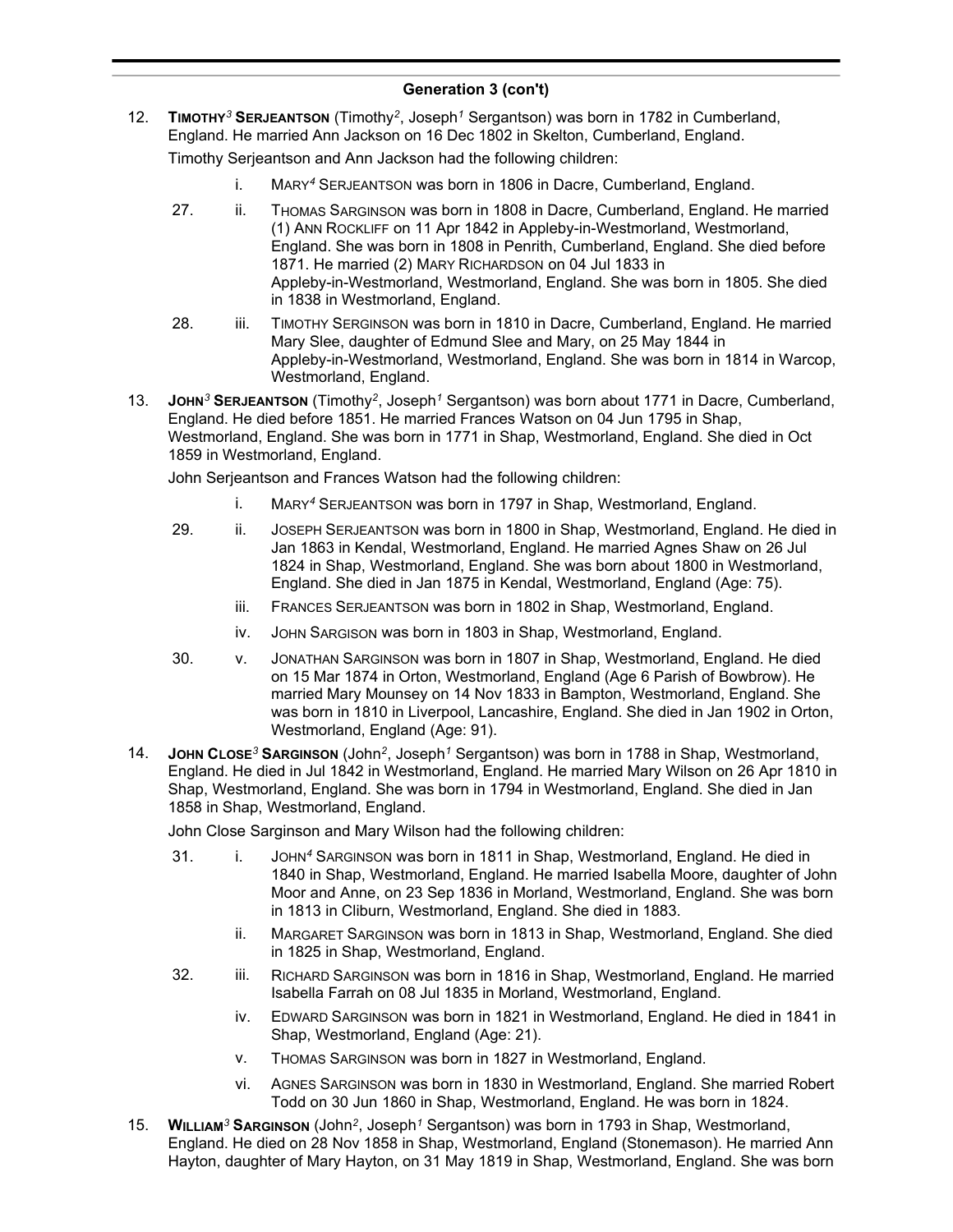## Generation 3 (con't)

12. **TIMOTHY[3] SERJEANTSON** (Timothy[2], Joseph[1] Sergantson) was born in 1782 in Cumberland, England. He married Ann Jackson on 16 Dec 1802 in Skelton, Cumberland, England.

    Timothy Serjeantson and Ann Jackson had the following children:

    - i. MARY[4] SERJEANTSON was born in 1806 in Dacre, Cumberland, England.
    - 27. ii. THOMAS SARGINSON was born in 1808 in Dacre, Cumberland, England. He married (1) ANN ROCKLIFF on 11 Apr 1842 in Appleby-in-Westmorland, Westmorland, England. She was born in 1808 in Penrith, Cumberland, England. She died before 1871. He married (2) MARY RICHARDSON on 04 Jul 1833 in Appleby-in-Westmorland, Westmorland, England. She was born in 1805. She died in 1838 in Westmorland, England.
    - 28. iii. TIMOTHY SERGINSON was born in 1810 in Dacre, Cumberland, England. He married Mary Slee, daughter of Edmund Slee and Mary, on 25 May 1844 in Appleby-in-Westmorland, Westmorland, England. She was born in 1814 in Warcop, Westmorland, England.

13. **JOHN[3] SERJEANTSON** (Timothy[2], Joseph[1] Sergantson) was born about 1771 in Dacre, Cumberland, England. He died before 1851. He married Frances Watson on 04 Jun 1795 in Shap, Westmorland, England. She was born in 1771 in Shap, Westmorland, England. She died in Oct 1859 in Westmorland, England.

    John Serjeantson and Frances Watson had the following children:

    - i. MARY[4] SERJEANTSON was born in 1797 in Shap, Westmorland, England.
    - 29. ii. JOSEPH SERJEANTSON was born in 1800 in Shap, Westmorland, England. He died in Jan 1863 in Kendal, Westmorland, England. He married Agnes Shaw on 26 Jul 1824 in Shap, Westmorland, England. She was born about 1800 in Westmorland, England. She died in Jan 1875 in Kendal, Westmorland, England (Age: 75).
    - iii. FRANCES SERJEANTSON was born in 1802 in Shap, Westmorland, England.
    - iv. JOHN SARGISON was born in 1803 in Shap, Westmorland, England.
    - 30. v. JONATHAN SARGINSON was born in 1807 in Shap, Westmorland, England. He died on 15 Mar 1874 in Orton, Westmorland, England (Age 6 Parish of Bowbrow). He married Mary Mounsey on 14 Nov 1833 in Bampton, Westmorland, England. She was born in 1810 in Liverpool, Lancashire, England. She died in Jan 1902 in Orton, Westmorland, England (Age: 91).

14. **JOHN CLOSE[3] SARGINSON** (John[2], Joseph[1] Sergantson) was born in 1788 in Shap, Westmorland, England. He died in Jul 1842 in Westmorland, England. He married Mary Wilson on 26 Apr 1810 in Shap, Westmorland, England. She was born in 1794 in Westmorland, England. She died in Jan 1858 in Shap, Westmorland, England.

    John Close Sarginson and Mary Wilson had the following children:

    - 31. i. JOHN[4] SARGINSON was born in 1811 in Shap, Westmorland, England. He died in 1840 in Shap, Westmorland, England. He married Isabella Moore, daughter of John Moor and Anne, on 23 Sep 1836 in Morland, Westmorland, England. She was born in 1813 in Cliburn, Westmorland, England. She died in 1883.
    - ii. MARGARET SARGINSON was born in 1813 in Shap, Westmorland, England. She died in 1825 in Shap, Westmorland, England.
    - 32. iii. RICHARD SARGINSON was born in 1816 in Shap, Westmorland, England. He married Isabella Farrah on 08 Jul 1835 in Morland, Westmorland, England.
    - iv. EDWARD SARGINSON was born in 1821 in Westmorland, England. He died in 1841 in Shap, Westmorland, England (Age: 21).
    - v. THOMAS SARGINSON was born in 1827 in Westmorland, England.
    - vi. AGNES SARGINSON was born in 1830 in Westmorland, England. She married Robert Todd on 30 Jun 1860 in Shap, Westmorland, England. He was born in 1824.

15. **WILLIAM[3] SARGINSON** (John[2], Joseph[1] Sergantson) was born in 1793 in Shap, Westmorland, England. He died on 28 Nov 1858 in Shap, Westmorland, England (Stonemason). He married Ann Hayton, daughter of Mary Hayton, on 31 May 1819 in Shap, Westmorland, England. She was born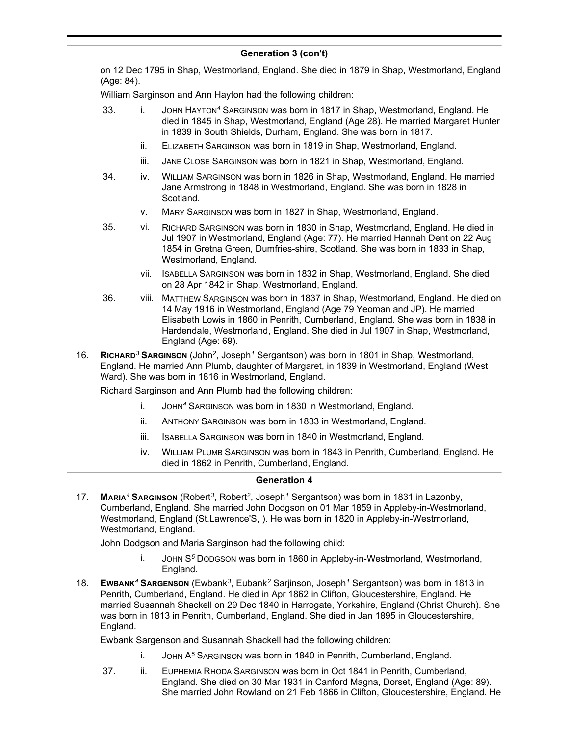## Generation 3 (con't)

on 12 Dec 1795 in Shap, Westmorland, England. She died in 1879 in Shap, Westmorland, England (Age: 84).

William Sarginson and Ann Hayton had the following children:

33. i. JOHN HAYTON[4] SARGINSON was born in 1817 in Shap, Westmorland, England. He died in 1845 in Shap, Westmorland, England (Age 28). He married Margaret Hunter in 1839 in South Shields, Durham, England. She was born in 1817.

   ii. ELIZABETH SARGINSON was born in 1819 in Shap, Westmorland, England.

   iii. JANE CLOSE SARGINSON was born in 1821 in Shap, Westmorland, England.

34. iv. WILLIAM SARGINSON was born in 1826 in Shap, Westmorland, England. He married Jane Armstrong in 1848 in Westmorland, England. She was born in 1828 in Scotland.

   v. MARY SARGINSON was born in 1827 in Shap, Westmorland, England.

35. vi. RICHARD SARGINSON was born in 1830 in Shap, Westmorland, England. He died in Jul 1907 in Westmorland, England (Age: 77). He married Hannah Dent on 22 Aug 1854 in Gretna Green, Dumfries-shire, Scotland. She was born in 1833 in Shap, Westmorland, England.

   vii. ISABELLA SARGINSON was born in 1832 in Shap, Westmorland, England. She died on 28 Apr 1842 in Shap, Westmorland, England.

36. viii. MATTHEW SARGINSON was born in 1837 in Shap, Westmorland, England. He died on 14 May 1916 in Westmorland, England (Age 79 Yeoman and JP). He married Elisabeth Lowis in 1860 in Penrith, Cumberland, England. She was born in 1838 in Hardendale, Westmorland, England. She died in Jul 1907 in Shap, Westmorland, England (Age: 69).

16. **RICHARD[3] SARGINSON** (John[2], Joseph[1] Sergantson) was born in 1801 in Shap, Westmorland, England. He married Ann Plumb, daughter of Margaret, in 1839 in Westmorland, England (West Ward). She was born in 1816 in Westmorland, England.

Richard Sarginson and Ann Plumb had the following children:

   i. JOHN[4] SARGINSON was born in 1830 in Westmorland, England.

   ii. ANTHONY SARGINSON was born in 1833 in Westmorland, England.

   iii. ISABELLA SARGINSON was born in 1840 in Westmorland, England.

   iv. WILLIAM PLUMB SARGINSON was born in 1843 in Penrith, Cumberland, England. He died in 1862 in Penrith, Cumberland, England.

## Generation 4

17. **MARIA[4] SARGINSON** (Robert[3], Robert[2], Joseph[1] Sergantson) was born in 1831 in Lazonby, Cumberland, England. She married John Dodgson on 01 Mar 1859 in Appleby-in-Westmorland, Westmorland, England (St.Lawrence'S, ). He was born in 1820 in Appleby-in-Westmorland, Westmorland, England.

John Dodgson and Maria Sarginson had the following child:

   i. JOHN S[5] DODGSON was born in 1860 in Appleby-in-Westmorland, Westmorland, England.

18. **EWBANK[4] SARGENSON** (Ewbank[3], Eubank[2] Sarjinson, Joseph[1] Sergantson) was born in 1813 in Penrith, Cumberland, England. He died in Apr 1862 in Clifton, Gloucestershire, England. He married Susannah Shackell on 29 Dec 1840 in Harrogate, Yorkshire, England (Christ Church). She was born in 1813 in Penrith, Cumberland, England. She died in Jan 1895 in Gloucestershire, England.

Ewbank Sargenson and Susannah Shackell had the following children:

   i. JOHN A[5] SARGINSON was born in 1840 in Penrith, Cumberland, England.

37. ii. EUPHEMIA RHODA SARGINSON was born in Oct 1841 in Penrith, Cumberland, England. She died on 30 Mar 1931 in Canford Magna, Dorset, England (Age: 89). She married John Rowland on 21 Feb 1866 in Clifton, Gloucestershire, England. He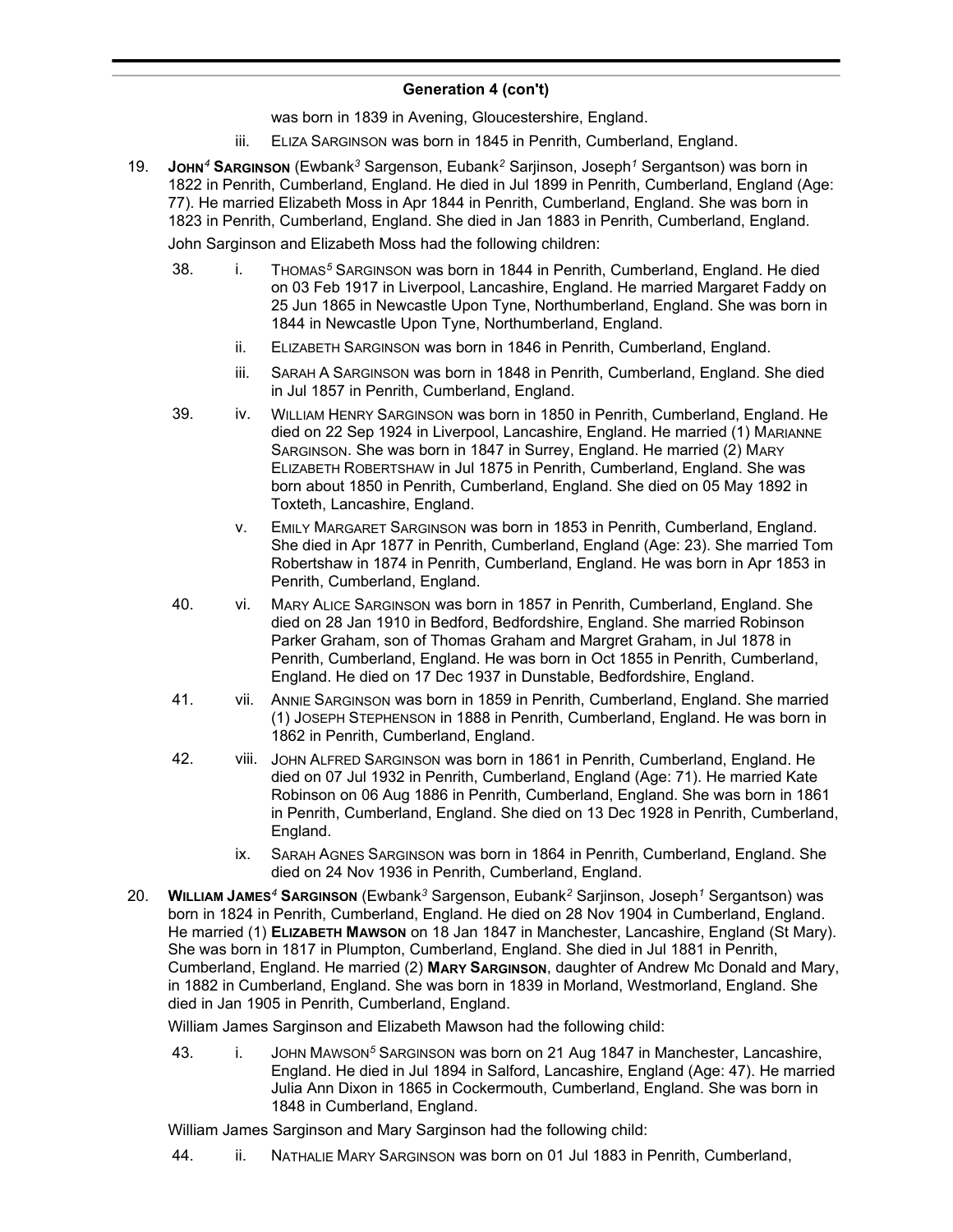## Generation 4 (con't)

was born in 1839 in Avening, Gloucestershire, England.

iii. Eliza Sarginson was born in 1845 in Penrith, Cumberland, England.

19. **John[4] Sarginson** (Ewbank[3] Sargenson, Eubank[2] Sarjinson, Joseph[1] Sergantson) was born in 1822 in Penrith, Cumberland, England. He died in Jul 1899 in Penrith, Cumberland, England (Age: 77). He married Elizabeth Moss in Apr 1844 in Penrith, Cumberland, England. She was born in 1823 in Penrith, Cumberland, England. She died in Jan 1883 in Penrith, Cumberland, England.

John Sarginson and Elizabeth Moss had the following children:

38. i. Thomas[5] Sarginson was born in 1844 in Penrith, Cumberland, England. He died on 03 Feb 1917 in Liverpool, Lancashire, England. He married Margaret Faddy on 25 Jun 1865 in Newcastle Upon Tyne, Northumberland, England. She was born in 1844 in Newcastle Upon Tyne, Northumberland, England.

ii. Elizabeth Sarginson was born in 1846 in Penrith, Cumberland, England.

iii. Sarah A Sarginson was born in 1848 in Penrith, Cumberland, England. She died in Jul 1857 in Penrith, Cumberland, England.

39. iv. William Henry Sarginson was born in 1850 in Penrith, Cumberland, England. He died on 22 Sep 1924 in Liverpool, Lancashire, England. He married (1) Marianne Sarginson. She was born in 1847 in Surrey, England. He married (2) Mary Elizabeth Robertshaw in Jul 1875 in Penrith, Cumberland, England. She was born about 1850 in Penrith, Cumberland, England. She died on 05 May 1892 in Toxteth, Lancashire, England.

v. Emily Margaret Sarginson was born in 1853 in Penrith, Cumberland, England. She died in Apr 1877 in Penrith, Cumberland, England (Age: 23). She married Tom Robertshaw in 1874 in Penrith, Cumberland, England. He was born in Apr 1853 in Penrith, Cumberland, England.

40. vi. Mary Alice Sarginson was born in 1857 in Penrith, Cumberland, England. She died on 28 Jan 1910 in Bedford, Bedfordshire, England. She married Robinson Parker Graham, son of Thomas Graham and Margret Graham, in Jul 1878 in Penrith, Cumberland, England. He was born in Oct 1855 in Penrith, Cumberland, England. He died on 17 Dec 1937 in Dunstable, Bedfordshire, England.

41. vii. Annie Sarginson was born in 1859 in Penrith, Cumberland, England. She married (1) Joseph Stephenson in 1888 in Penrith, Cumberland, England. He was born in 1862 in Penrith, Cumberland, England.

42. viii. John Alfred Sarginson was born in 1861 in Penrith, Cumberland, England. He died on 07 Jul 1932 in Penrith, Cumberland, England (Age: 71). He married Kate Robinson on 06 Aug 1886 in Penrith, Cumberland, England. She was born in 1861 in Penrith, Cumberland, England. She died on 13 Dec 1928 in Penrith, Cumberland, England.

ix. Sarah Agnes Sarginson was born in 1864 in Penrith, Cumberland, England. She died on 24 Nov 1936 in Penrith, Cumberland, England.

20. **William James[4] Sarginson** (Ewbank[3] Sargenson, Eubank[2] Sarjinson, Joseph[1] Sergantson) was born in 1824 in Penrith, Cumberland, England. He died on 28 Nov 1904 in Cumberland, England. He married (1) **Elizabeth Mawson** on 18 Jan 1847 in Manchester, Lancashire, England (St Mary). She was born in 1817 in Plumpton, Cumberland, England. She died in Jul 1881 in Penrith, Cumberland, England. He married (2) **Mary Sarginson**, daughter of Andrew Mc Donald and Mary, in 1882 in Cumberland, England. She was born in 1839 in Morland, Westmorland, England. She died in Jan 1905 in Penrith, Cumberland, England.

William James Sarginson and Elizabeth Mawson had the following child:

43. i. John Mawson[5] Sarginson was born on 21 Aug 1847 in Manchester, Lancashire, England. He died in Jul 1894 in Salford, Lancashire, England (Age: 47). He married Julia Ann Dixon in 1865 in Cockermouth, Cumberland, England. She was born in 1848 in Cumberland, England.

William James Sarginson and Mary Sarginson had the following child:

44. ii. Nathalie Mary Sarginson was born on 01 Jul 1883 in Penrith, Cumberland,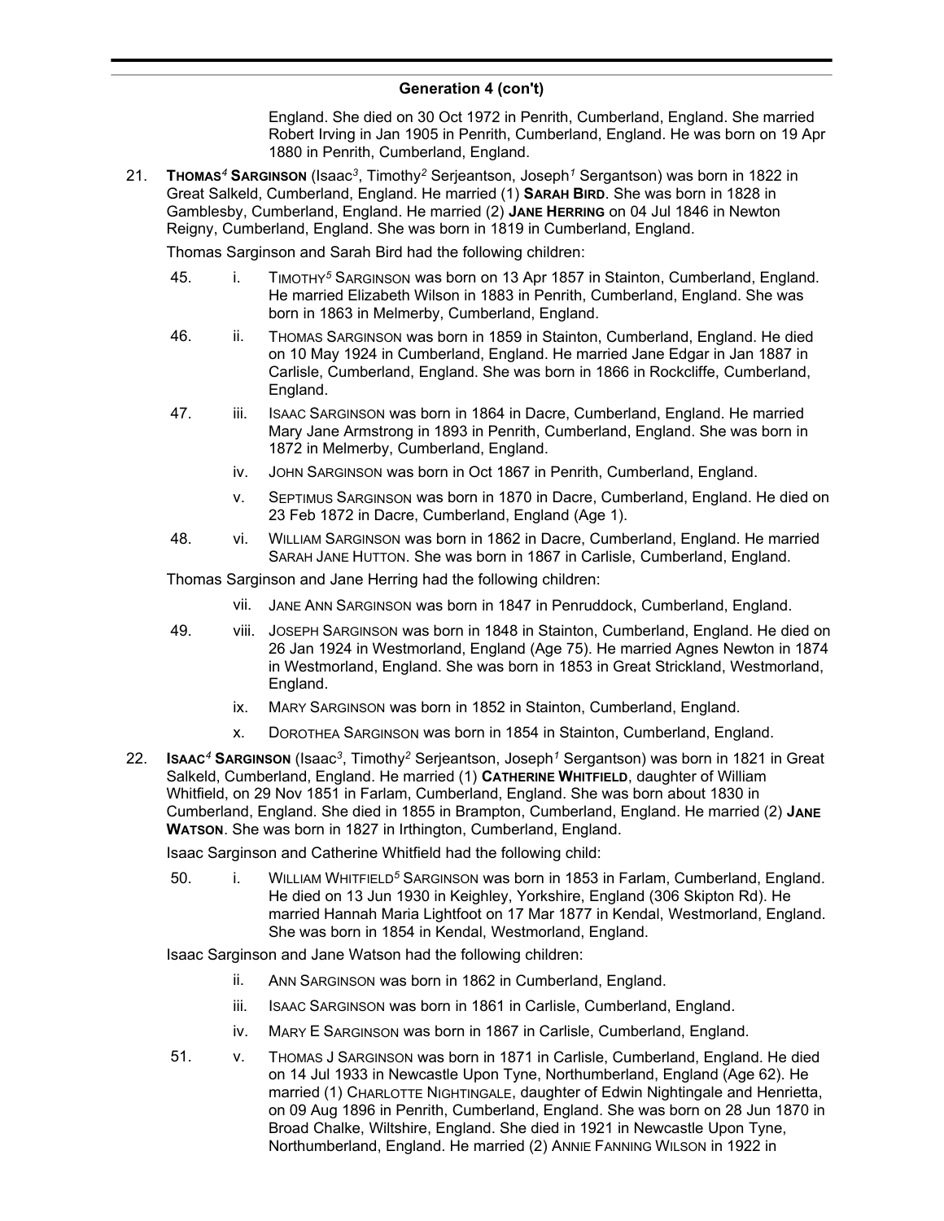## Generation 4 (con't)

England. She died on 30 Oct 1972 in Penrith, Cumberland, England. She married Robert Irving in Jan 1905 in Penrith, Cumberland, England. He was born on 19 Apr 1880 in Penrith, Cumberland, England.

21. **THOMAS[4] SARGINSON** (Isaac[3], Timothy[2] Serjeantson, Joseph[1] Sergantson) was born in 1822 in Great Salkeld, Cumberland, England. He married (1) **SARAH BIRD**. She was born in 1828 in Gamblesby, Cumberland, England. He married (2) **JANE HERRING** on 04 Jul 1846 in Newton Reigny, Cumberland, England. She was born in 1819 in Cumberland, England.

Thomas Sarginson and Sarah Bird had the following children:

- 45. i. TIMOTHY[5] SARGINSON was born on 13 Apr 1857 in Stainton, Cumberland, England. He married Elizabeth Wilson in 1883 in Penrith, Cumberland, England. She was born in 1863 in Melmerby, Cumberland, England.
- 46. ii. THOMAS SARGINSON was born in 1859 in Stainton, Cumberland, England. He died on 10 May 1924 in Cumberland, England. He married Jane Edgar in Jan 1887 in Carlisle, Cumberland, England. She was born in 1866 in Rockcliffe, Cumberland, England.
- 47. iii. ISAAC SARGINSON was born in 1864 in Dacre, Cumberland, England. He married Mary Jane Armstrong in 1893 in Penrith, Cumberland, England. She was born in 1872 in Melmerby, Cumberland, England.
- iv. JOHN SARGINSON was born in Oct 1867 in Penrith, Cumberland, England.
- v. SEPTIMUS SARGINSON was born in 1870 in Dacre, Cumberland, England. He died on 23 Feb 1872 in Dacre, Cumberland, England (Age 1).
- 48. vi. WILLIAM SARGINSON was born in 1862 in Dacre, Cumberland, England. He married SARAH JANE HUTTON. She was born in 1867 in Carlisle, Cumberland, England.

Thomas Sarginson and Jane Herring had the following children:

- vii. JANE ANN SARGINSON was born in 1847 in Penruddock, Cumberland, England.
- 49. viii. JOSEPH SARGINSON was born in 1848 in Stainton, Cumberland, England. He died on 26 Jan 1924 in Westmorland, England (Age 75). He married Agnes Newton in 1874 in Westmorland, England. She was born in 1853 in Great Strickland, Westmorland, England.
- ix. MARY SARGINSON was born in 1852 in Stainton, Cumberland, England.
- x. DOROTHEA SARGINSON was born in 1854 in Stainton, Cumberland, England.

22. **ISAAC[4] SARGINSON** (Isaac[3], Timothy[2] Serjeantson, Joseph[1] Sergantson) was born in 1821 in Great Salkeld, Cumberland, England. He married (1) **CATHERINE WHITFIELD**, daughter of William Whitfield, on 29 Nov 1851 in Farlam, Cumberland, England. She was born about 1830 in Cumberland, England. She died in 1855 in Brampton, Cumberland, England. He married (2) **JANE WATSON**. She was born in 1827 in Irthington, Cumberland, England.

Isaac Sarginson and Catherine Whitfield had the following child:

- 50. i. WILLIAM WHITFIELD[5] SARGINSON was born in 1853 in Farlam, Cumberland, England. He died on 13 Jun 1930 in Keighley, Yorkshire, England (306 Skipton Rd). He married Hannah Maria Lightfoot on 17 Mar 1877 in Kendal, Westmorland, England. She was born in 1854 in Kendal, Westmorland, England.

Isaac Sarginson and Jane Watson had the following children:

- ii. ANN SARGINSON was born in 1862 in Cumberland, England.
- iii. ISAAC SARGINSON was born in 1861 in Carlisle, Cumberland, England.
- iv. MARY E SARGINSON was born in 1867 in Carlisle, Cumberland, England.
- 51. v. THOMAS J SARGINSON was born in 1871 in Carlisle, Cumberland, England. He died on 14 Jul 1933 in Newcastle Upon Tyne, Northumberland, England (Age 62). He married (1) CHARLOTTE NIGHTINGALE, daughter of Edwin Nightingale and Henrietta, on 09 Aug 1896 in Penrith, Cumberland, England. She was born on 28 Jun 1870 in Broad Chalke, Wiltshire, England. She died in 1921 in Newcastle Upon Tyne, Northumberland, England. He married (2) ANNIE FANNING WILSON in 1922 in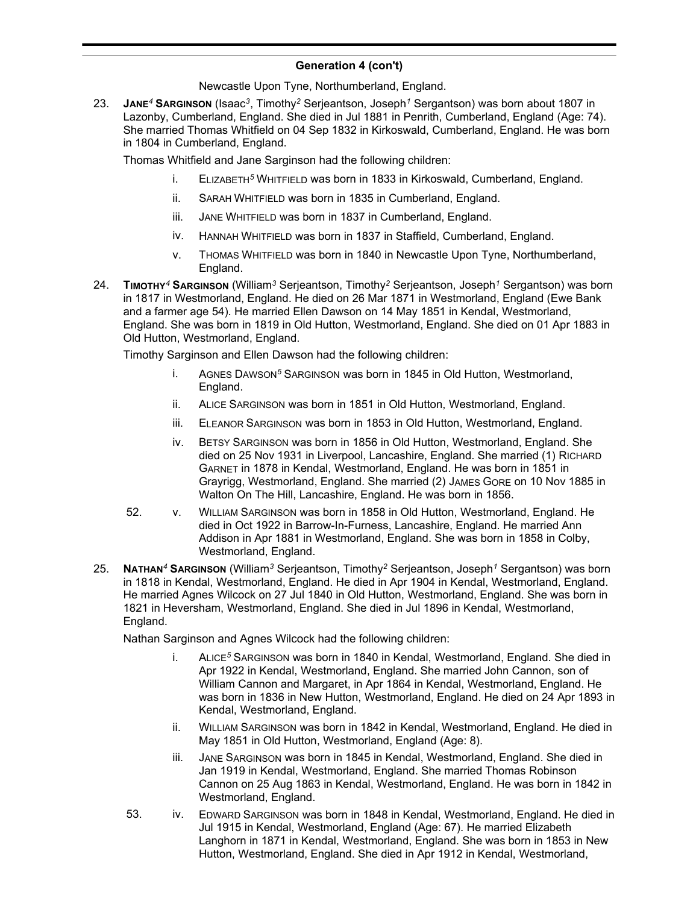## Generation 4 (con't)

Newcastle Upon Tyne, Northumberland, England.

23. **JANE[4] SARGINSON** (Isaac[3], Timothy[2] Serjeantson, Joseph[1] Sergantson) was born about 1807 in Lazonby, Cumberland, England. She died in Jul 1881 in Penrith, Cumberland, England (Age: 74). She married Thomas Whitfield on 04 Sep 1832 in Kirkoswald, Cumberland, England. He was born in 1804 in Cumberland, England.

    Thomas Whitfield and Jane Sarginson had the following children:

    i. ELIZABETH[5] WHITFIELD was born in 1833 in Kirkoswald, Cumberland, England.

    ii. SARAH WHITFIELD was born in 1835 in Cumberland, England.

    iii. JANE WHITFIELD was born in 1837 in Cumberland, England.

    iv. HANNAH WHITFIELD was born in 1837 in Staffield, Cumberland, England.

    v. THOMAS WHITFIELD was born in 1840 in Newcastle Upon Tyne, Northumberland, England.

24. **TIMOTHY[4] SARGINSON** (William[3] Serjeantson, Timothy[2] Serjeantson, Joseph[1] Sergantson) was born in 1817 in Westmorland, England. He died on 26 Mar 1871 in Westmorland, England (Ewe Bank and a farmer age 54). He married Ellen Dawson on 14 May 1851 in Kendal, Westmorland, England. She was born in 1819 in Old Hutton, Westmorland, England. She died on 01 Apr 1883 in Old Hutton, Westmorland, England.

    Timothy Sarginson and Ellen Dawson had the following children:

    i. AGNES DAWSON[5] SARGINSON was born in 1845 in Old Hutton, Westmorland, England.

    ii. ALICE SARGINSON was born in 1851 in Old Hutton, Westmorland, England.

    iii. ELEANOR SARGINSON was born in 1853 in Old Hutton, Westmorland, England.

    iv. BETSY SARGINSON was born in 1856 in Old Hutton, Westmorland, England. She died on 25 Nov 1931 in Liverpool, Lancashire, England. She married (1) RICHARD GARNET in 1878 in Kendal, Westmorland, England. He was born in 1851 in Grayrigg, Westmorland, England. She married (2) JAMES GORE on 10 Nov 1885 in Walton On The Hill, Lancashire, England. He was born in 1856.

    52. v. WILLIAM SARGINSON was born in 1858 in Old Hutton, Westmorland, England. He died in Oct 1922 in Barrow-In-Furness, Lancashire, England. He married Ann Addison in Apr 1881 in Westmorland, England. She was born in 1858 in Colby, Westmorland, England.

25. **NATHAN[4] SARGINSON** (William[3] Serjeantson, Timothy[2] Serjeantson, Joseph[1] Sergantson) was born in 1818 in Kendal, Westmorland, England. He died in Apr 1904 in Kendal, Westmorland, England. He married Agnes Wilcock on 27 Jul 1840 in Old Hutton, Westmorland, England. She was born in 1821 in Heversham, Westmorland, England. She died in Jul 1896 in Kendal, Westmorland, England.

    Nathan Sarginson and Agnes Wilcock had the following children:

    i. ALICE[5] SARGINSON was born in 1840 in Kendal, Westmorland, England. She died in Apr 1922 in Kendal, Westmorland, England. She married John Cannon, son of William Cannon and Margaret, in Apr 1864 in Kendal, Westmorland, England. He was born in 1836 in New Hutton, Westmorland, England. He died on 24 Apr 1893 in Kendal, Westmorland, England.

    ii. WILLIAM SARGINSON was born in 1842 in Kendal, Westmorland, England. He died in May 1851 in Old Hutton, Westmorland, England (Age: 8).

    iii. JANE SARGINSON was born in 1845 in Kendal, Westmorland, England. She died in Jan 1919 in Kendal, Westmorland, England. She married Thomas Robinson Cannon on 25 Aug 1863 in Kendal, Westmorland, England. He was born in 1842 in Westmorland, England.

    53. iv. EDWARD SARGINSON was born in 1848 in Kendal, Westmorland, England. He died in Jul 1915 in Kendal, Westmorland, England (Age: 67). He married Elizabeth Langhorn in 1871 in Kendal, Westmorland, England. She was born in 1853 in New Hutton, Westmorland, England. She died in Apr 1912 in Kendal, Westmorland,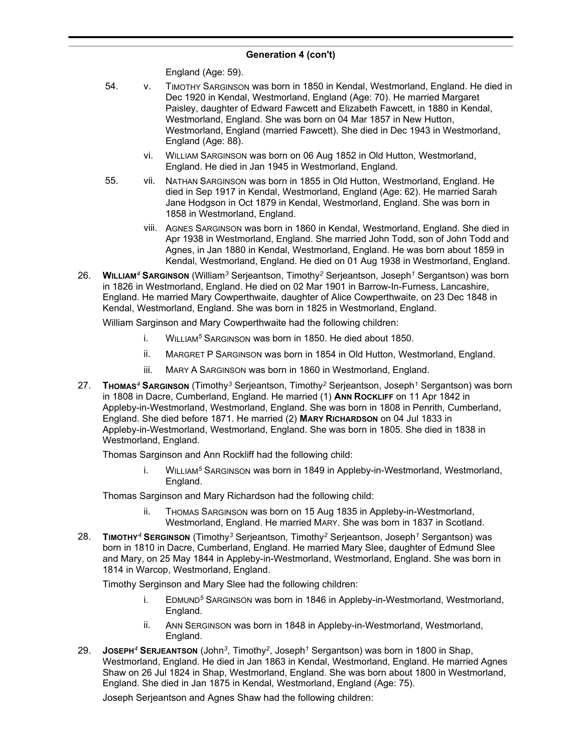## Generation 4 (con't)

England (Age: 59).

54. v. TIMOTHY SARGINSON was born in 1850 in Kendal, Westmorland, England. He died in Dec 1920 in Kendal, Westmorland, England (Age: 70). He married Margaret Paisley, daughter of Edward Fawcett and Elizabeth Fawcett, in 1880 in Kendal, Westmorland, England. She was born on 04 Mar 1857 in New Hutton, Westmorland, England (married Fawcett). She died in Dec 1943 in Westmorland, England (Age: 88).

vi. WILLIAM SARGINSON was born on 06 Aug 1852 in Old Hutton, Westmorland, England. He died in Jan 1945 in Westmorland, England.

55. vii. NATHAN SARGINSON was born in 1855 in Old Hutton, Westmorland, England. He died in Sep 1917 in Kendal, Westmorland, England (Age: 62). He married Sarah Jane Hodgson in Oct 1879 in Kendal, Westmorland, England. She was born in 1858 in Westmorland, England.

viii. AGNES SARGINSON was born in 1860 in Kendal, Westmorland, England. She died in Apr 1938 in Westmorland, England. She married John Todd, son of John Todd and Agnes, in Jan 1880 in Kendal, Westmorland, England. He was born about 1859 in Kendal, Westmorland, England. He died on 01 Aug 1938 in Westmorland, England.

26. **WILLIAM[4] SARGINSON** (William[3] Serjeantson, Timothy[2] Serjeantson, Joseph[1] Sergantson) was born in 1826 in Westmorland, England. He died on 02 Mar 1901 in Barrow-In-Furness, Lancashire, England. He married Mary Cowperthwaite, daughter of Alice Cowperthwaite, on 23 Dec 1848 in Kendal, Westmorland, England. She was born in 1825 in Westmorland, England.

William Sarginson and Mary Cowperthwaite had the following children:

i. WILLIAM[5] SARGINSON was born in 1850. He died about 1850.

ii. MARGRET P SARGINSON was born in 1854 in Old Hutton, Westmorland, England.

iii. MARY A SARGINSON was born in 1860 in Westmorland, England.

27. **THOMAS[4] SARGINSON** (Timothy[3] Serjeantson, Timothy[2] Serjeantson, Joseph[1] Sergantson) was born in 1808 in Dacre, Cumberland, England. He married (1) **ANN ROCKLIFF** on 11 Apr 1842 in Appleby-in-Westmorland, Westmorland, England. She was born in 1808 in Penrith, Cumberland, England. She died before 1871. He married (2) **MARY RICHARDSON** on 04 Jul 1833 in Appleby-in-Westmorland, Westmorland, England. She was born in 1805. She died in 1838 in Westmorland, England.

Thomas Sarginson and Ann Rockliff had the following child:

i. WILLIAM[5] SARGINSON was born in 1849 in Appleby-in-Westmorland, Westmorland, England.

Thomas Sarginson and Mary Richardson had the following child:

ii. THOMAS SARGINSON was born on 15 Aug 1835 in Appleby-in-Westmorland, Westmorland, England. He married MARY. She was born in 1837 in Scotland.

28. **TIMOTHY[4] SERGINSON** (Timothy[3] Serjeantson, Timothy[2] Serjeantson, Joseph[1] Sergantson) was born in 1810 in Dacre, Cumberland, England. He married Mary Slee, daughter of Edmund Slee and Mary, on 25 May 1844 in Appleby-in-Westmorland, Westmorland, England. She was born in 1814 in Warcop, Westmorland, England.

Timothy Serginson and Mary Slee had the following children:

i. EDMUND[5] SARGINSON was born in 1846 in Appleby-in-Westmorland, Westmorland, England.

ii. ANN SERGINSON was born in 1848 in Appleby-in-Westmorland, Westmorland, England.

29. **JOSEPH[4] SERJEANTSON** (John[3], Timothy[2], Joseph[1] Sergantson) was born in 1800 in Shap, Westmorland, England. He died in Jan 1863 in Kendal, Westmorland, England. He married Agnes Shaw on 26 Jul 1824 in Shap, Westmorland, England. She was born about 1800 in Westmorland, England. She died in Jan 1875 in Kendal, Westmorland, England (Age: 75).

Joseph Serjeantson and Agnes Shaw had the following children: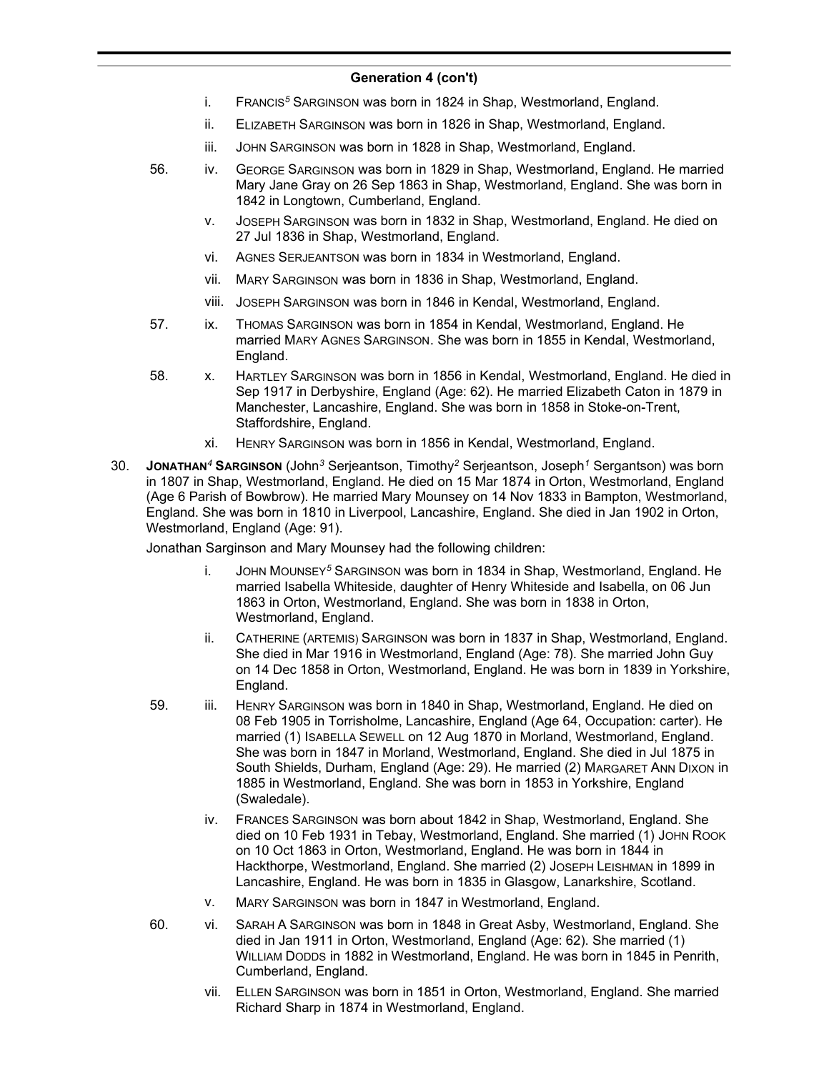## Generation 4 (con't)

- i. Francis[5] Sarginson was born in 1824 in Shap, Westmorland, England.
- ii. Elizabeth Sarginson was born in 1826 in Shap, Westmorland, England.
- iii. John Sarginson was born in 1828 in Shap, Westmorland, England.
- 56. iv. George Sarginson was born in 1829 in Shap, Westmorland, England. He married Mary Jane Gray on 26 Sep 1863 in Shap, Westmorland, England. She was born in 1842 in Longtown, Cumberland, England.
- v. Joseph Sarginson was born in 1832 in Shap, Westmorland, England. He died on 27 Jul 1836 in Shap, Westmorland, England.
- vi. Agnes Serjeantson was born in 1834 in Westmorland, England.
- vii. Mary Sarginson was born in 1836 in Shap, Westmorland, England.
- viii. Joseph Sarginson was born in 1846 in Kendal, Westmorland, England.
- 57. ix. Thomas Sarginson was born in 1854 in Kendal, Westmorland, England. He married Mary Agnes Sarginson. She was born in 1855 in Kendal, Westmorland, England.
- 58. x. Hartley Sarginson was born in 1856 in Kendal, Westmorland, England. He died in Sep 1917 in Derbyshire, England (Age: 62). He married Elizabeth Caton in 1879 in Manchester, Lancashire, England. She was born in 1858 in Stoke-on-Trent, Staffordshire, England.
- xi. Henry Sarginson was born in 1856 in Kendal, Westmorland, England.

30. **Jonathan[4] Sarginson** (John[3] Serjeantson, Timothy[2] Serjeantson, Joseph[1] Sergantson) was born in 1807 in Shap, Westmorland, England. He died on 15 Mar 1874 in Orton, Westmorland, England (Age 6 Parish of Bowbrow). He married Mary Mounsey on 14 Nov 1833 in Bampton, Westmorland, England. She was born in 1810 in Liverpool, Lancashire, England. She died in Jan 1902 in Orton, Westmorland, England (Age: 91).

Jonathan Sarginson and Mary Mounsey had the following children:

- i. John Mounsey[5] Sarginson was born in 1834 in Shap, Westmorland, England. He married Isabella Whiteside, daughter of Henry Whiteside and Isabella, on 06 Jun 1863 in Orton, Westmorland, England. She was born in 1838 in Orton, Westmorland, England.
- ii. Catherine (artemis) Sarginson was born in 1837 in Shap, Westmorland, England. She died in Mar 1916 in Westmorland, England (Age: 78). She married John Guy on 14 Dec 1858 in Orton, Westmorland, England. He was born in 1839 in Yorkshire, England.
- 59. iii. Henry Sarginson was born in 1840 in Shap, Westmorland, England. He died on 08 Feb 1905 in Torrisholme, Lancashire, England (Age 64, Occupation: carter). He married (1) Isabella Sewell on 12 Aug 1870 in Morland, Westmorland, England. She was born in 1847 in Morland, Westmorland, England. She died in Jul 1875 in South Shields, Durham, England (Age: 29). He married (2) Margaret Ann Dixon in 1885 in Westmorland, England. She was born in 1853 in Yorkshire, England (Swaledale).
- iv. Frances Sarginson was born about 1842 in Shap, Westmorland, England. She died on 10 Feb 1931 in Tebay, Westmorland, England. She married (1) John Rook on 10 Oct 1863 in Orton, Westmorland, England. He was born in 1844 in Hackthorpe, Westmorland, England. She married (2) Joseph Leishman in 1899 in Lancashire, England. He was born in 1835 in Glasgow, Lanarkshire, Scotland.
- v. Mary Sarginson was born in 1847 in Westmorland, England.
- 60. vi. Sarah A Sarginson was born in 1848 in Great Asby, Westmorland, England. She died in Jan 1911 in Orton, Westmorland, England (Age: 62). She married (1) William Dodds in 1882 in Westmorland, England. He was born in 1845 in Penrith, Cumberland, England.
- vii. Ellen Sarginson was born in 1851 in Orton, Westmorland, England. She married Richard Sharp in 1874 in Westmorland, England.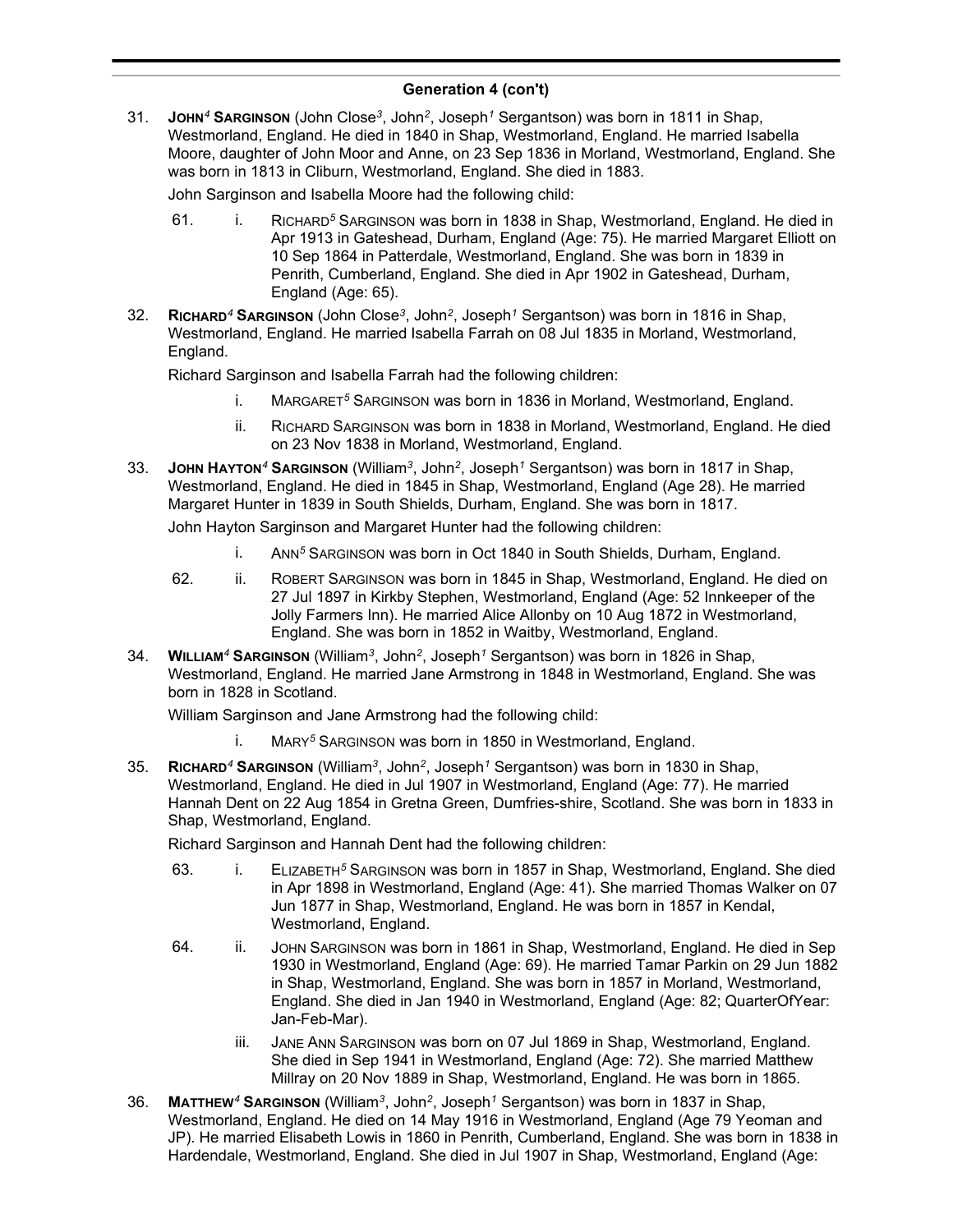## Generation 4 (con't)

31. **John[4] Sarginson** (John Close[3], John[2], Joseph[1] Sergantson) was born in 1811 in Shap, Westmorland, England. He died in 1840 in Shap, Westmorland, England. He married Isabella Moore, daughter of John Moor and Anne, on 23 Sep 1836 in Morland, Westmorland, England. She was born in 1813 in Cliburn, Westmorland, England. She died in 1883.

    John Sarginson and Isabella Moore had the following child:

    61. i. Richard[5] Sarginson was born in 1838 in Shap, Westmorland, England. He died in Apr 1913 in Gateshead, Durham, England (Age: 75). He married Margaret Elliott on 10 Sep 1864 in Patterdale, Westmorland, England. She was born in 1839 in Penrith, Cumberland, England. She died in Apr 1902 in Gateshead, Durham, England (Age: 65).

32. **Richard[4] Sarginson** (John Close[3], John[2], Joseph[1] Sergantson) was born in 1816 in Shap, Westmorland, England. He married Isabella Farrah on 08 Jul 1835 in Morland, Westmorland, England.

    Richard Sarginson and Isabella Farrah had the following children:

    i. Margaret[5] Sarginson was born in 1836 in Morland, Westmorland, England.

    ii. Richard Sarginson was born in 1838 in Morland, Westmorland, England. He died on 23 Nov 1838 in Morland, Westmorland, England.

33. **John Hayton[4] Sarginson** (William[3], John[2], Joseph[1] Sergantson) was born in 1817 in Shap, Westmorland, England. He died in 1845 in Shap, Westmorland, England (Age 28). He married Margaret Hunter in 1839 in South Shields, Durham, England. She was born in 1817.

    John Hayton Sarginson and Margaret Hunter had the following children:

    i. Ann[5] Sarginson was born in Oct 1840 in South Shields, Durham, England.

    62. ii. Robert Sarginson was born in 1845 in Shap, Westmorland, England. He died on 27 Jul 1897 in Kirkby Stephen, Westmorland, England (Age: 52 Innkeeper of the Jolly Farmers Inn). He married Alice Allonby on 10 Aug 1872 in Westmorland, England. She was born in 1852 in Waitby, Westmorland, England.

34. **William[4] Sarginson** (William[3], John[2], Joseph[1] Sergantson) was born in 1826 in Shap, Westmorland, England. He married Jane Armstrong in 1848 in Westmorland, England. She was born in 1828 in Scotland.

    William Sarginson and Jane Armstrong had the following child:

    i. Mary[5] Sarginson was born in 1850 in Westmorland, England.

35. **Richard[4] Sarginson** (William[3], John[2], Joseph[1] Sergantson) was born in 1830 in Shap, Westmorland, England. He died in Jul 1907 in Westmorland, England (Age: 77). He married Hannah Dent on 22 Aug 1854 in Gretna Green, Dumfries-shire, Scotland. She was born in 1833 in Shap, Westmorland, England.

    Richard Sarginson and Hannah Dent had the following children:

    63. i. Elizabeth[5] Sarginson was born in 1857 in Shap, Westmorland, England. She died in Apr 1898 in Westmorland, England (Age: 41). She married Thomas Walker on 07 Jun 1877 in Shap, Westmorland, England. He was born in 1857 in Kendal, Westmorland, England.

    64. ii. John Sarginson was born in 1861 in Shap, Westmorland, England. He died in Sep 1930 in Westmorland, England (Age: 69). He married Tamar Parkin on 29 Jun 1882 in Shap, Westmorland, England. She was born in 1857 in Morland, Westmorland, England. She died in Jan 1940 in Westmorland, England (Age: 82; QuarterOfYear: Jan-Feb-Mar).

    iii. Jane Ann Sarginson was born on 07 Jul 1869 in Shap, Westmorland, England. She died in Sep 1941 in Westmorland, England (Age: 72). She married Matthew Millray on 20 Nov 1889 in Shap, Westmorland, England. He was born in 1865.

36. **Matthew[4] Sarginson** (William[3], John[2], Joseph[1] Sergantson) was born in 1837 in Shap, Westmorland, England. He died on 14 May 1916 in Westmorland, England (Age 79 Yeoman and JP). He married Elisabeth Lowis in 1860 in Penrith, Cumberland, England. She was born in 1838 in Hardendale, Westmorland, England. She died in Jul 1907 in Shap, Westmorland, England (Age: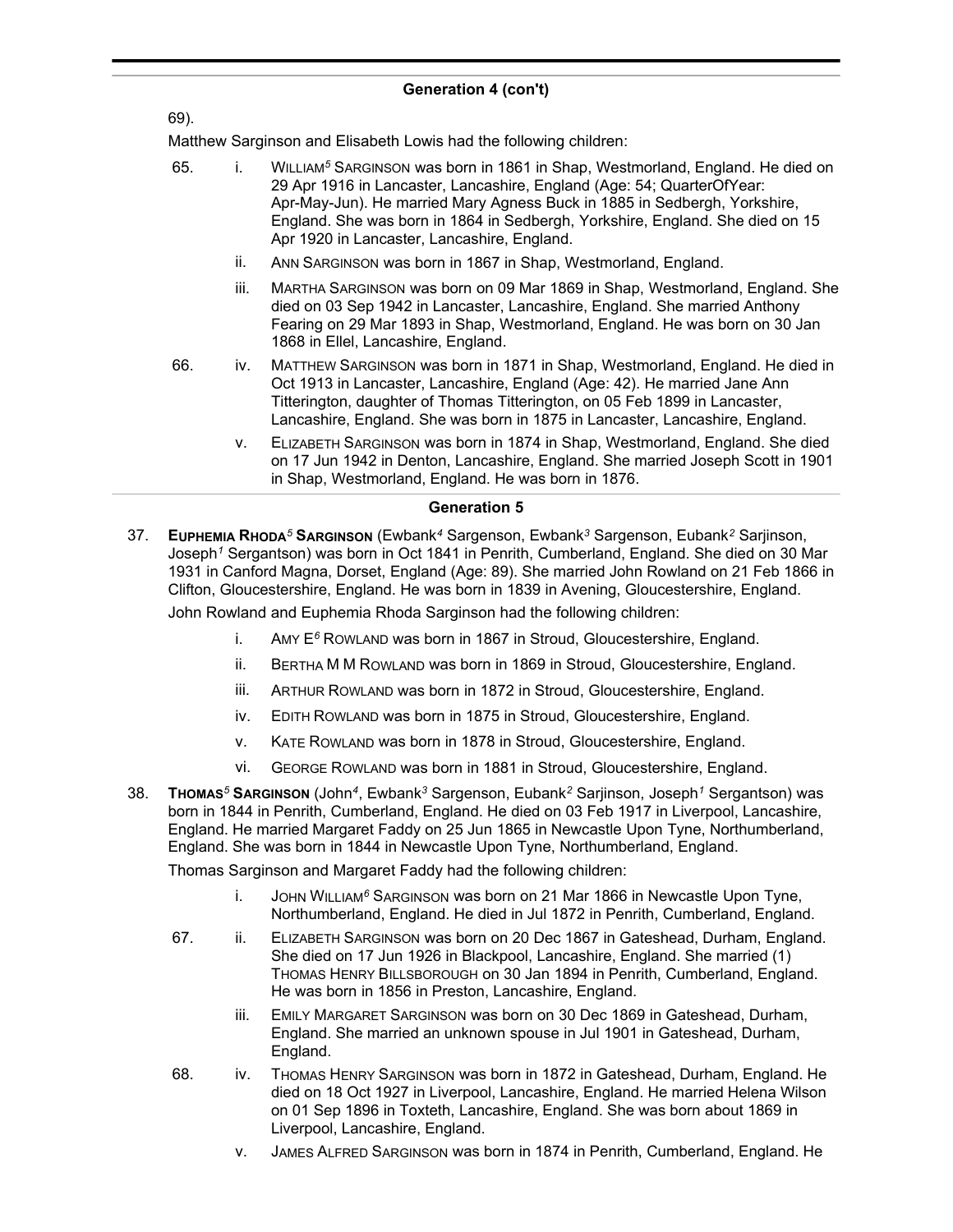## Generation 4 (con't)

69).

Matthew Sargingson and Elisabeth Lowis had the following children:

65. i. WILLIAM[5] SARGINSON was born in 1861 in Shap, Westmorland, England. He died on 29 Apr 1916 in Lancaster, Lancashire, England (Age: 54; QuarterOfYear: Apr-May-Jun). He married Mary Agness Buck in 1885 in Sedbergh, Yorkshire, England. She was born in 1864 in Sedbergh, Yorkshire, England. She died on 15 Apr 1920 in Lancaster, Lancashire, England.

ii. ANN SARGINSON was born in 1867 in Shap, Westmorland, England.

iii. MARTHA SARGINSON was born on 09 Mar 1869 in Shap, Westmorland, England. She died on 03 Sep 1942 in Lancaster, Lancashire, England. She married Anthony Fearing on 29 Mar 1893 in Shap, Westmorland, England. He was born on 30 Jan 1868 in Ellel, Lancashire, England.

66. iv. MATTHEW SARGINSON was born in 1871 in Shap, Westmorland, England. He died in Oct 1913 in Lancaster, Lancashire, England (Age: 42). He married Jane Ann Titterington, daughter of Thomas Titterington, on 05 Feb 1899 in Lancaster, Lancashire, England. She was born in 1875 in Lancaster, Lancashire, England.

v. ELIZABETH SARGINSON was born in 1874 in Shap, Westmorland, England. She died on 17 Jun 1942 in Denton, Lancashire, England. She married Joseph Scott in 1901 in Shap, Westmorland, England. He was born in 1876.

## Generation 5

37. **EUPHEMIA RHODA[5] SARGINSON** (Ewbank[4] Sargenson, Ewbank[3] Sargenson, Eubank[2] Sarjinson, Joseph[1] Sergantson) was born in Oct 1841 in Penrith, Cumberland, England. She died on 30 Mar 1931 in Canford Magna, Dorset, England (Age: 89). She married John Rowland on 21 Feb 1866 in Clifton, Gloucestershire, England. He was born in 1839 in Avening, Gloucestershire, England.

John Rowland and Euphemia Rhoda Sarginson had the following children:

i. AMY E[6] ROWLAND was born in 1867 in Stroud, Gloucestershire, England.

ii. BERTHA M M ROWLAND was born in 1869 in Stroud, Gloucestershire, England.

iii. ARTHUR ROWLAND was born in 1872 in Stroud, Gloucestershire, England.

iv. EDITH ROWLAND was born in 1875 in Stroud, Gloucestershire, England.

v. KATE ROWLAND was born in 1878 in Stroud, Gloucestershire, England.

vi. GEORGE ROWLAND was born in 1881 in Stroud, Gloucestershire, England.

38. **THOMAS[5] SARGINSON** (John[4], Ewbank[3] Sargenson, Eubank[2] Sarjinson, Joseph[1] Sergantson) was born in 1844 in Penrith, Cumberland, England. He died on 03 Feb 1917 in Liverpool, Lancashire, England. He married Margaret Faddy on 25 Jun 1865 in Newcastle Upon Tyne, Northumberland, England. She was born in 1844 in Newcastle Upon Tyne, Northumberland, England.

Thomas Sarginson and Margaret Faddy had the following children:

i. JOHN WILLIAM[6] SARGINSON was born on 21 Mar 1866 in Newcastle Upon Tyne, Northumberland, England. He died in Jul 1872 in Penrith, Cumberland, England.

67. ii. ELIZABETH SARGINSON was born on 20 Dec 1867 in Gateshead, Durham, England. She died on 17 Jun 1926 in Blackpool, Lancashire, England. She married (1) THOMAS HENRY BILLSBOROUGH on 30 Jan 1894 in Penrith, Cumberland, England. He was born in 1856 in Preston, Lancashire, England.

iii. EMILY MARGARET SARGINSON was born on 30 Dec 1869 in Gateshead, Durham, England. She married an unknown spouse in Jul 1901 in Gateshead, Durham, England.

68. iv. THOMAS HENRY SARGINSON was born in 1872 in Gateshead, Durham, England. He died on 18 Oct 1927 in Liverpool, Lancashire, England. He married Helena Wilson on 01 Sep 1896 in Toxteth, Lancashire, England. She was born about 1869 in Liverpool, Lancashire, England.

v. JAMES ALFRED SARGINSON was born in 1874 in Penrith, Cumberland, England. He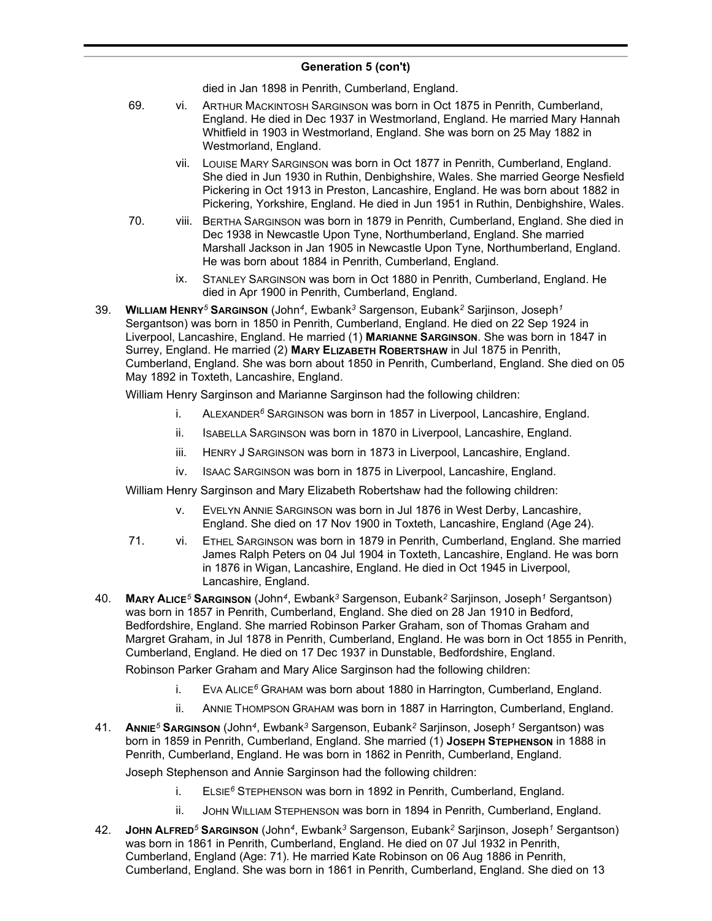## Generation 5 (con't)

died in Jan 1898 in Penrith, Cumberland, England.

69. vi. Arthur Mackintosh Sarginson was born in Oct 1875 in Penrith, Cumberland, England. He died in Dec 1937 in Westmorland, England. He married Mary Hannah Whitfield in 1903 in Westmorland, England. She was born on 25 May 1882 in Westmorland, England.

vii. Louise Mary Sarginson was born in Oct 1877 in Penrith, Cumberland, England. She died in Jun 1930 in Ruthin, Denbighshire, Wales. She married George Nesfield Pickering in Oct 1913 in Preston, Lancashire, England. He was born about 1882 in Pickering, Yorkshire, England. He died in Jun 1951 in Ruthin, Denbighshire, Wales.

70. viii. Bertha Sarginson was born in 1879 in Penrith, Cumberland, England. She died in Dec 1938 in Newcastle Upon Tyne, Northumberland, England. She married Marshall Jackson in Jan 1905 in Newcastle Upon Tyne, Northumberland, England. He was born about 1884 in Penrith, Cumberland, England.

ix. Stanley Sarginson was born in Oct 1880 in Penrith, Cumberland, England. He died in Apr 1900 in Penrith, Cumberland, England.

39. **William Henry[5] Sarginson** (John[4], Ewbank[3] Sargenson, Eubank[2] Sarjinson, Joseph[1] Sergantson) was born in 1850 in Penrith, Cumberland, England. He died on 22 Sep 1924 in Liverpool, Lancashire, England. He married (1) **Marianne Sarginson**. She was born in 1847 in Surrey, England. He married (2) **Mary Elizabeth Robertshaw** in Jul 1875 in Penrith, Cumberland, England. She was born about 1850 in Penrith, Cumberland, England. She died on 05 May 1892 in Toxteth, Lancashire, England.

William Henry Sarginson and Marianne Sarginson had the following children:

i. Alexander[6] Sarginson was born in 1857 in Liverpool, Lancashire, England.

ii. Isabella Sarginson was born in 1870 in Liverpool, Lancashire, England.

iii. Henry J Sarginson was born in 1873 in Liverpool, Lancashire, England.

iv. Isaac Sarginson was born in 1875 in Liverpool, Lancashire, England.

William Henry Sarginson and Mary Elizabeth Robertshaw had the following children:

v. Evelyn Annie Sarginson was born in Jul 1876 in West Derby, Lancashire, England. She died on 17 Nov 1900 in Toxteth, Lancashire, England (Age 24).

71. vi. Ethel Sarginson was born in 1879 in Penrith, Cumberland, England. She married James Ralph Peters on 04 Jul 1904 in Toxteth, Lancashire, England. He was born in 1876 in Wigan, Lancashire, England. He died in Oct 1945 in Liverpool, Lancashire, England.

40. **Mary Alice[5] Sarginson** (John[4], Ewbank[3] Sargenson, Eubank[2] Sarjinson, Joseph[1] Sergantson) was born in 1857 in Penrith, Cumberland, England. She died on 28 Jan 1910 in Bedford, Bedfordshire, England. She married Robinson Parker Graham, son of Thomas Graham and Margret Graham, in Jul 1878 in Penrith, Cumberland, England. He was born in Oct 1855 in Penrith, Cumberland, England. He died on 17 Dec 1937 in Dunstable, Bedfordshire, England.

Robinson Parker Graham and Mary Alice Sarginson had the following children:

i. Eva Alice[6] Graham was born about 1880 in Harrington, Cumberland, England.

ii. Annie Thompson Graham was born in 1887 in Harrington, Cumberland, England.

41. **Annie[5] Sarginson** (John[4], Ewbank[3] Sargenson, Eubank[2] Sarjinson, Joseph[1] Sergantson) was born in 1859 in Penrith, Cumberland, England. She married (1) **Joseph Stephenson** in 1888 in Penrith, Cumberland, England. He was born in 1862 in Penrith, Cumberland, England.

Joseph Stephenson and Annie Sarginson had the following children:

i. Elsie[6] Stephenson was born in 1892 in Penrith, Cumberland, England.

ii. John William Stephenson was born in 1894 in Penrith, Cumberland, England.

42. **John Alfred[5] Sarginson** (John[4], Ewbank[3] Sargenson, Eubank[2] Sarjinson, Joseph[1] Sergantson) was born in 1861 in Penrith, Cumberland, England. He died on 07 Jul 1932 in Penrith, Cumberland, England (Age: 71). He married Kate Robinson on 06 Aug 1886 in Penrith, Cumberland, England. She was born in 1861 in Penrith, Cumberland, England. She died on 13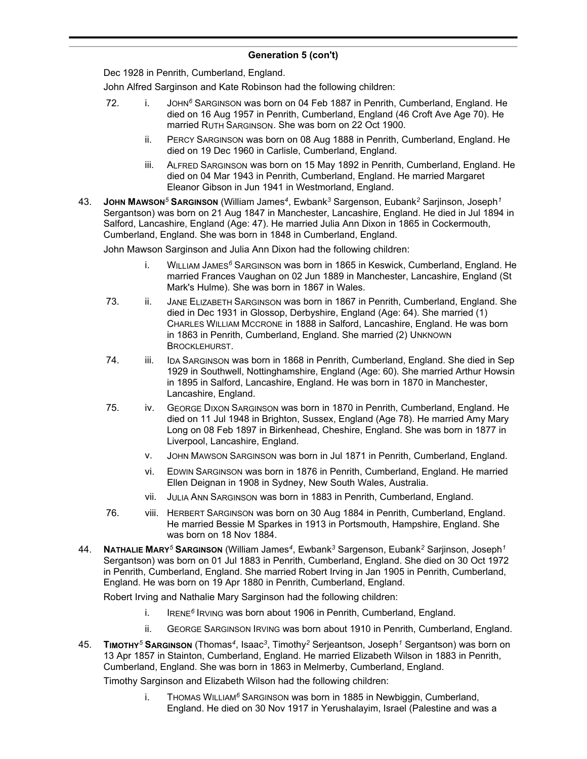## Generation 5 (con't)

Dec 1928 in Penrith, Cumberland, England.

John Alfred Sarginson and Kate Robinson had the following children:

72. i. JOHN[6] SARGINSON was born on 04 Feb 1887 in Penrith, Cumberland, England. He died on 16 Aug 1957 in Penrith, Cumberland, England (46 Croft Ave Age 70). He married RUTH SARGINSON. She was born on 22 Oct 1900.

ii. PERCY SARGINSON was born on 08 Aug 1888 in Penrith, Cumberland, England. He died on 19 Dec 1960 in Carlisle, Cumberland, England.

iii. ALFRED SARGINSON was born on 15 May 1892 in Penrith, Cumberland, England. He died on 04 Mar 1943 in Penrith, Cumberland, England. He married Margaret Eleanor Gibson in Jun 1941 in Westmorland, England.

43. **JOHN MAWSON[5] SARGINSON** (William James[4], Ewbank[3] Sargenson, Eubank[2] Sarjinson, Joseph[1] Sergantson) was born on 21 Aug 1847 in Manchester, Lancashire, England. He died in Jul 1894 in Salford, Lancashire, England (Age: 47). He married Julia Ann Dixon in 1865 in Cockermouth, Cumberland, England. She was born in 1848 in Cumberland, England.

John Mawson Sarginson and Julia Ann Dixon had the following children:

i. WILLIAM JAMES[6] SARGINSON was born in 1865 in Keswick, Cumberland, England. He married Frances Vaughan on 02 Jun 1889 in Manchester, Lancashire, England (St Mark's Hulme). She was born in 1867 in Wales.

73. ii. JANE ELIZABETH SARGINSON was born in 1867 in Penrith, Cumberland, England. She died in Dec 1931 in Glossop, Derbyshire, England (Age: 64). She married (1) CHARLES WILLIAM MCCRONE in 1888 in Salford, Lancashire, England. He was born in 1863 in Penrith, Cumberland, England. She married (2) UNKNOWN BROCKLEHURST.

74. iii. IDA SARGINSON was born in 1868 in Penrith, Cumberland, England. She died in Sep 1929 in Southwell, Nottinghamshire, England (Age: 60). She married Arthur Howsin in 1895 in Salford, Lancashire, England. He was born in 1870 in Manchester, Lancashire, England.

75. iv. GEORGE DIXON SARGINSON was born in 1870 in Penrith, Cumberland, England. He died on 11 Jul 1948 in Brighton, Sussex, England (Age 78). He married Amy Mary Long on 08 Feb 1897 in Birkenhead, Cheshire, England. She was born in 1877 in Liverpool, Lancashire, England.

v. JOHN MAWSON SARGINSON was born in Jul 1871 in Penrith, Cumberland, England.

vi. EDWIN SARGINSON was born in 1876 in Penrith, Cumberland, England. He married Ellen Deignan in 1908 in Sydney, New South Wales, Australia.

vii. JULIA ANN SARGINSON was born in 1883 in Penrith, Cumberland, England.

76. viii. HERBERT SARGINSON was born on 30 Aug 1884 in Penrith, Cumberland, England. He married Bessie M Sparkes in 1913 in Portsmouth, Hampshire, England. She was born on 18 Nov 1884.

44. **NATHALIE MARY[5] SARGINSON** (William James[4], Ewbank[3] Sargenson, Eubank[2] Sarjinson, Joseph[1] Sergantson) was born on 01 Jul 1883 in Penrith, Cumberland, England. She died on 30 Oct 1972 in Penrith, Cumberland, England. She married Robert Irving in Jan 1905 in Penrith, Cumberland, England. He was born on 19 Apr 1880 in Penrith, Cumberland, England.

Robert Irving and Nathalie Mary Sarginson had the following children:

i. IRENE[6] IRVING was born about 1906 in Penrith, Cumberland, England.

ii. GEORGE SARGINSON IRVING was born about 1910 in Penrith, Cumberland, England.

45. **TIMOTHY[5] SARGINSON** (Thomas[4], Isaac[3], Timothy[2] Serjeantson, Joseph[1] Sergantson) was born on 13 Apr 1857 in Stainton, Cumberland, England. He married Elizabeth Wilson in 1883 in Penrith, Cumberland, England. She was born in 1863 in Melmerby, Cumberland, England.

Timothy Sarginson and Elizabeth Wilson had the following children:

i. THOMAS WILLIAM[6] SARGINSON was born in 1885 in Newbiggin, Cumberland, England. He died on 30 Nov 1917 in Yerushalayim, Israel (Palestine and was a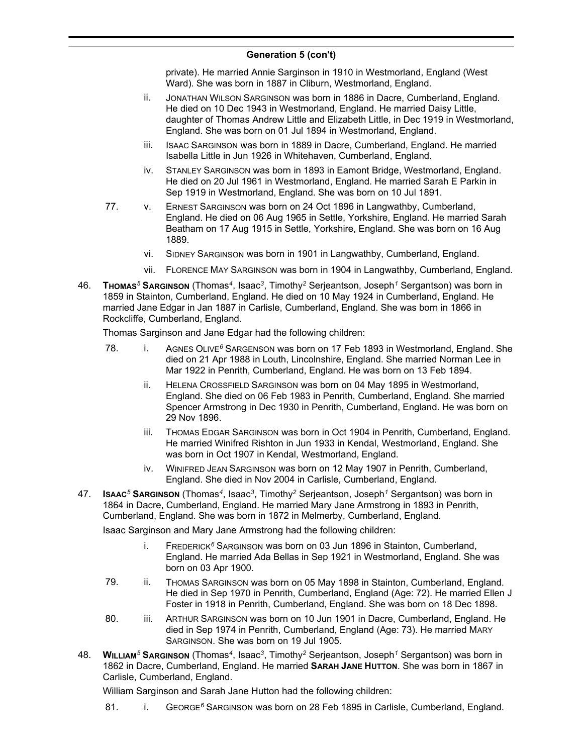## Generation 5 (con't)

private). He married Annie Sarginson in 1910 in Westmorland, England (West Ward). She was born in 1887 in Cliburn, Westmorland, England.

- ii. JONATHAN WILSON SARGINSON was born in 1886 in Dacre, Cumberland, England. He died on 10 Dec 1943 in Westmorland, England. He married Daisy Little, daughter of Thomas Andrew Little and Elizabeth Little, in Dec 1919 in Westmorland, England. She was born on 01 Jul 1894 in Westmorland, England.
- iii. ISAAC SARGINSON was born in 1889 in Dacre, Cumberland, England. He married Isabella Little in Jun 1926 in Whitehaven, Cumberland, England.
- iv. STANLEY SARGINSON was born in 1893 in Eamont Bridge, Westmorland, England. He died on 20 Jul 1961 in Westmorland, England. He married Sarah E Parkin in Sep 1919 in Westmorland, England. She was born on 10 Jul 1891.
- 77. v. ERNEST SARGINSON was born on 24 Oct 1896 in Langwathby, Cumberland, England. He died on 06 Aug 1965 in Settle, Yorkshire, England. He married Sarah Beatham on 17 Aug 1915 in Settle, Yorkshire, England. She was born on 16 Aug 1889.
- vi. SIDNEY SARGINSON was born in 1901 in Langwathby, Cumberland, England.
- vii. FLORENCE MAY SARGINSON was born in 1904 in Langwathby, Cumberland, England.

46. **THOMAS[5] SARGINSON** (Thomas[4], Isaac[3], Timothy[2] Serjeantson, Joseph[1] Sergantson) was born in 1859 in Stainton, Cumberland, England. He died on 10 May 1924 in Cumberland, England. He married Jane Edgar in Jan 1887 in Carlisle, Cumberland, England. She was born in 1866 in Rockcliffe, Cumberland, England.

Thomas Sarginson and Jane Edgar had the following children:

- 78. i. AGNES OLIVE[6] SARGENSON was born on 17 Feb 1893 in Westmorland, England. She died on 21 Apr 1988 in Louth, Lincolnshire, England. She married Norman Lee in Mar 1922 in Penrith, Cumberland, England. He was born on 13 Feb 1894.
- ii. HELENA CROSSFIELD SARGINSON was born on 04 May 1895 in Westmorland, England. She died on 06 Feb 1983 in Penrith, Cumberland, England. She married Spencer Armstrong in Dec 1930 in Penrith, Cumberland, England. He was born on 29 Nov 1896.
- iii. THOMAS EDGAR SARGINSON was born in Oct 1904 in Penrith, Cumberland, England. He married Winifred Rishton in Jun 1933 in Kendal, Westmorland, England. She was born in Oct 1907 in Kendal, Westmorland, England.
- iv. WINIFRED JEAN SARGINSON was born on 12 May 1907 in Penrith, Cumberland, England. She died in Nov 2004 in Carlisle, Cumberland, England.

47. **ISAAC[5] SARGINSON** (Thomas[4], Isaac[3], Timothy[2] Serjeantson, Joseph[1] Sergantson) was born in 1864 in Dacre, Cumberland, England. He married Mary Jane Armstrong in 1893 in Penrith, Cumberland, England. She was born in 1872 in Melmerby, Cumberland, England.

Isaac Sarginson and Mary Jane Armstrong had the following children:

- i. FREDERICK[6] SARGINSON was born on 03 Jun 1896 in Stainton, Cumberland, England. He married Ada Bellas in Sep 1921 in Westmorland, England. She was born on 03 Apr 1900.
- 79. ii. THOMAS SARGINSON was born on 05 May 1898 in Stainton, Cumberland, England. He died in Sep 1970 in Penrith, Cumberland, England (Age: 72). He married Ellen J Foster in 1918 in Penrith, Cumberland, England. She was born on 18 Dec 1898.
- 80. iii. ARTHUR SARGINSON was born on 10 Jun 1901 in Dacre, Cumberland, England. He died in Sep 1974 in Penrith, Cumberland, England (Age: 73). He married MARY SARGINSON. She was born on 19 Jul 1905.

48. **WILLIAM[5] SARGINSON** (Thomas[4], Isaac[3], Timothy[2] Serjeantson, Joseph[1] Sergantson) was born in 1862 in Dacre, Cumberland, England. He married **SARAH JANE HUTTON**. She was born in 1867 in Carlisle, Cumberland, England.

William Sarginson and Sarah Jane Hutton had the following children:

- 81. i. GEORGE[6] SARGINSON was born on 28 Feb 1895 in Carlisle, Cumberland, England.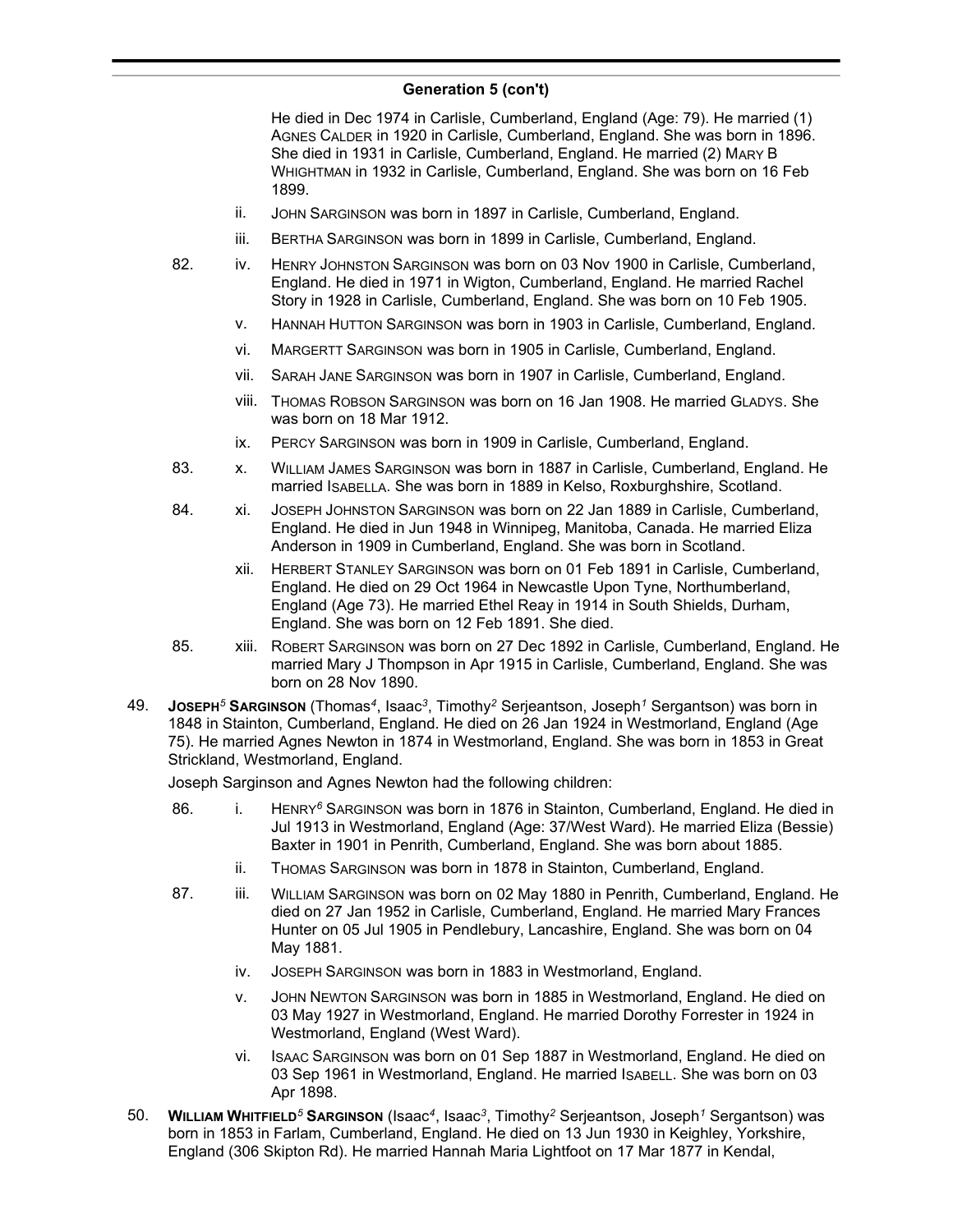## Generation 5 (con't)

He died in Dec 1974 in Carlisle, Cumberland, England (Age: 79). He married (1) AGNES CALDER in 1920 in Carlisle, Cumberland, England. She was born in 1896. She died in 1931 in Carlisle, Cumberland, England. He married (2) MARY B WHIGHTMAN in 1932 in Carlisle, Cumberland, England. She was born on 16 Feb 1899.

- ii. JOHN SARGINSON was born in 1897 in Carlisle, Cumberland, England.
- iii. BERTHA SARGINSON was born in 1899 in Carlisle, Cumberland, England.
- 82. iv. HENRY JOHNSTON SARGINSON was born on 03 Nov 1900 in Carlisle, Cumberland, England. He died in 1971 in Wigton, Cumberland, England. He married Rachel Story in 1928 in Carlisle, Cumberland, England. She was born on 10 Feb 1905.
- v. HANNAH HUTTON SARGINSON was born in 1903 in Carlisle, Cumberland, England.
- vi. MARGERTT SARGINSON was born in 1905 in Carlisle, Cumberland, England.
- vii. SARAH JANE SARGINSON was born in 1907 in Carlisle, Cumberland, England.
- viii. THOMAS ROBSON SARGINSON was born on 16 Jan 1908. He married GLADYS. She was born on 18 Mar 1912.
- ix. PERCY SARGINSON was born in 1909 in Carlisle, Cumberland, England.
- 83. x. WILLIAM JAMES SARGINSON was born in 1887 in Carlisle, Cumberland, England. He married ISABELLA. She was born in 1889 in Kelso, Roxburghshire, Scotland.
- 84. xi. JOSEPH JOHNSTON SARGINSON was born on 22 Jan 1889 in Carlisle, Cumberland, England. He died in Jun 1948 in Winnipeg, Manitoba, Canada. He married Eliza Anderson in 1909 in Cumberland, England. She was born in Scotland.
- xii. HERBERT STANLEY SARGINSON was born on 01 Feb 1891 in Carlisle, Cumberland, England. He died on 29 Oct 1964 in Newcastle Upon Tyne, Northumberland, England (Age 73). He married Ethel Reay in 1914 in South Shields, Durham, England. She was born on 12 Feb 1891. She died.
- 85. xiii. ROBERT SARGINSON was born on 27 Dec 1892 in Carlisle, Cumberland, England. He married Mary J Thompson in Apr 1915 in Carlisle, Cumberland, England. She was born on 28 Nov 1890.

49. **JOSEPH[5] SARGINSON** (Thomas[4], Isaac[3], Timothy[2] Serjeantson, Joseph[1] Sergantson) was born in 1848 in Stainton, Cumberland, England. He died on 26 Jan 1924 in Westmorland, England (Age 75). He married Agnes Newton in 1874 in Westmorland, England. She was born in 1853 in Great Strickland, Westmorland, England.

Joseph Sarginson and Agnes Newton had the following children:

- 86. i. HENRY[6] SARGINSON was born in 1876 in Stainton, Cumberland, England. He died in Jul 1913 in Westmorland, England (Age: 37/West Ward). He married Eliza (Bessie) Baxter in 1901 in Penrith, Cumberland, England. She was born about 1885.
- ii. THOMAS SARGINSON was born in 1878 in Stainton, Cumberland, England.
- 87. iii. WILLIAM SARGINSON was born on 02 May 1880 in Penrith, Cumberland, England. He died on 27 Jan 1952 in Carlisle, Cumberland, England. He married Mary Frances Hunter on 05 Jul 1905 in Pendlebury, Lancashire, England. She was born on 04 May 1881.
- iv. JOSEPH SARGINSON was born in 1883 in Westmorland, England.
- v. JOHN NEWTON SARGINSON was born in 1885 in Westmorland, England. He died on 03 May 1927 in Westmorland, England. He married Dorothy Forrester in 1924 in Westmorland, England (West Ward).
- vi. ISAAC SARGINSON was born on 01 Sep 1887 in Westmorland, England. He died on 03 Sep 1961 in Westmorland, England. He married ISABELL. She was born on 03 Apr 1898.

50. **WILLIAM WHITFIELD[5] SARGINSON** (Isaac[4], Isaac[3], Timothy[2] Serjeantson, Joseph[1] Sergantson) was born in 1853 in Farlam, Cumberland, England. He died on 13 Jun 1930 in Keighley, Yorkshire, England (306 Skipton Rd). He married Hannah Maria Lightfoot on 17 Mar 1877 in Kendal,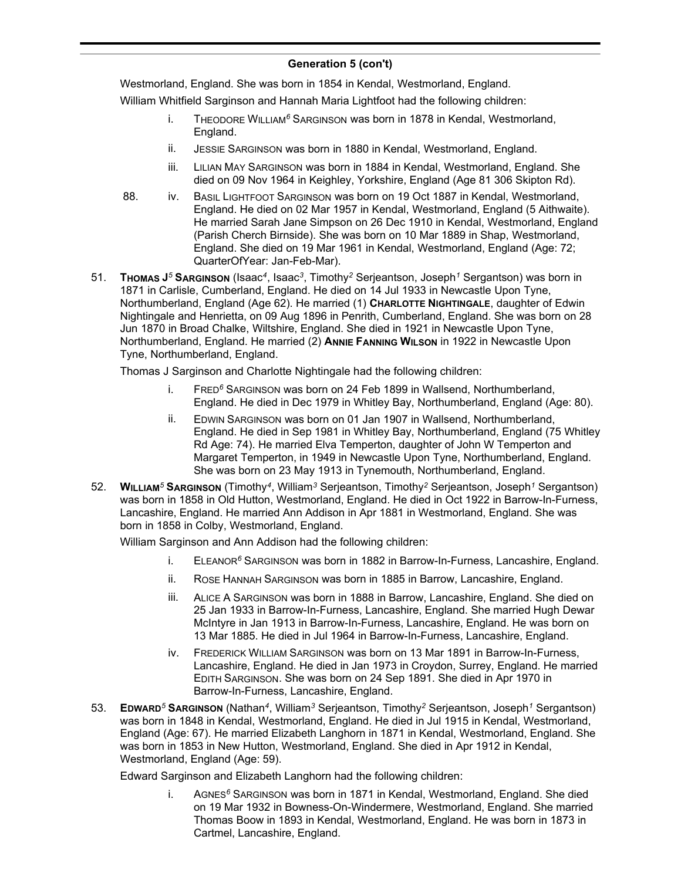## Generation 5 (con't)

Westmorland, England. She was born in 1854 in Kendal, Westmorland, England.

William Whitfield Sarginson and Hannah Maria Lightfoot had the following children:

- i. Theodore William[6] Sarginson was born in 1878 in Kendal, Westmorland, England.
- ii. Jessie Sarginson was born in 1880 in Kendal, Westmorland, England.
- iii. Lilian May Sarginson was born in 1884 in Kendal, Westmorland, England. She died on 09 Nov 1964 in Keighley, Yorkshire, England (Age 81 306 Skipton Rd).
- 88. iv. Basil Lightfoot Sarginson was born on 19 Oct 1887 in Kendal, Westmorland, England. He died on 02 Mar 1957 in Kendal, Westmorland, England (5 Aithwaite). He married Sarah Jane Simpson on 26 Dec 1910 in Kendal, Westmorland, England (Parish Cherch Birnside). She was born on 10 Mar 1889 in Shap, Westmorland, England. She died on 19 Mar 1961 in Kendal, Westmorland, England (Age: 72; QuarterOfYear: Jan-Feb-Mar).

51. **Thomas J[5] Sarginson** (Isaac[4], Isaac[3], Timothy[2] Serjeantson, Joseph[1] Sergantson) was born in 1871 in Carlisle, Cumberland, England. He died on 14 Jul 1933 in Newcastle Upon Tyne, Northumberland, England (Age 62). He married (1) **Charlotte Nightingale**, daughter of Edwin Nightingale and Henrietta, on 09 Aug 1896 in Penrith, Cumberland, England. She was born on 28 Jun 1870 in Broad Chalke, Wiltshire, England. She died in 1921 in Newcastle Upon Tyne, Northumberland, England. He married (2) **Annie Fanning Wilson** in 1922 in Newcastle Upon Tyne, Northumberland, England.

Thomas J Sarginson and Charlotte Nightingale had the following children:

- i. Fred[6] Sarginson was born on 24 Feb 1899 in Wallsend, Northumberland, England. He died in Dec 1979 in Whitley Bay, Northumberland, England (Age: 80).
- ii. Edwin Sarginson was born on 01 Jan 1907 in Wallsend, Northumberland, England. He died in Sep 1981 in Whitley Bay, Northumberland, England (75 Whitley Rd Age: 74). He married Elva Temperton, daughter of John W Temperton and Margaret Temperton, in 1949 in Newcastle Upon Tyne, Northumberland, England. She was born on 23 May 1913 in Tynemouth, Northumberland, England.

52. **William[5] Sarginson** (Timothy[4], William[3] Serjeantson, Timothy[2] Serjeantson, Joseph[1] Sergantson) was born in 1858 in Old Hutton, Westmorland, England. He died in Oct 1922 in Barrow-In-Furness, Lancashire, England. He married Ann Addison in Apr 1881 in Westmorland, England. She was born in 1858 in Colby, Westmorland, England.

William Sarginson and Ann Addison had the following children:

- i. Eleanor[6] Sarginson was born in 1882 in Barrow-In-Furness, Lancashire, England.
- ii. Rose Hannah Sarginson was born in 1885 in Barrow, Lancashire, England.
- iii. Alice A Sarginson was born in 1888 in Barrow, Lancashire, England. She died on 25 Jan 1933 in Barrow-In-Furness, Lancashire, England. She married Hugh Dewar McIntyre in Jan 1913 in Barrow-In-Furness, Lancashire, England. He was born on 13 Mar 1885. He died in Jul 1964 in Barrow-In-Furness, Lancashire, England.
- iv. Frederick William Sarginson was born on 13 Mar 1891 in Barrow-In-Furness, Lancashire, England. He died in Jan 1973 in Croydon, Surrey, England. He married Edith Sarginson. She was born on 24 Sep 1891. She died in Apr 1970 in Barrow-In-Furness, Lancashire, England.

53. **Edward[5] Sarginson** (Nathan[4], William[3] Serjeantson, Timothy[2] Serjeantson, Joseph[1] Sergantson) was born in 1848 in Kendal, Westmorland, England. He died in Jul 1915 in Kendal, Westmorland, England (Age: 67). He married Elizabeth Langhorn in 1871 in Kendal, Westmorland, England. She was born in 1853 in New Hutton, Westmorland, England. She died in Apr 1912 in Kendal, Westmorland, England (Age: 59).

Edward Sarginson and Elizabeth Langhorn had the following children:

- i. Agnes[6] Sarginson was born in 1871 in Kendal, Westmorland, England. She died on 19 Mar 1932 in Bowness-On-Windermere, Westmorland, England. She married Thomas Boow in 1893 in Kendal, Westmorland, England. He was born in 1873 in Cartmel, Lancashire, England.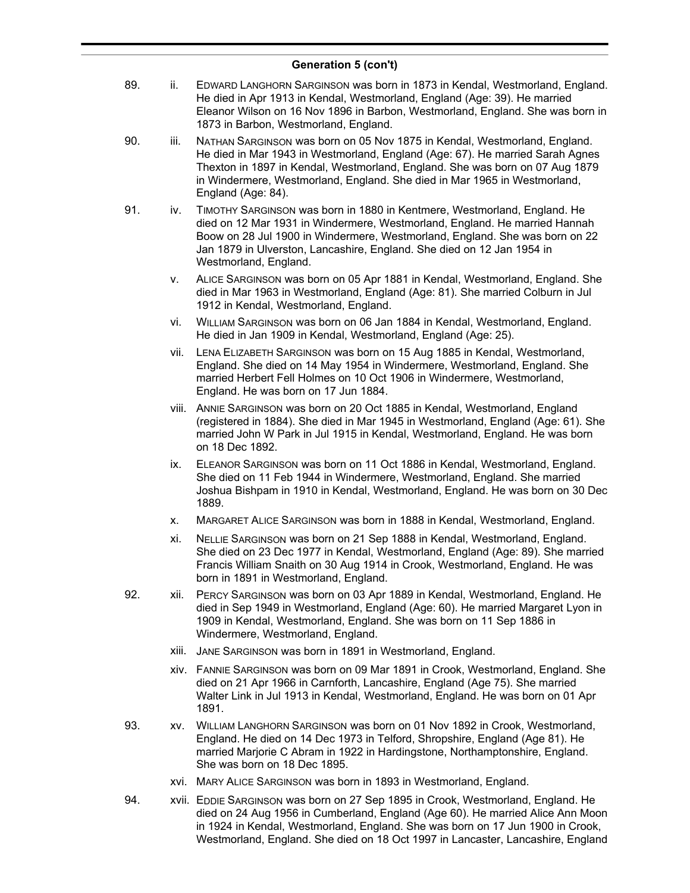## Generation 5 (con't)

89. ii. Edward Langhorn Sarginson was born in 1873 in Kendal, Westmorland, England. He died in Apr 1913 in Kendal, Westmorland, England (Age: 39). He married Eleanor Wilson on 16 Nov 1896 in Barbon, Westmorland, England. She was born in 1873 in Barbon, Westmorland, England.

90. iii. Nathan Sarginson was born on 05 Nov 1875 in Kendal, Westmorland, England. He died in Mar 1943 in Westmorland, England (Age: 67). He married Sarah Agnes Thexton in 1897 in Kendal, Westmorland, England. She was born on 07 Aug 1879 in Windermere, Westmorland, England. She died in Mar 1965 in Westmorland, England (Age: 84).

91. iv. Timothy Sarginson was born in 1880 in Kentmere, Westmorland, England. He died on 12 Mar 1931 in Windermere, Westmorland, England. He married Hannah Boow on 28 Jul 1900 in Windermere, Westmorland, England. She was born on 22 Jan 1879 in Ulverston, Lancashire, England. She died on 12 Jan 1954 in Westmorland, England.

v. Alice Sarginson was born on 05 Apr 1881 in Kendal, Westmorland, England. She died in Mar 1963 in Westmorland, England (Age: 81). She married Colburn in Jul 1912 in Kendal, Westmorland, England.

vi. William Sarginson was born on 06 Jan 1884 in Kendal, Westmorland, England. He died in Jan 1909 in Kendal, Westmorland, England (Age: 25).

vii. Lena Elizabeth Sarginson was born on 15 Aug 1885 in Kendal, Westmorland, England. She died on 14 May 1954 in Windermere, Westmorland, England. She married Herbert Fell Holmes on 10 Oct 1906 in Windermere, Westmorland, England. He was born on 17 Jun 1884.

viii. Annie Sarginson was born on 20 Oct 1885 in Kendal, Westmorland, England (registered in 1884). She died in Mar 1945 in Westmorland, England (Age: 61). She married John W Park in Jul 1915 in Kendal, Westmorland, England. He was born on 18 Dec 1892.

ix. Eleanor Sarginson was born on 11 Oct 1886 in Kendal, Westmorland, England. She died on 11 Feb 1944 in Windermere, Westmorland, England. She married Joshua Bishpam in 1910 in Kendal, Westmorland, England. He was born on 30 Dec 1889.

x. Margaret Alice Sarginson was born in 1888 in Kendal, Westmorland, England.

xi. Nellie Sarginson was born on 21 Sep 1888 in Kendal, Westmorland, England. She died on 23 Dec 1977 in Kendal, Westmorland, England (Age: 89). She married Francis William Snaith on 30 Aug 1914 in Crook, Westmorland, England. He was born in 1891 in Westmorland, England.

92. xii. Percy Sarginson was born on 03 Apr 1889 in Kendal, Westmorland, England. He died in Sep 1949 in Westmorland, England (Age: 60). He married Margaret Lyon in 1909 in Kendal, Westmorland, England. She was born on 11 Sep 1886 in Windermere, Westmorland, England.

xiii. Jane Sarginson was born in 1891 in Westmorland, England.

xiv. Fannie Sarginson was born on 09 Mar 1891 in Crook, Westmorland, England. She died on 21 Apr 1966 in Carnforth, Lancashire, England (Age 75). She married Walter Link in Jul 1913 in Kendal, Westmorland, England. He was born on 01 Apr 1891.

93. xv. William Langhorn Sarginson was born on 01 Nov 1892 in Crook, Westmorland, England. He died on 14 Dec 1973 in Telford, Shropshire, England (Age 81). He married Marjorie C Abram in 1922 in Hardingstone, Northamptonshire, England. She was born on 18 Dec 1895.

xvi. Mary Alice Sarginson was born in 1893 in Westmorland, England.

94. xvii. Eddie Sarginson was born on 27 Sep 1895 in Crook, Westmorland, England. He died on 24 Aug 1956 in Cumberland, England (Age 60). He married Alice Ann Moon in 1924 in Kendal, Westmorland, England. She was born on 17 Jun 1900 in Crook, Westmorland, England. She died on 18 Oct 1997 in Lancaster, Lancashire, England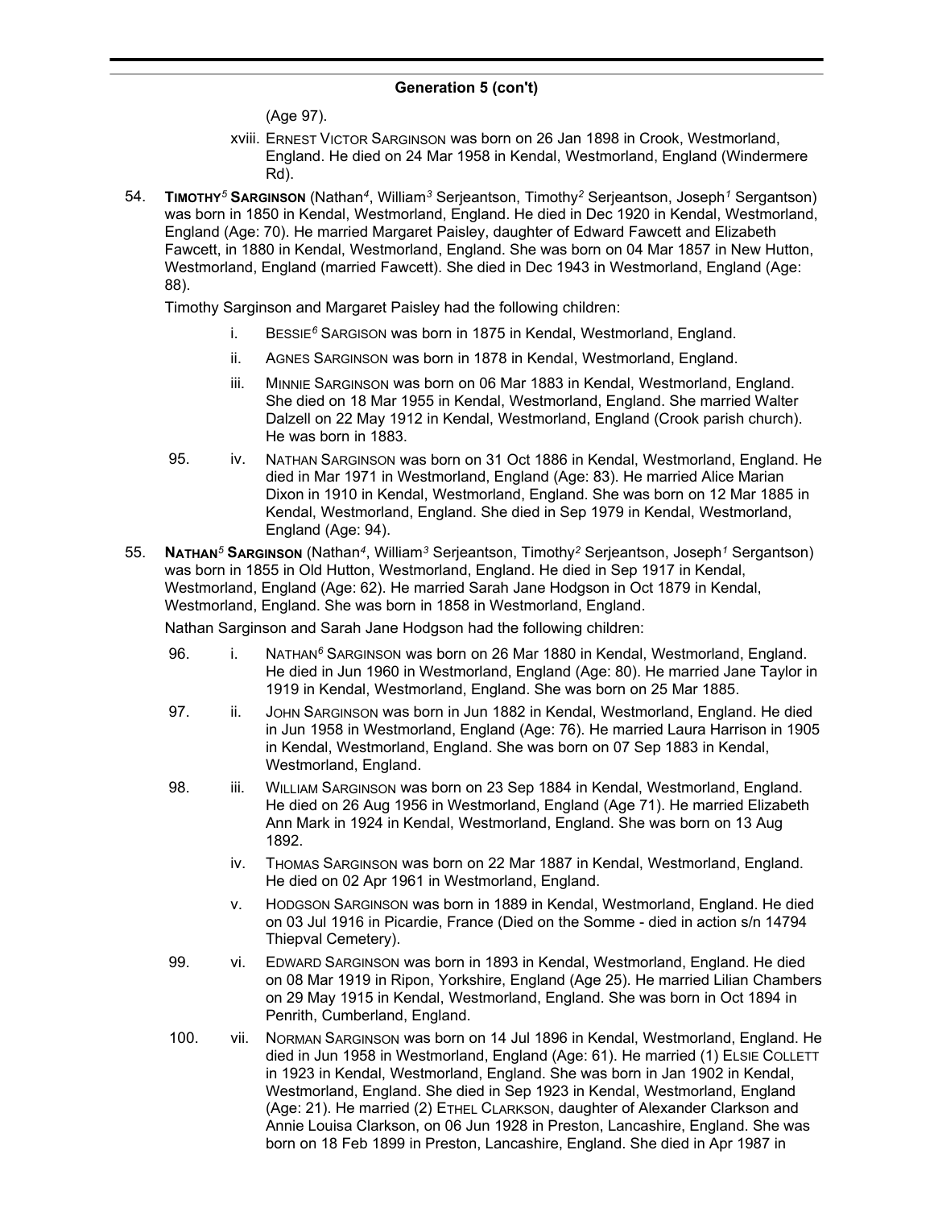## Generation 5 (con't)

(Age 97).

xviii. ERNEST VICTOR SARGINSON was born on 26 Jan 1898 in Crook, Westmorland, England. He died on 24 Mar 1958 in Kendal, Westmorland, England (Windermere Rd).

54. **TIMOTHY[5] SARGINSON** (Nathan[4], William[3] Serjeantson, Timothy[2] Serjeantson, Joseph[1] Sergantson) was born in 1850 in Kendal, Westmorland, England. He died in Dec 1920 in Kendal, Westmorland, England (Age: 70). He married Margaret Paisley, daughter of Edward Fawcett and Elizabeth Fawcett, in 1880 in Kendal, Westmorland, England. She was born on 04 Mar 1857 in New Hutton, Westmorland, England (married Fawcett). She died in Dec 1943 in Westmorland, England (Age: 88).

Timothy Sarginson and Margaret Paisley had the following children:

i. BESSIE[6] SARGISON was born in 1875 in Kendal, Westmorland, England.

ii. AGNES SARGINSON was born in 1878 in Kendal, Westmorland, England.

iii. MINNIE SARGINSON was born on 06 Mar 1883 in Kendal, Westmorland, England. She died on 18 Mar 1955 in Kendal, Westmorland, England. She married Walter Dalzell on 22 May 1912 in Kendal, Westmorland, England (Crook parish church). He was born in 1883.

95. iv. NATHAN SARGINSON was born on 31 Oct 1886 in Kendal, Westmorland, England. He died in Mar 1971 in Westmorland, England (Age: 83). He married Alice Marian Dixon in 1910 in Kendal, Westmorland, England. She was born on 12 Mar 1885 in Kendal, Westmorland, England. She died in Sep 1979 in Kendal, Westmorland, England (Age: 94).

55. **NATHAN[5] SARGINSON** (Nathan[4], William[3] Serjeantson, Timothy[2] Serjeantson, Joseph[1] Sergantson) was born in 1855 in Old Hutton, Westmorland, England. He died in Sep 1917 in Kendal, Westmorland, England (Age: 62). He married Sarah Jane Hodgson in Oct 1879 in Kendal, Westmorland, England. She was born in 1858 in Westmorland, England.

Nathan Sarginson and Sarah Jane Hodgson had the following children:

96. i. NATHAN[6] SARGINSON was born on 26 Mar 1880 in Kendal, Westmorland, England. He died in Jun 1960 in Westmorland, England (Age: 80). He married Jane Taylor in 1919 in Kendal, Westmorland, England. She was born on 25 Mar 1885.

97. ii. JOHN SARGINSON was born in Jun 1882 in Kendal, Westmorland, England. He died in Jun 1958 in Westmorland, England (Age: 76). He married Laura Harrison in 1905 in Kendal, Westmorland, England. She was born on 07 Sep 1883 in Kendal, Westmorland, England.

98. iii. WILLIAM SARGINSON was born on 23 Sep 1884 in Kendal, Westmorland, England. He died on 26 Aug 1956 in Westmorland, England (Age 71). He married Elizabeth Ann Mark in 1924 in Kendal, Westmorland, England. She was born on 13 Aug 1892.

iv. THOMAS SARGINSON was born on 22 Mar 1887 in Kendal, Westmorland, England. He died on 02 Apr 1961 in Westmorland, England.

v. HODGSON SARGINSON was born in 1889 in Kendal, Westmorland, England. He died on 03 Jul 1916 in Picardie, France (Died on the Somme - died in action s/n 14794 Thiepval Cemetery).

99. vi. EDWARD SARGINSON was born in 1893 in Kendal, Westmorland, England. He died on 08 Mar 1919 in Ripon, Yorkshire, England (Age 25). He married Lilian Chambers on 29 May 1915 in Kendal, Westmorland, England. She was born in Oct 1894 in Penrith, Cumberland, England.

100. vii. NORMAN SARGINSON was born on 14 Jul 1896 in Kendal, Westmorland, England. He died in Jun 1958 in Westmorland, England (Age: 61). He married (1) ELSIE COLLETT in 1923 in Kendal, Westmorland, England. She was born in Jan 1902 in Kendal, Westmorland, England. She died in Sep 1923 in Kendal, Westmorland, England (Age: 21). He married (2) ETHEL CLARKSON, daughter of Alexander Clarkson and Annie Louisa Clarkson, on 06 Jun 1928 in Preston, Lancashire, England. She was born on 18 Feb 1899 in Preston, Lancashire, England. She died in Apr 1987 in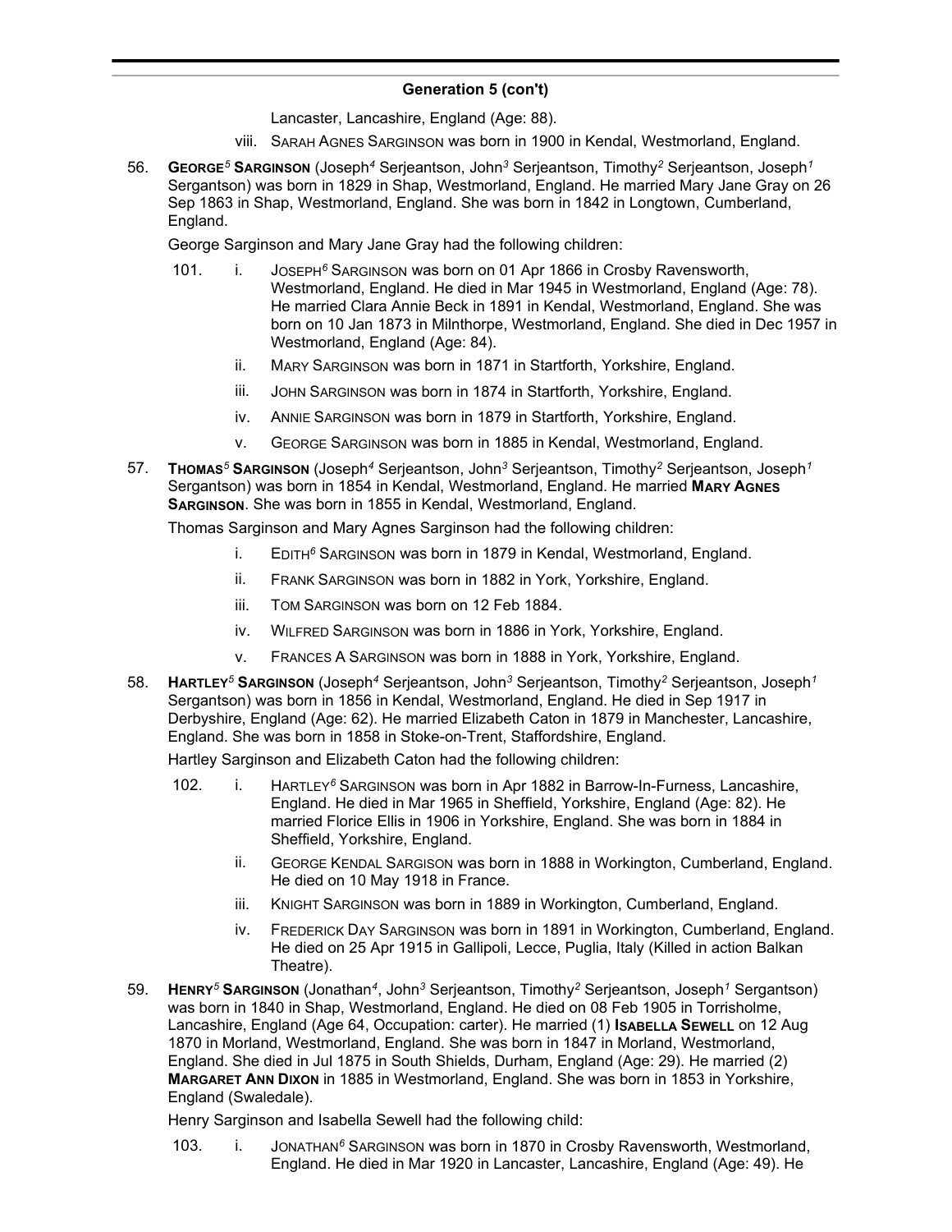## Generation 5 (con't)

Lancaster, Lancashire, England (Age: 88).

viii. SARAH AGNES SARGINSON was born in 1900 in Kendal, Westmorland, England.

56. **GEORGE[5] SARGINSON** (Joseph[4] Serjeantson, John[3] Serjeantson, Timothy[2] Serjeantson, Joseph[1] Sergantson) was born in 1829 in Shap, Westmorland, England. He married Mary Jane Gray on 26 Sep 1863 in Shap, Westmorland, England. She was born in 1842 in Longtown, Cumberland, England.

George Sarginson and Mary Jane Gray had the following children:

- 101. i. JOSEPH[6] SARGINSON was born on 01 Apr 1866 in Crosby Ravensworth, Westmorland, England. He died in Mar 1945 in Westmorland, England (Age: 78). He married Clara Annie Beck in 1891 in Kendal, Westmorland, England. She was born on 10 Jan 1873 in Milnthorpe, Westmorland, England. She died in Dec 1957 in Westmorland, England (Age: 84).
- ii. MARY SARGINSON was born in 1871 in Startforth, Yorkshire, England.
- iii. JOHN SARGINSON was born in 1874 in Startforth, Yorkshire, England.
- iv. ANNIE SARGINSON was born in 1879 in Startforth, Yorkshire, England.
- v. GEORGE SARGINSON was born in 1885 in Kendal, Westmorland, England.

57. **THOMAS[5] SARGINSON** (Joseph[4] Serjeantson, John[3] Serjeantson, Timothy[2] Serjeantson, Joseph[1] Sergantson) was born in 1854 in Kendal, Westmorland, England. He married **MARY AGNES SARGINSON**. She was born in 1855 in Kendal, Westmorland, England.

Thomas Sarginson and Mary Agnes Sarginson had the following children:

- i. EDITH[6] SARGINSON was born in 1879 in Kendal, Westmorland, England.
- ii. FRANK SARGINSON was born in 1882 in York, Yorkshire, England.
- iii. TOM SARGINSON was born on 12 Feb 1884.
- iv. WILFRED SARGINSON was born in 1886 in York, Yorkshire, England.
- v. FRANCES A SARGINSON was born in 1888 in York, Yorkshire, England.

58. **HARTLEY[5] SARGINSON** (Joseph[4] Serjeantson, John[3] Serjeantson, Timothy[2] Serjeantson, Joseph[1] Sergantson) was born in 1856 in Kendal, Westmorland, England. He died in Sep 1917 in Derbyshire, England (Age: 62). He married Elizabeth Caton in 1879 in Manchester, Lancashire, England. She was born in 1858 in Stoke-on-Trent, Staffordshire, England.

Hartley Sarginson and Elizabeth Caton had the following children:

- 102. i. HARTLEY[6] SARGINSON was born in Apr 1882 in Barrow-In-Furness, Lancashire, England. He died in Mar 1965 in Sheffield, Yorkshire, England (Age: 82). He married Florice Ellis in 1906 in Yorkshire, England. She was born in 1884 in Sheffield, Yorkshire, England.
- ii. GEORGE KENDAL SARGISON was born in 1888 in Workington, Cumberland, England. He died on 10 May 1918 in France.
- iii. KNIGHT SARGINSON was born in 1889 in Workington, Cumberland, England.
- iv. FREDERICK DAY SARGINSON was born in 1891 in Workington, Cumberland, England. He died on 25 Apr 1915 in Gallipoli, Lecce, Puglia, Italy (Killed in action Balkan Theatre).

59. **HENRY[5] SARGINSON** (Jonathan[4], John[3] Serjeantson, Timothy[2] Serjeantson, Joseph[1] Sergantson) was born in 1840 in Shap, Westmorland, England. He died on 08 Feb 1905 in Torrisholme, Lancashire, England (Age 64, Occupation: carter). He married (1) **ISABELLA SEWELL** on 12 Aug 1870 in Morland, Westmorland, England. She was born in 1847 in Morland, Westmorland, England. She died in Jul 1875 in South Shields, Durham, England (Age: 29). He married (2) **MARGARET ANN DIXON** in 1885 in Westmorland, England. She was born in 1853 in Yorkshire, England (Swaledale).

Henry Sarginson and Isabella Sewell had the following child:

- 103. i. JONATHAN[6] SARGINSON was born in 1870 in Crosby Ravensworth, Westmorland, England. He died in Mar 1920 in Lancaster, Lancashire, England (Age: 49). He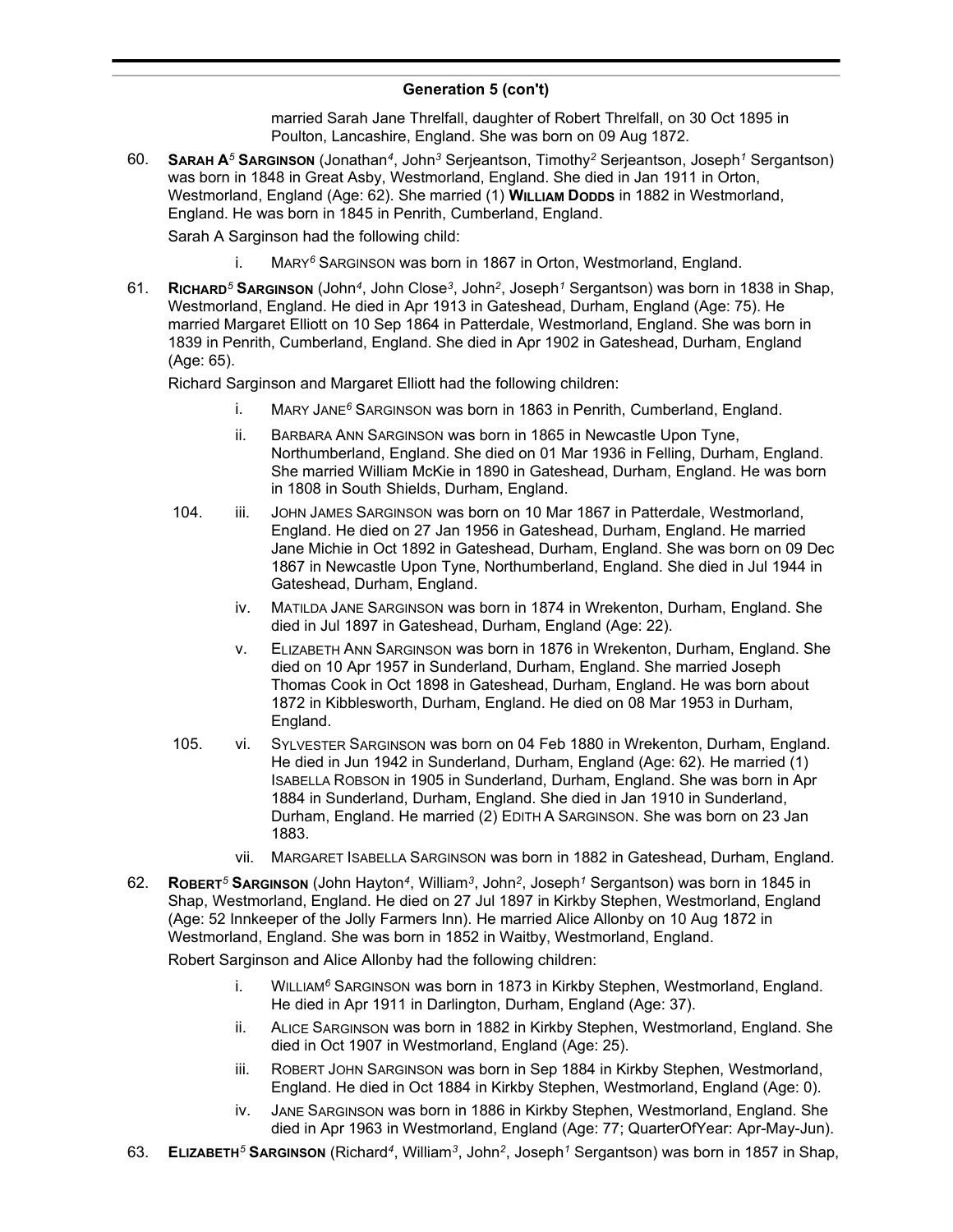## Generation 5 (con't)

married Sarah Jane Threlfall, daughter of Robert Threlfall, on 30 Oct 1895 in Poulton, Lancashire, England. She was born on 09 Aug 1872.

60. **Sarah A[5] Sarginson** (Jonathan[4], John[3] Serjeantson, Timothy[2] Serjeantson, Joseph[1] Sergantson) was born in 1848 in Great Asby, Westmorland, England. She died in Jan 1911 in Orton, Westmorland, England (Age: 62). She married (1) **William Dodds** in 1882 in Westmorland, England. He was born in 1845 in Penrith, Cumberland, England.

    Sarah A Sarginson had the following child:

    i. Mary[6] Sarginson was born in 1867 in Orton, Westmorland, England.

61. **Richard[5] Sarginson** (John[4], John Close[3], John[2], Joseph[1] Sergantson) was born in 1838 in Shap, Westmorland, England. He died in Apr 1913 in Gateshead, Durham, England (Age: 75). He married Margaret Elliott on 10 Sep 1864 in Patterdale, Westmorland, England. She was born in 1839 in Penrith, Cumberland, England. She died in Apr 1902 in Gateshead, Durham, England (Age: 65).

    Richard Sarginson and Margaret Elliott had the following children:

    i. Mary Jane[6] Sarginson was born in 1863 in Penrith, Cumberland, England.

    ii. Barbara Ann Sarginson was born in 1865 in Newcastle Upon Tyne, Northumberland, England. She died on 01 Mar 1936 in Felling, Durham, England. She married William McKie in 1890 in Gateshead, Durham, England. He was born in 1808 in South Shields, Durham, England.

    104. iii. John James Sarginson was born on 10 Mar 1867 in Patterdale, Westmorland, England. He died on 27 Jan 1956 in Gateshead, Durham, England. He married Jane Michie in Oct 1892 in Gateshead, Durham, England. She was born on 09 Dec 1867 in Newcastle Upon Tyne, Northumberland, England. She died in Jul 1944 in Gateshead, Durham, England.

    iv. Matilda Jane Sarginson was born in 1874 in Wrekenton, Durham, England. She died in Jul 1897 in Gateshead, Durham, England (Age: 22).

    v. Elizabeth Ann Sarginson was born in 1876 in Wrekenton, Durham, England. She died on 10 Apr 1957 in Sunderland, Durham, England. She married Joseph Thomas Cook in Oct 1898 in Gateshead, Durham, England. He was born about 1872 in Kibblesworth, Durham, England. He died on 08 Mar 1953 in Durham, England.

    105. vi. Sylvester Sarginson was born on 04 Feb 1880 in Wrekenton, Durham, England. He died in Jun 1942 in Sunderland, Durham, England (Age: 62). He married (1) Isabella Robson in 1905 in Sunderland, Durham, England. She was born in Apr 1884 in Sunderland, Durham, England. She died in Jan 1910 in Sunderland, Durham, England. He married (2) Edith A Sarginson. She was born on 23 Jan 1883.

    vii. Margaret Isabella Sarginson was born in 1882 in Gateshead, Durham, England.

62. **Robert[5] Sarginson** (John Hayton[4], William[3], John[2], Joseph[1] Sergantson) was born in 1845 in Shap, Westmorland, England. He died on 27 Jul 1897 in Kirkby Stephen, Westmorland, England (Age: 52 Innkeeper of the Jolly Farmers Inn). He married Alice Allonby on 10 Aug 1872 in Westmorland, England. She was born in 1852 in Waitby, Westmorland, England.

    Robert Sarginson and Alice Allonby had the following children:

    i. William[6] Sarginson was born in 1873 in Kirkby Stephen, Westmorland, England. He died in Apr 1911 in Darlington, Durham, England (Age: 37).

    ii. Alice Sarginson was born in 1882 in Kirkby Stephen, Westmorland, England. She died in Oct 1907 in Westmorland, England (Age: 25).

    iii. Robert John Sarginson was born in Sep 1884 in Kirkby Stephen, Westmorland, England. He died in Oct 1884 in Kirkby Stephen, Westmorland, England (Age: 0).

    iv. Jane Sarginson was born in 1886 in Kirkby Stephen, Westmorland, England. She died in Apr 1963 in Westmorland, England (Age: 77; QuarterOfYear: Apr-May-Jun).

63. **Elizabeth[5] Sarginson** (Richard[4], William[3], John[2], Joseph[1] Sergantson) was born in 1857 in Shap,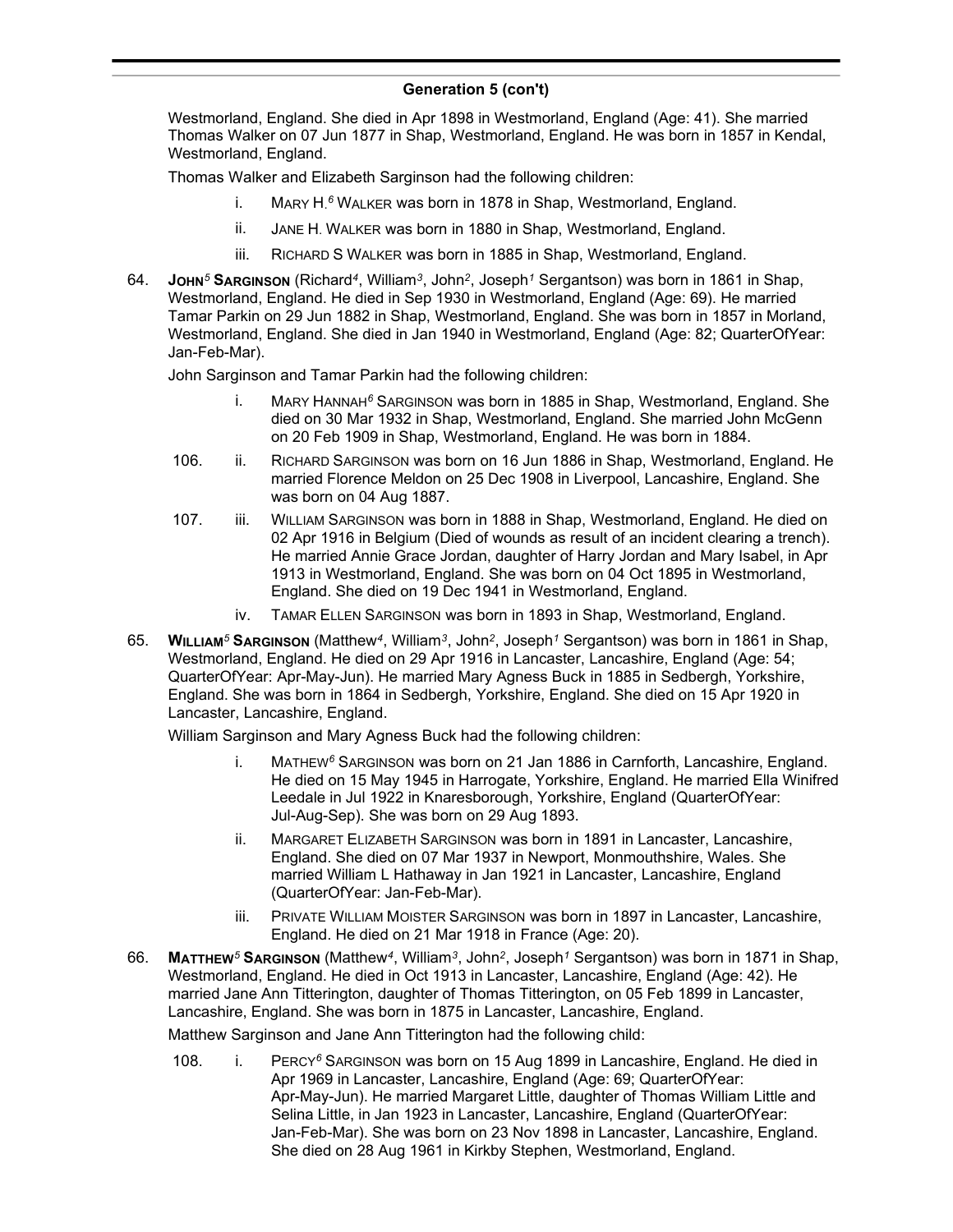## Generation 5 (con't)

Westmorland, England. She died in Apr 1898 in Westmorland, England (Age: 41). She married Thomas Walker on 07 Jun 1877 in Shap, Westmorland, England. He was born in 1857 in Kendal, Westmorland, England.

Thomas Walker and Elizabeth Sarginson had the following children:

- i. Mary H.[6] Walker was born in 1878 in Shap, Westmorland, England.
- ii. Jane H. Walker was born in 1880 in Shap, Westmorland, England.
- iii. Richard S Walker was born in 1885 in Shap, Westmorland, England.

64. **John[5] Sarginson** (Richard[4], William[3], John[2], Joseph[1] Sergantson) was born in 1861 in Shap, Westmorland, England. He died in Sep 1930 in Westmorland, England (Age: 69). He married Tamar Parkin on 29 Jun 1882 in Shap, Westmorland, England. She was born in 1857 in Morland, Westmorland, England. She died in Jan 1940 in Westmorland, England (Age: 82; QuarterOfYear: Jan-Feb-Mar).

John Sarginson and Tamar Parkin had the following children:

- i. Mary Hannah[6] Sarginson was born in 1885 in Shap, Westmorland, England. She died on 30 Mar 1932 in Shap, Westmorland, England. She married John McGenn on 20 Feb 1909 in Shap, Westmorland, England. He was born in 1884.
- 106. ii. Richard Sarginson was born on 16 Jun 1886 in Shap, Westmorland, England. He married Florence Meldon on 25 Dec 1908 in Liverpool, Lancashire, England. She was born on 04 Aug 1887.
- 107. iii. William Sarginson was born in 1888 in Shap, Westmorland, England. He died on 02 Apr 1916 in Belgium (Died of wounds as result of an incident clearing a trench). He married Annie Grace Jordan, daughter of Harry Jordan and Mary Isabel, in Apr 1913 in Westmorland, England. She was born on 04 Oct 1895 in Westmorland, England. She died on 19 Dec 1941 in Westmorland, England.
- iv. Tamar Ellen Sarginson was born in 1893 in Shap, Westmorland, England.

65. **William[5] Sarginson** (Matthew[4], William[3], John[2], Joseph[1] Sergantson) was born in 1861 in Shap, Westmorland, England. He died on 29 Apr 1916 in Lancaster, Lancashire, England (Age: 54; QuarterOfYear: Apr-May-Jun). He married Mary Agness Buck in 1885 in Sedbergh, Yorkshire, England. She was born in 1864 in Sedbergh, Yorkshire, England. She died on 15 Apr 1920 in Lancaster, Lancashire, England.

William Sarginson and Mary Agness Buck had the following children:

- i. Mathew[6] Sarginson was born on 21 Jan 1886 in Carnforth, Lancashire, England. He died on 15 May 1945 in Harrogate, Yorkshire, England. He married Ella Winifred Leedale in Jul 1922 in Knaresborough, Yorkshire, England (QuarterOfYear: Jul-Aug-Sep). She was born on 29 Aug 1893.
- ii. Margaret Elizabeth Sarginson was born in 1891 in Lancaster, Lancashire, England. She died on 07 Mar 1937 in Newport, Monmouthshire, Wales. She married William L Hathaway in Jan 1921 in Lancaster, Lancashire, England (QuarterOfYear: Jan-Feb-Mar).
- iii. Private William Moister Sarginson was born in 1897 in Lancaster, Lancashire, England. He died on 21 Mar 1918 in France (Age: 20).

66. **Matthew[5] Sarginson** (Matthew[4], William[3], John[2], Joseph[1] Sergantson) was born in 1871 in Shap, Westmorland, England. He died in Oct 1913 in Lancaster, Lancashire, England (Age: 42). He married Jane Ann Titterington, daughter of Thomas Titterington, on 05 Feb 1899 in Lancaster, Lancashire, England. She was born in 1875 in Lancaster, Lancashire, England.

Matthew Sarginson and Jane Ann Titterington had the following child:

- 108. i. Percy[6] Sarginson was born on 15 Aug 1899 in Lancashire, England. He died in Apr 1969 in Lancaster, Lancashire, England (Age: 69; QuarterOfYear: Apr-May-Jun). He married Margaret Little, daughter of Thomas William Little and Selina Little, in Jan 1923 in Lancaster, Lancashire, England (QuarterOfYear: Jan-Feb-Mar). She was born on 23 Nov 1898 in Lancaster, Lancashire, England. She died on 28 Aug 1961 in Kirkby Stephen, Westmorland, England.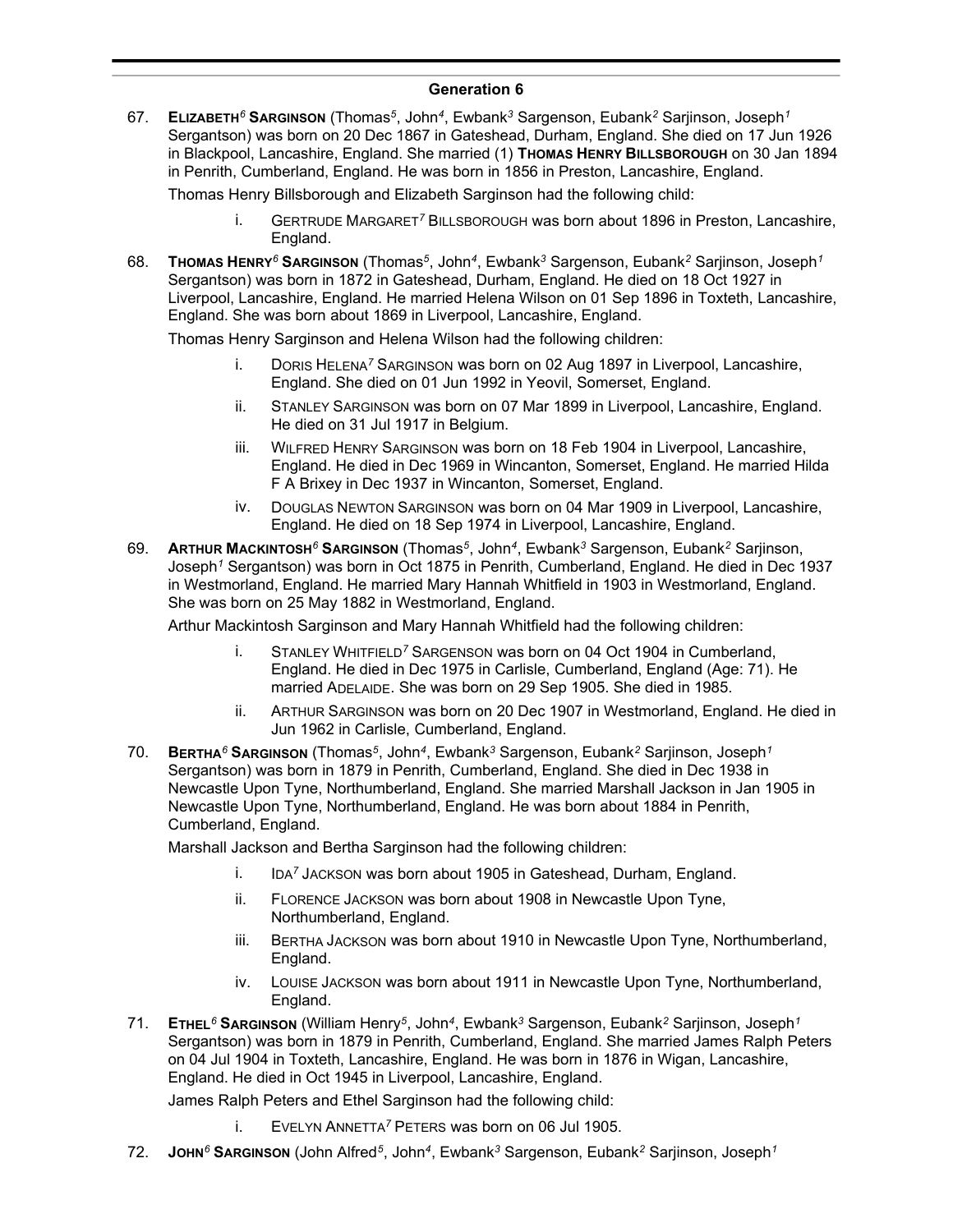## Generation 6

67. **Elizabeth[6] Sarginson** (Thomas[5], John[4], Ewbank[3] Sargenson, Eubank[2] Sarjinson, Joseph[1] Sergantson) was born on 20 Dec 1867 in Gateshead, Durham, England. She died on 17 Jun 1926 in Blackpool, Lancashire, England. She married (1) **Thomas Henry Billsborough** on 30 Jan 1894 in Penrith, Cumberland, England. He was born in 1856 in Preston, Lancashire, England.

    Thomas Henry Billsborough and Elizabeth Sarginson had the following child:

    i. Gertrude Margaret[7] Billsborough was born about 1896 in Preston, Lancashire, England.

68. **Thomas Henry[6] Sarginson** (Thomas[5], John[4], Ewbank[3] Sargenson, Eubank[2] Sarjinson, Joseph[1] Sergantson) was born in 1872 in Gateshead, Durham, England. He died on 18 Oct 1927 in Liverpool, Lancashire, England. He married Helena Wilson on 01 Sep 1896 in Toxteth, Lancashire, England. She was born about 1869 in Liverpool, Lancashire, England.

    Thomas Henry Sarginson and Helena Wilson had the following children:

    i. Doris Helena[7] Sarginson was born on 02 Aug 1897 in Liverpool, Lancashire, England. She died on 01 Jun 1992 in Yeovil, Somerset, England.

    ii. Stanley Sarginson was born on 07 Mar 1899 in Liverpool, Lancashire, England. He died on 31 Jul 1917 in Belgium.

    iii. Wilfred Henry Sarginson was born on 18 Feb 1904 in Liverpool, Lancashire, England. He died in Dec 1969 in Wincanton, Somerset, England. He married Hilda F A Brixey in Dec 1937 in Wincanton, Somerset, England.

    iv. Douglas Newton Sarginson was born on 04 Mar 1909 in Liverpool, Lancashire, England. He died on 18 Sep 1974 in Liverpool, Lancashire, England.

69. **Arthur Mackintosh[6] Sarginson** (Thomas[5], John[4], Ewbank[3] Sargenson, Eubank[2] Sarjinson, Joseph[1] Sergantson) was born in Oct 1875 in Penrith, Cumberland, England. He died in Dec 1937 in Westmorland, England. He married Mary Hannah Whitfield in 1903 in Westmorland, England. She was born on 25 May 1882 in Westmorland, England.

    Arthur Mackintosh Sarginson and Mary Hannah Whitfield had the following children:

    i. Stanley Whitfield[7] Sargenson was born on 04 Oct 1904 in Cumberland, England. He died in Dec 1975 in Carlisle, Cumberland, England (Age: 71). He married Adelaide. She was born on 29 Sep 1905. She died in 1985.

    ii. Arthur Sarginson was born on 20 Dec 1907 in Westmorland, England. He died in Jun 1962 in Carlisle, Cumberland, England.

70. **Bertha[6] Sarginson** (Thomas[5], John[4], Ewbank[3] Sargenson, Eubank[2] Sarjinson, Joseph[1] Sergantson) was born in 1879 in Penrith, Cumberland, England. She died in Dec 1938 in Newcastle Upon Tyne, Northumberland, England. She married Marshall Jackson in Jan 1905 in Newcastle Upon Tyne, Northumberland, England. He was born about 1884 in Penrith, Cumberland, England.

    Marshall Jackson and Bertha Sarginson had the following children:

    i. Ida[7] Jackson was born about 1905 in Gateshead, Durham, England.

    ii. Florence Jackson was born about 1908 in Newcastle Upon Tyne, Northumberland, England.

    iii. Bertha Jackson was born about 1910 in Newcastle Upon Tyne, Northumberland, England.

    iv. Louise Jackson was born about 1911 in Newcastle Upon Tyne, Northumberland, England.

71. **Ethel[6] Sarginson** (William Henry[5], John[4], Ewbank[3] Sargenson, Eubank[2] Sarjinson, Joseph[1] Sergantson) was born in 1879 in Penrith, Cumberland, England. She married James Ralph Peters on 04 Jul 1904 in Toxteth, Lancashire, England. He was born in 1876 in Wigan, Lancashire, England. He died in Oct 1945 in Liverpool, Lancashire, England.

    James Ralph Peters and Ethel Sarginson had the following child:

    i. Evelyn Annetta[7] Peters was born on 06 Jul 1905.

72. **John[6] Sarginson** (John Alfred[5], John[4], Ewbank[3] Sargenson, Eubank[2] Sarjinson, Joseph[1]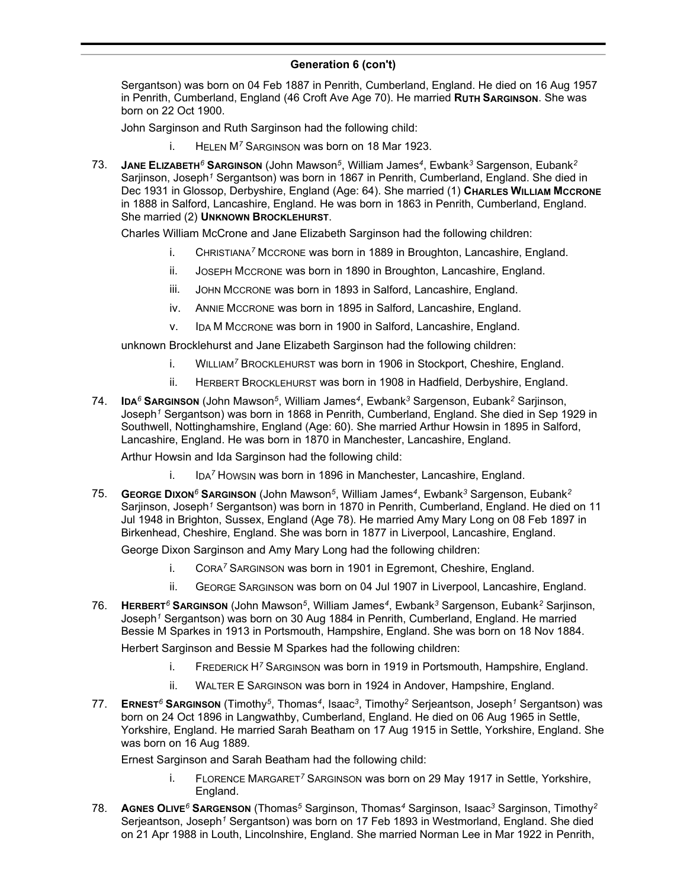## Generation 6 (con't)

Sergantson) was born on 04 Feb 1887 in Penrith, Cumberland, England. He died on 16 Aug 1957 in Penrith, Cumberland, England (46 Croft Ave Age 70). He married **Ruth Sarginson**. She was born on 22 Oct 1900.

John Sarginson and Ruth Sarginson had the following child:

i. Helen M[7] Sarginson was born on 18 Mar 1923.

73. **Jane Elizabeth[6] Sarginson** (John Mawson[5], William James[4], Ewbank[3] Sargenson, Eubank[2] Sarjinson, Joseph[1] Sergantson) was born in 1867 in Penrith, Cumberland, England. She died in Dec 1931 in Glossop, Derbyshire, England (Age: 64). She married (1) **Charles William McCrone** in 1888 in Salford, Lancashire, England. He was born in 1863 in Penrith, Cumberland, England. She married (2) **Unknown Brocklehurst**.

Charles William McCrone and Jane Elizabeth Sarginson had the following children:

i. Christiana[7] McCrone was born in 1889 in Broughton, Lancashire, England.

ii. Joseph McCrone was born in 1890 in Broughton, Lancashire, England.

iii. John McCrone was born in 1893 in Salford, Lancashire, England.

iv. Annie McCrone was born in 1895 in Salford, Lancashire, England.

v. Ida M McCrone was born in 1900 in Salford, Lancashire, England.

unknown Brocklehurst and Jane Elizabeth Sarginson had the following children:

i. William[7] Brocklehurst was born in 1906 in Stockport, Cheshire, England.

ii. Herbert Brocklehurst was born in 1908 in Hadfield, Derbyshire, England.

74. **Ida[6] Sarginson** (John Mawson[5], William James[4], Ewbank[3] Sargenson, Eubank[2] Sarjinson, Joseph[1] Sergantson) was born in 1868 in Penrith, Cumberland, England. She died in Sep 1929 in Southwell, Nottinghamshire, England (Age: 60). She married Arthur Howsin in 1895 in Salford, Lancashire, England. He was born in 1870 in Manchester, Lancashire, England.

Arthur Howsin and Ida Sarginson had the following child:

i. Ida[7] Howsin was born in 1896 in Manchester, Lancashire, England.

75. **George Dixon[6] Sarginson** (John Mawson[5], William James[4], Ewbank[3] Sargenson, Eubank[2] Sarjinson, Joseph[1] Sergantson) was born in 1870 in Penrith, Cumberland, England. He died on 11 Jul 1948 in Brighton, Sussex, England (Age 78). He married Amy Mary Long on 08 Feb 1897 in Birkenhead, Cheshire, England. She was born in 1877 in Liverpool, Lancashire, England.

George Dixon Sarginson and Amy Mary Long had the following children:

i. Cora[7] Sarginson was born in 1901 in Egremont, Cheshire, England.

ii. George Sarginson was born on 04 Jul 1907 in Liverpool, Lancashire, England.

76. **Herbert[6] Sarginson** (John Mawson[5], William James[4], Ewbank[3] Sargenson, Eubank[2] Sarjinson, Joseph[1] Sergantson) was born on 30 Aug 1884 in Penrith, Cumberland, England. He married Bessie M Sparkes in 1913 in Portsmouth, Hampshire, England. She was born on 18 Nov 1884.

Herbert Sarginson and Bessie M Sparkes had the following children:

i. Frederick H[7] Sarginson was born in 1919 in Portsmouth, Hampshire, England.

ii. Walter E Sarginson was born in 1924 in Andover, Hampshire, England.

77. **Ernest[6] Sarginson** (Timothy[5], Thomas[4], Isaac[3], Timothy[2] Serjeantson, Joseph[1] Sergantson) was born on 24 Oct 1896 in Langwathby, Cumberland, England. He died on 06 Aug 1965 in Settle, Yorkshire, England. He married Sarah Beatham on 17 Aug 1915 in Settle, Yorkshire, England. She was born on 16 Aug 1889.

Ernest Sarginson and Sarah Beatham had the following child:

i. Florence Margaret[7] Sarginson was born on 29 May 1917 in Settle, Yorkshire, England.

78. **Agnes Olive[6] Sargenson** (Thomas[5] Sarginson, Thomas[4] Sarginson, Isaac[3] Sarginson, Timothy[2] Serjeantson, Joseph[1] Sergantson) was born on 17 Feb 1893 in Westmorland, England. She died on 21 Apr 1988 in Louth, Lincolnshire, England. She married Norman Lee in Mar 1922 in Penrith,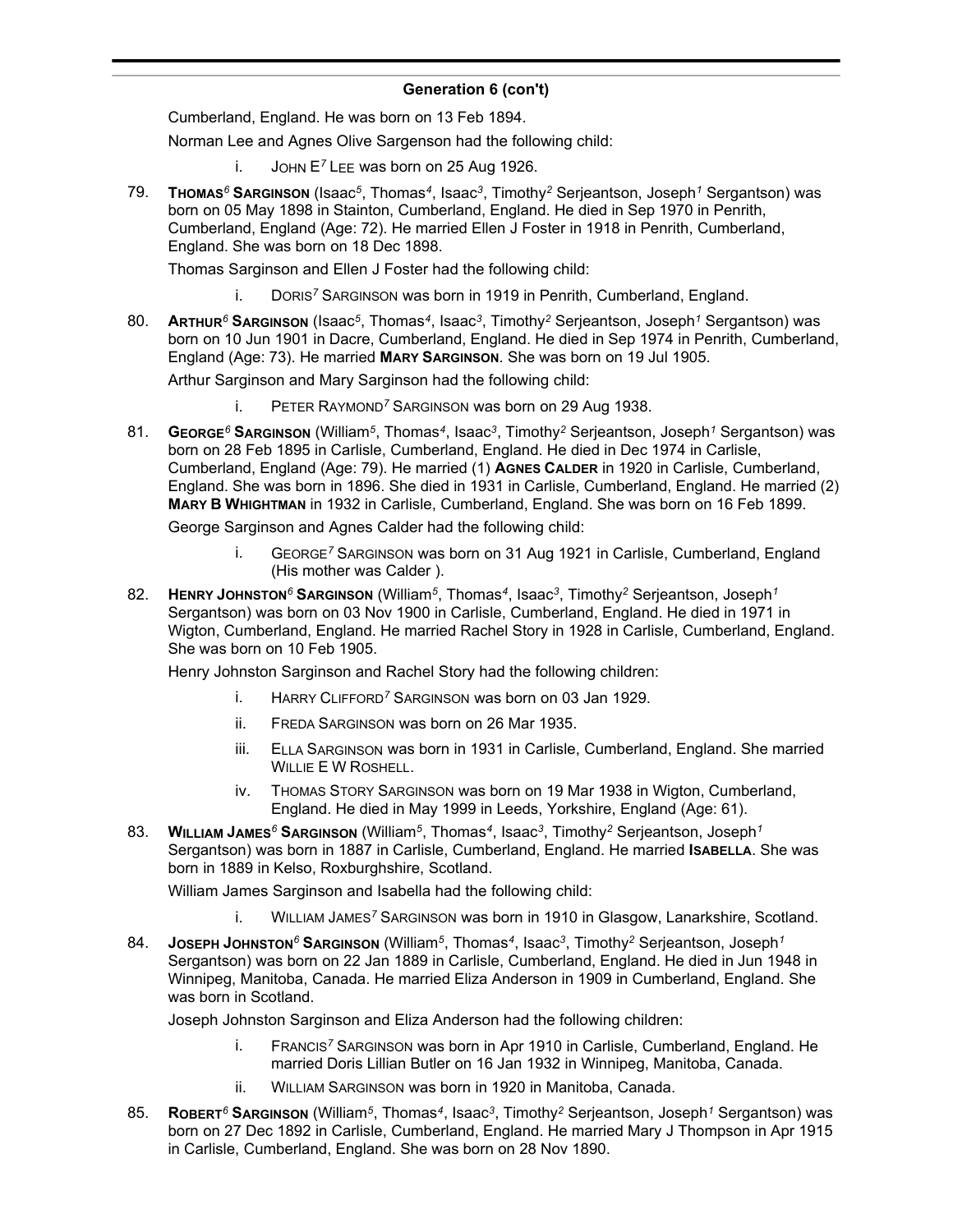## Generation 6 (con't)

Cumberland, England. He was born on 13 Feb 1894.

Norman Lee and Agnes Olive Sargenson had the following child:

i. JOHN E[7] LEE was born on 25 Aug 1926.

79. **THOMAS[6] SARGINSON** (Isaac[5], Thomas[4], Isaac[3], Timothy[2] Serjeantson, Joseph[1] Sergantson) was born on 05 May 1898 in Stainton, Cumberland, England. He died in Sep 1970 in Penrith, Cumberland, England (Age: 72). He married Ellen J Foster in 1918 in Penrith, Cumberland, England. She was born on 18 Dec 1898.

Thomas Sarginson and Ellen J Foster had the following child:

i. DORIS[7] SARGINSON was born in 1919 in Penrith, Cumberland, England.

80. **ARTHUR[6] SARGINSON** (Isaac[5], Thomas[4], Isaac[3], Timothy[2] Serjeantson, Joseph[1] Sergantson) was born on 10 Jun 1901 in Dacre, Cumberland, England. He died in Sep 1974 in Penrith, Cumberland, England (Age: 73). He married **MARY SARGINSON**. She was born on 19 Jul 1905.

Arthur Sarginson and Mary Sarginson had the following child:

i. PETER RAYMOND[7] SARGINSON was born on 29 Aug 1938.

81. **GEORGE[6] SARGINSON** (William[5], Thomas[4], Isaac[3], Timothy[2] Serjeantson, Joseph[1] Sergantson) was born on 28 Feb 1895 in Carlisle, Cumberland, England. He died in Dec 1974 in Carlisle, Cumberland, England (Age: 79). He married (1) **AGNES CALDER** in 1920 in Carlisle, Cumberland, England. She was born in 1896. She died in 1931 in Carlisle, Cumberland, England. He married (2) **MARY B WHIGHTMAN** in 1932 in Carlisle, Cumberland, England. She was born on 16 Feb 1899.

George Sarginson and Agnes Calder had the following child:

i. GEORGE[7] SARGINSON was born on 31 Aug 1921 in Carlisle, Cumberland, England (His mother was Calder ).

82. **HENRY JOHNSTON[6] SARGINSON** (William[5], Thomas[4], Isaac[3], Timothy[2] Serjeantson, Joseph[1] Sergantson) was born on 03 Nov 1900 in Carlisle, Cumberland, England. He died in 1971 in Wigton, Cumberland, England. He married Rachel Story in 1928 in Carlisle, Cumberland, England. She was born on 10 Feb 1905.

Henry Johnston Sarginson and Rachel Story had the following children:

i. HARRY CLIFFORD[7] SARGINSON was born on 03 Jan 1929.

ii. FREDA SARGINSON was born on 26 Mar 1935.

iii. ELLA SARGINSON was born in 1931 in Carlisle, Cumberland, England. She married WILLIE E W ROSHELL.

iv. THOMAS STORY SARGINSON was born on 19 Mar 1938 in Wigton, Cumberland, England. He died in May 1999 in Leeds, Yorkshire, England (Age: 61).

83. **WILLIAM JAMES[6] SARGINSON** (William[5], Thomas[4], Isaac[3], Timothy[2] Serjeantson, Joseph[1] Sergantson) was born in 1887 in Carlisle, Cumberland, England. He married **ISABELLA**. She was born in 1889 in Kelso, Roxburghshire, Scotland.

William James Sarginson and Isabella had the following child:

i. WILLIAM JAMES[7] SARGINSON was born in 1910 in Glasgow, Lanarkshire, Scotland.

84. **JOSEPH JOHNSTON[6] SARGINSON** (William[5], Thomas[4], Isaac[3], Timothy[2] Serjeantson, Joseph[1] Sergantson) was born on 22 Jan 1889 in Carlisle, Cumberland, England. He died in Jun 1948 in Winnipeg, Manitoba, Canada. He married Eliza Anderson in 1909 in Cumberland, England. She was born in Scotland.

Joseph Johnston Sarginson and Eliza Anderson had the following children:

i. FRANCIS[7] SARGINSON was born in Apr 1910 in Carlisle, Cumberland, England. He married Doris Lillian Butler on 16 Jan 1932 in Winnipeg, Manitoba, Canada.

ii. WILLIAM SARGINSON was born in 1920 in Manitoba, Canada.

85. **ROBERT[6] SARGINSON** (William[5], Thomas[4], Isaac[3], Timothy[2] Serjeantson, Joseph[1] Sergantson) was born on 27 Dec 1892 in Carlisle, Cumberland, England. He married Mary J Thompson in Apr 1915 in Carlisle, Cumberland, England. She was born on 28 Nov 1890.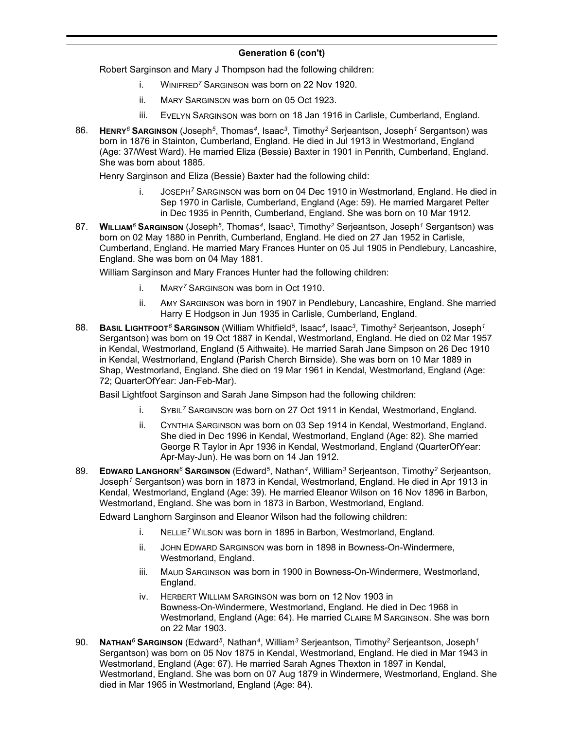## Generation 6 (con't)

Robert Sarginson and Mary J Thompson had the following children:

- i. WINIFRED[7] SARGINSON was born on 22 Nov 1920.
- ii. MARY SARGINSON was born on 05 Oct 1923.
- iii. EVELYN SARGINSON was born on 18 Jan 1916 in Carlisle, Cumberland, England.

86. **HENRY[6] SARGINSON** (Joseph[5], Thomas[4], Isaac[3], Timothy[2] Serjeantson, Joseph[1] Sergantson) was born in 1876 in Stainton, Cumberland, England. He died in Jul 1913 in Westmorland, England (Age: 37/West Ward). He married Eliza (Bessie) Baxter in 1901 in Penrith, Cumberland, England. She was born about 1885.

    Henry Sarginson and Eliza (Bessie) Baxter had the following child:

    - i. JOSEPH[7] SARGINSON was born on 04 Dec 1910 in Westmorland, England. He died in Sep 1970 in Carlisle, Cumberland, England (Age: 59). He married Margaret Pelter in Dec 1935 in Penrith, Cumberland, England. She was born on 10 Mar 1912.

87. **WILLIAM[6] SARGINSON** (Joseph[5], Thomas[4], Isaac[3], Timothy[2] Serjeantson, Joseph[1] Sergantson) was born on 02 May 1880 in Penrith, Cumberland, England. He died on 27 Jan 1952 in Carlisle, Cumberland, England. He married Mary Frances Hunter on 05 Jul 1905 in Pendlebury, Lancashire, England. She was born on 04 May 1881.

    William Sarginson and Mary Frances Hunter had the following children:

    - i. MARY[7] SARGINSON was born in Oct 1910.
    - ii. AMY SARGINSON was born in 1907 in Pendlebury, Lancashire, England. She married Harry E Hodgson in Jun 1935 in Carlisle, Cumberland, England.

88. **BASIL LIGHTFOOT[6] SARGINSON** (William Whitfield[5], Isaac[4], Isaac[3], Timothy[2] Serjeantson, Joseph[1] Sergantson) was born on 19 Oct 1887 in Kendal, Westmorland, England. He died on 02 Mar 1957 in Kendal, Westmorland, England (5 Aithwaite). He married Sarah Jane Simpson on 26 Dec 1910 in Kendal, Westmorland, England (Parish Cherch Birnside). She was born on 10 Mar 1889 in Shap, Westmorland, England. She died on 19 Mar 1961 in Kendal, Westmorland, England (Age: 72; QuarterOfYear: Jan-Feb-Mar).

    Basil Lightfoot Sarginson and Sarah Jane Simpson had the following children:

    - i. SYBIL[7] SARGINSON was born on 27 Oct 1911 in Kendal, Westmorland, England.
    - ii. CYNTHIA SARGINSON was born on 03 Sep 1914 in Kendal, Westmorland, England. She died in Dec 1996 in Kendal, Westmorland, England (Age: 82). She married George R Taylor in Apr 1936 in Kendal, Westmorland, England (QuarterOfYear: Apr-May-Jun). He was born on 14 Jan 1912.

89. **EDWARD LANGHORN[6] SARGINSON** (Edward[5], Nathan[4], William[3] Serjeantson, Timothy[2] Serjeantson, Joseph[1] Sergantson) was born in 1873 in Kendal, Westmorland, England. He died in Apr 1913 in Kendal, Westmorland, England (Age: 39). He married Eleanor Wilson on 16 Nov 1896 in Barbon, Westmorland, England. She was born in 1873 in Barbon, Westmorland, England.

    Edward Langhorn Sarginson and Eleanor Wilson had the following children:

    - i. NELLIE[7] WILSON was born in 1895 in Barbon, Westmorland, England.
    - ii. JOHN EDWARD SARGINSON was born in 1898 in Bowness-On-Windermere, Westmorland, England.
    - iii. MAUD SARGINSON was born in 1900 in Bowness-On-Windermere, Westmorland, England.
    - iv. HERBERT WILLIAM SARGINSON was born on 12 Nov 1903 in Bowness-On-Windermere, Westmorland, England. He died in Dec 1968 in Westmorland, England (Age: 64). He married CLAIRE M SARGINSON. She was born on 22 Mar 1903.

90. **NATHAN[6] SARGINSON** (Edward[5], Nathan[4], William[3] Serjeantson, Timothy[2] Serjeantson, Joseph[1] Sergantson) was born on 05 Nov 1875 in Kendal, Westmorland, England. He died in Mar 1943 in Westmorland, England (Age: 67). He married Sarah Agnes Thexton in 1897 in Kendal, Westmorland, England. She was born on 07 Aug 1879 in Windermere, Westmorland, England. She died in Mar 1965 in Westmorland, England (Age: 84).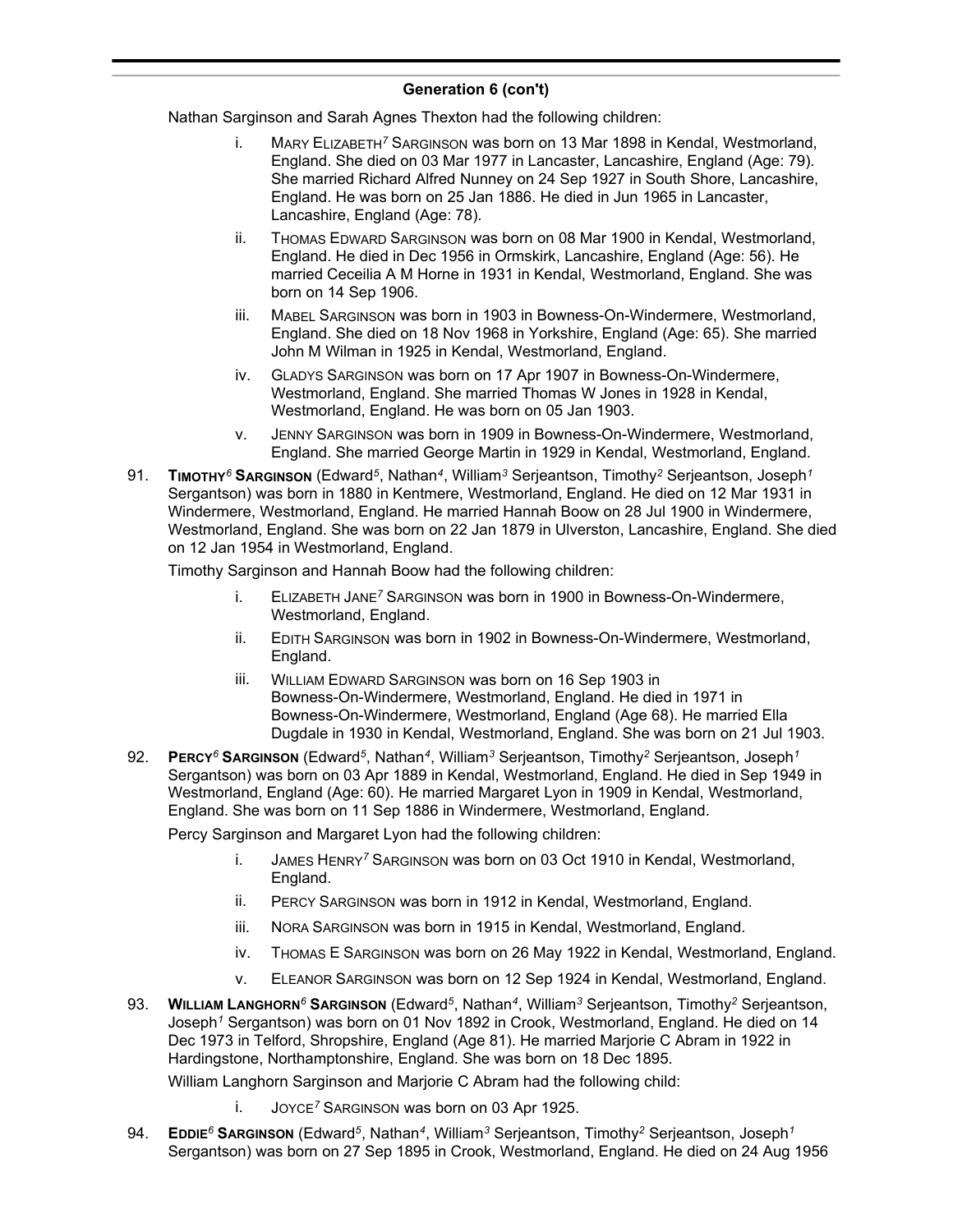## Generation 6 (con't)

Nathan Sarginson and Sarah Agnes Thexton had the following children:

- i. MARY ELIZABETH[7] SARGINSON was born on 13 Mar 1898 in Kendal, Westmorland, England. She died on 03 Mar 1977 in Lancaster, Lancashire, England (Age: 79). She married Richard Alfred Nunney on 24 Sep 1927 in South Shore, Lancashire, England. He was born on 25 Jan 1886. He died in Jun 1965 in Lancaster, Lancashire, England (Age: 78).
- ii. THOMAS EDWARD SARGINSON was born on 08 Mar 1900 in Kendal, Westmorland, England. He died in Dec 1956 in Ormskirk, Lancashire, England (Age: 56). He married Ceceilia A M Horne in 1931 in Kendal, Westmorland, England. She was born on 14 Sep 1906.
- iii. MABEL SARGINSON was born in 1903 in Bowness-On-Windermere, Westmorland, England. She died on 18 Nov 1968 in Yorkshire, England (Age: 65). She married John M Wilman in 1925 in Kendal, Westmorland, England.
- iv. GLADYS SARGINSON was born on 17 Apr 1907 in Bowness-On-Windermere, Westmorland, England. She married Thomas W Jones in 1928 in Kendal, Westmorland, England. He was born on 05 Jan 1903.
- v. JENNY SARGINSON was born in 1909 in Bowness-On-Windermere, Westmorland, England. She married George Martin in 1929 in Kendal, Westmorland, England.

91. **TIMOTHY[6] SARGINSON** (Edward[5], Nathan[4], William[3] Serjeantson, Timothy[2] Serjeantson, Joseph[1] Sergantson) was born in 1880 in Kentmere, Westmorland, England. He died on 12 Mar 1931 in Windermere, Westmorland, England. He married Hannah Boow on 28 Jul 1900 in Windermere, Westmorland, England. She was born on 22 Jan 1879 in Ulverston, Lancashire, England. She died on 12 Jan 1954 in Westmorland, England.

Timothy Sarginson and Hannah Boow had the following children:

- i. ELIZABETH JANE[7] SARGINSON was born in 1900 in Bowness-On-Windermere, Westmorland, England.
- ii. EDITH SARGINSON was born in 1902 in Bowness-On-Windermere, Westmorland, England.
- iii. WILLIAM EDWARD SARGINSON was born on 16 Sep 1903 in Bowness-On-Windermere, Westmorland, England. He died in 1971 in Bowness-On-Windermere, Westmorland, England (Age 68). He married Ella Dugdale in 1930 in Kendal, Westmorland, England. She was born on 21 Jul 1903.

92. **PERCY[6] SARGINSON** (Edward[5], Nathan[4], William[3] Serjeantson, Timothy[2] Serjeantson, Joseph[1] Sergantson) was born on 03 Apr 1889 in Kendal, Westmorland, England. He died in Sep 1949 in Westmorland, England (Age: 60). He married Margaret Lyon in 1909 in Kendal, Westmorland, England. She was born on 11 Sep 1886 in Windermere, Westmorland, England.

Percy Sarginson and Margaret Lyon had the following children:

- i. JAMES HENRY[7] SARGINSON was born on 03 Oct 1910 in Kendal, Westmorland, England.
- ii. PERCY SARGINSON was born in 1912 in Kendal, Westmorland, England.
- iii. NORA SARGINSON was born in 1915 in Kendal, Westmorland, England.
- iv. THOMAS E SARGINSON was born on 26 May 1922 in Kendal, Westmorland, England.
- v. ELEANOR SARGINSON was born on 12 Sep 1924 in Kendal, Westmorland, England.

93. **WILLIAM LANGHORN[6] SARGINSON** (Edward[5], Nathan[4], William[3] Serjeantson, Timothy[2] Serjeantson, Joseph[1] Sergantson) was born on 01 Nov 1892 in Crook, Westmorland, England. He died on 14 Dec 1973 in Telford, Shropshire, England (Age 81). He married Marjorie C Abram in 1922 in Hardingstone, Northamptonshire, England. She was born on 18 Dec 1895.

William Langhorn Sarginson and Marjorie C Abram had the following child:

- i. JOYCE[7] SARGINSON was born on 03 Apr 1925.

94. **EDDIE[6] SARGINSON** (Edward[5], Nathan[4], William[3] Serjeantson, Timothy[2] Serjeantson, Joseph[1] Sergantson) was born on 27 Sep 1895 in Crook, Westmorland, England. He died on 24 Aug 1956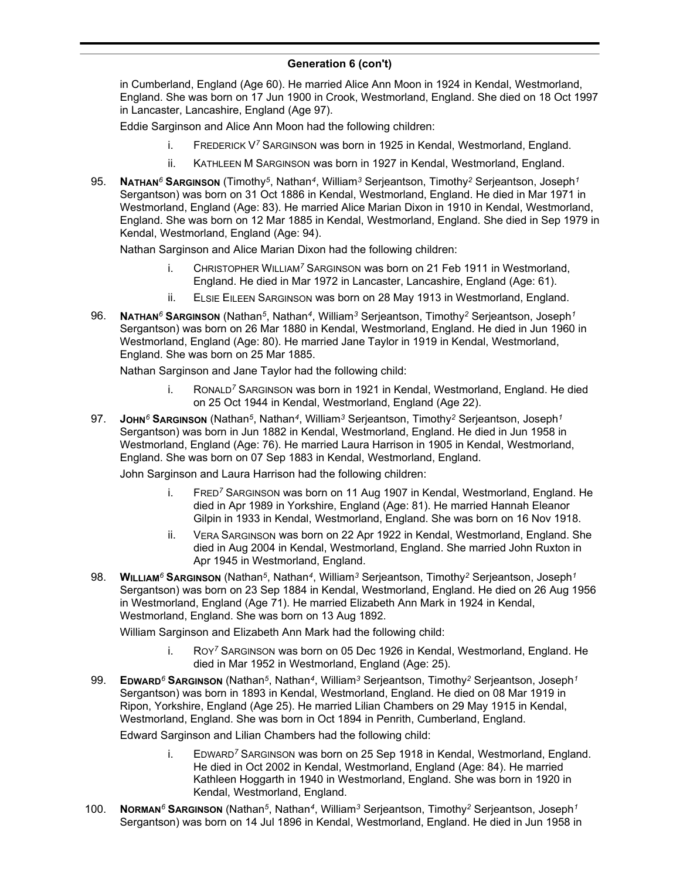## Generation 6 (con't)

in Cumberland, England (Age 60). He married Alice Ann Moon in 1924 in Kendal, Westmorland, England. She was born on 17 Jun 1900 in Crook, Westmorland, England. She died on 18 Oct 1997 in Lancaster, Lancashire, England (Age 97).

Eddie Sarginson and Alice Ann Moon had the following children:

- i. FREDERICK V[7] SARGINSON was born in 1925 in Kendal, Westmorland, England.
- ii. KATHLEEN M SARGINSON was born in 1927 in Kendal, Westmorland, England.

95. **NATHAN[6] SARGINSON** (Timothy[5], Nathan[4], William[3] Serjeantson, Timothy[2] Serjeantson, Joseph[1] Sergantson) was born on 31 Oct 1886 in Kendal, Westmorland, England. He died in Mar 1971 in Westmorland, England (Age: 83). He married Alice Marian Dixon in 1910 in Kendal, Westmorland, England. She was born on 12 Mar 1885 in Kendal, Westmorland, England. She died in Sep 1979 in Kendal, Westmorland, England (Age: 94).

Nathan Sarginson and Alice Marian Dixon had the following children:

- i. CHRISTOPHER WILLIAM[7] SARGINSON was born on 21 Feb 1911 in Westmorland, England. He died in Mar 1972 in Lancaster, Lancashire, England (Age: 61).
- ii. ELSIE EILEEN SARGINSON was born on 28 May 1913 in Westmorland, England.

96. **NATHAN[6] SARGINSON** (Nathan[5], Nathan[4], William[3] Serjeantson, Timothy[2] Serjeantson, Joseph[1] Sergantson) was born on 26 Mar 1880 in Kendal, Westmorland, England. He died in Jun 1960 in Westmorland, England (Age: 80). He married Jane Taylor in 1919 in Kendal, Westmorland, England. She was born on 25 Mar 1885.

Nathan Sarginson and Jane Taylor had the following child:

- i. RONALD[7] SARGINSON was born in 1921 in Kendal, Westmorland, England. He died on 25 Oct 1944 in Kendal, Westmorland, England (Age 22).

97. **JOHN[6] SARGINSON** (Nathan[5], Nathan[4], William[3] Serjeantson, Timothy[2] Serjeantson, Joseph[1] Sergantson) was born in Jun 1882 in Kendal, Westmorland, England. He died in Jun 1958 in Westmorland, England (Age: 76). He married Laura Harrison in 1905 in Kendal, Westmorland, England. She was born on 07 Sep 1883 in Kendal, Westmorland, England.

John Sarginson and Laura Harrison had the following children:

- i. FRED[7] SARGINSON was born on 11 Aug 1907 in Kendal, Westmorland, England. He died in Apr 1989 in Yorkshire, England (Age: 81). He married Hannah Eleanor Gilpin in 1933 in Kendal, Westmorland, England. She was born on 16 Nov 1918.
- ii. VERA SARGINSON was born on 22 Apr 1922 in Kendal, Westmorland, England. She died in Aug 2004 in Kendal, Westmorland, England. She married John Ruxton in Apr 1945 in Westmorland, England.

98. **WILLIAM[6] SARGINSON** (Nathan[5], Nathan[4], William[3] Serjeantson, Timothy[2] Serjeantson, Joseph[1] Sergantson) was born on 23 Sep 1884 in Kendal, Westmorland, England. He died on 26 Aug 1956 in Westmorland, England (Age 71). He married Elizabeth Ann Mark in 1924 in Kendal, Westmorland, England. She was born on 13 Aug 1892.

William Sarginson and Elizabeth Ann Mark had the following child:

- i. ROY[7] SARGINSON was born on 05 Dec 1926 in Kendal, Westmorland, England. He died in Mar 1952 in Westmorland, England (Age: 25).

99. **EDWARD[6] SARGINSON** (Nathan[5], Nathan[4], William[3] Serjeantson, Timothy[2] Serjeantson, Joseph[1] Sergantson) was born in 1893 in Kendal, Westmorland, England. He died on 08 Mar 1919 in Ripon, Yorkshire, England (Age 25). He married Lilian Chambers on 29 May 1915 in Kendal, Westmorland, England. She was born in Oct 1894 in Penrith, Cumberland, England.

Edward Sarginson and Lilian Chambers had the following child:

- i. EDWARD[7] SARGINSON was born on 25 Sep 1918 in Kendal, Westmorland, England. He died in Oct 2002 in Kendal, Westmorland, England (Age: 84). He married Kathleen Hoggarth in 1940 in Westmorland, England. She was born in 1920 in Kendal, Westmorland, England.

100. **NORMAN[6] SARGINSON** (Nathan[5], Nathan[4], William[3] Serjeantson, Timothy[2] Serjeantson, Joseph[1] Sergantson) was born on 14 Jul 1896 in Kendal, Westmorland, England. He died in Jun 1958 in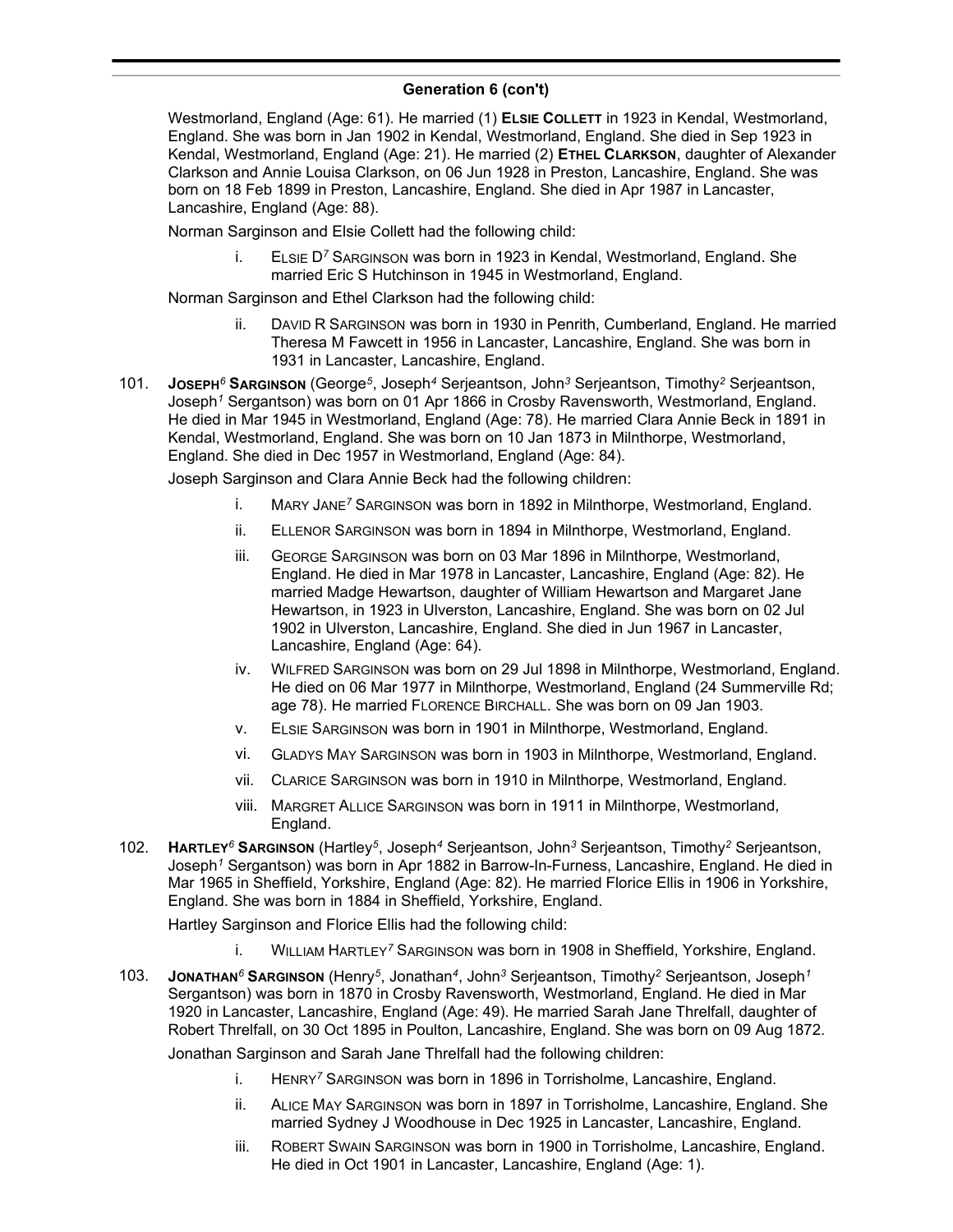## Generation 6 (con't)

Westmorland, England (Age: 61). He married (1) **Elsie Collett** in 1923 in Kendal, Westmorland, England. She was born in Jan 1902 in Kendal, Westmorland, England. She died in Sep 1923 in Kendal, Westmorland, England (Age: 21). He married (2) **Ethel Clarkson**, daughter of Alexander Clarkson and Annie Louisa Clarkson, on 06 Jun 1928 in Preston, Lancashire, England. She was born on 18 Feb 1899 in Preston, Lancashire, England. She died in Apr 1987 in Lancaster, Lancashire, England (Age: 88).

Norman Sarginson and Elsie Collett had the following child:

i. Elsie D[7] Sarginson was born in 1923 in Kendal, Westmorland, England. She married Eric S Hutchinson in 1945 in Westmorland, England.

Norman Sarginson and Ethel Clarkson had the following child:

ii. David R Sarginson was born in 1930 in Penrith, Cumberland, England. He married Theresa M Fawcett in 1956 in Lancaster, Lancashire, England. She was born in 1931 in Lancaster, Lancashire, England.

101. **Joseph[6] Sarginson** (George[5], Joseph[4] Serjeantson, John[3] Serjeantson, Timothy[2] Serjeantson, Joseph[1] Sergantson) was born on 01 Apr 1866 in Crosby Ravensworth, Westmorland, England. He died in Mar 1945 in Westmorland, England (Age: 78). He married Clara Annie Beck in 1891 in Kendal, Westmorland, England. She was born on 10 Jan 1873 in Milnthorpe, Westmorland, England. She died in Dec 1957 in Westmorland, England (Age: 84).

Joseph Sarginson and Clara Annie Beck had the following children:

i. Mary Jane[7] Sarginson was born in 1892 in Milnthorpe, Westmorland, England.

ii. Ellenor Sarginson was born in 1894 in Milnthorpe, Westmorland, England.

iii. George Sarginson was born on 03 Mar 1896 in Milnthorpe, Westmorland, England. He died in Mar 1978 in Lancaster, Lancashire, England (Age: 82). He married Madge Hewartson, daughter of William Hewartson and Margaret Jane Hewartson, in 1923 in Ulverston, Lancashire, England. She was born on 02 Jul 1902 in Ulverston, Lancashire, England. She died in Jun 1967 in Lancaster, Lancashire, England (Age: 64).

iv. Wilfred Sarginson was born on 29 Jul 1898 in Milnthorpe, Westmorland, England. He died on 06 Mar 1977 in Milnthorpe, Westmorland, England (24 Summerville Rd; age 78). He married Florence Birchall. She was born on 09 Jan 1903.

v. Elsie Sarginson was born in 1901 in Milnthorpe, Westmorland, England.

vi. Gladys May Sarginson was born in 1903 in Milnthorpe, Westmorland, England.

vii. Clarice Sarginson was born in 1910 in Milnthorpe, Westmorland, England.

viii. Margret Allice Sarginson was born in 1911 in Milnthorpe, Westmorland, England.

102. **Hartley[6] Sarginson** (Hartley[5], Joseph[4] Serjeantson, John[3] Serjeantson, Timothy[2] Serjeantson, Joseph[1] Sergantson) was born in Apr 1882 in Barrow-In-Furness, Lancashire, England. He died in Mar 1965 in Sheffield, Yorkshire, England (Age: 82). He married Florice Ellis in 1906 in Yorkshire, England. She was born in 1884 in Sheffield, Yorkshire, England.

Hartley Sarginson and Florice Ellis had the following child:

i. William Hartley[7] Sarginson was born in 1908 in Sheffield, Yorkshire, England.

103. **Jonathan[6] Sarginson** (Henry[5], Jonathan[4], John[3] Serjeantson, Timothy[2] Serjeantson, Joseph[1] Sergantson) was born in 1870 in Crosby Ravensworth, Westmorland, England. He died in Mar 1920 in Lancaster, Lancashire, England (Age: 49). He married Sarah Jane Threlfall, daughter of Robert Threlfall, on 30 Oct 1895 in Poulton, Lancashire, England. She was born on 09 Aug 1872.

Jonathan Sarginson and Sarah Jane Threlfall had the following children:

i. Henry[7] Sarginson was born in 1896 in Torrisholme, Lancashire, England.

ii. Alice May Sarginson was born in 1897 in Torrisholme, Lancashire, England. She married Sydney J Woodhouse in Dec 1925 in Lancaster, Lancashire, England.

iii. Robert Swain Sarginson was born in 1900 in Torrisholme, Lancashire, England. He died in Oct 1901 in Lancaster, Lancashire, England (Age: 1).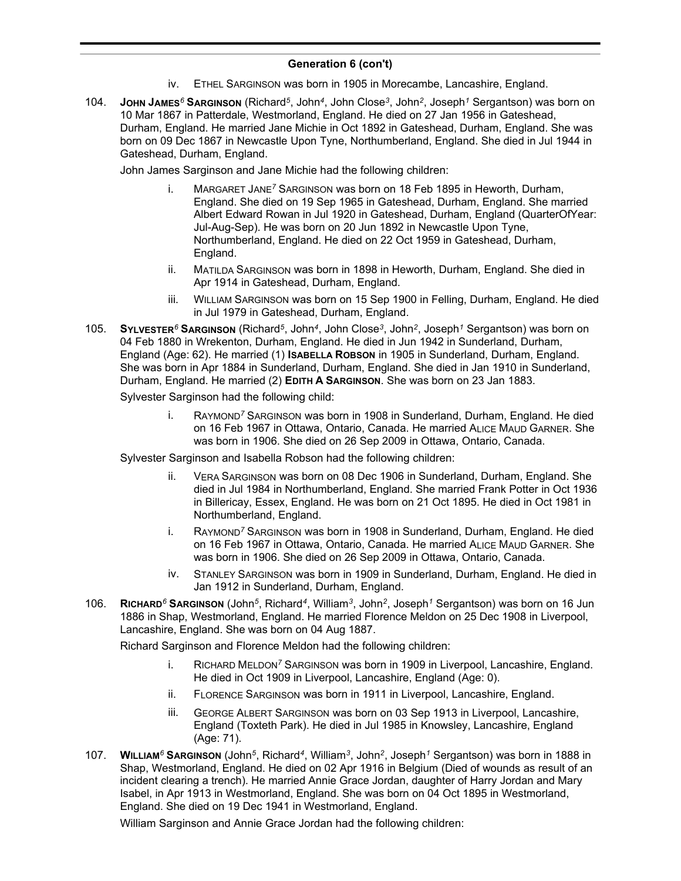**Generation 6 (con't)**

iv. ETHEL SARGINSON was born in 1905 in Morecambe, Lancashire, England.

104. **JOHN JAMES[6] SARGINSON** (Richard[5], John[4], John Close[3], John[2], Joseph[1] Sergantson) was born on 10 Mar 1867 in Patterdale, Westmorland, England. He died on 27 Jan 1956 in Gateshead, Durham, England. He married Jane Michie in Oct 1892 in Gateshead, Durham, England. She was born on 09 Dec 1867 in Newcastle Upon Tyne, Northumberland, England. She died in Jul 1944 in Gateshead, Durham, England.

John James Sarginson and Jane Michie had the following children:

i. MARGARET JANE[7] SARGINSON was born on 18 Feb 1895 in Heworth, Durham, England. She died on 19 Sep 1965 in Gateshead, Durham, England. She married Albert Edward Rowan in Jul 1920 in Gateshead, Durham, England (QuarterOfYear: Jul-Aug-Sep). He was born on 20 Jun 1892 in Newcastle Upon Tyne, Northumberland, England. He died on 22 Oct 1959 in Gateshead, Durham, England.

ii. MATILDA SARGINSON was born in 1898 in Heworth, Durham, England. She died in Apr 1914 in Gateshead, Durham, England.

iii. WILLIAM SARGINSON was born on 15 Sep 1900 in Felling, Durham, England. He died in Jul 1979 in Gateshead, Durham, England.

105. **SYLVESTER[6] SARGINSON** (Richard[5], John[4], John Close[3], John[2], Joseph[1] Sergantson) was born on 04 Feb 1880 in Wrekenton, Durham, England. He died in Jun 1942 in Sunderland, Durham, England (Age: 62). He married (1) **ISABELLA ROBSON** in 1905 in Sunderland, Durham, England. She was born in Apr 1884 in Sunderland, Durham, England. She died in Jan 1910 in Sunderland, Durham, England. He married (2) **EDITH A SARGINSON**. She was born on 23 Jan 1883.

Sylvester Sarginson had the following child:

i. RAYMOND[7] SARGINSON was born in 1908 in Sunderland, Durham, England. He died on 16 Feb 1967 in Ottawa, Ontario, Canada. He married ALICE MAUD GARNER. She was born in 1906. She died on 26 Sep 2009 in Ottawa, Ontario, Canada.

Sylvester Sarginson and Isabella Robson had the following children:

ii. VERA SARGINSON was born on 08 Dec 1906 in Sunderland, Durham, England. She died in Jul 1984 in Northumberland, England. She married Frank Potter in Oct 1936 in Billericay, Essex, England. He was born on 21 Oct 1895. He died in Oct 1981 in Northumberland, England.

i. RAYMOND[7] SARGINSON was born in 1908 in Sunderland, Durham, England. He died on 16 Feb 1967 in Ottawa, Ontario, Canada. He married ALICE MAUD GARNER. She was born in 1906. She died on 26 Sep 2009 in Ottawa, Ontario, Canada.

iv. STANLEY SARGINSON was born in 1909 in Sunderland, Durham, England. He died in Jan 1912 in Sunderland, Durham, England.

106. **RICHARD[6] SARGINSON** (John[5], Richard[4], William[3], John[2], Joseph[1] Sergantson) was born on 16 Jun 1886 in Shap, Westmorland, England. He married Florence Meldon on 25 Dec 1908 in Liverpool, Lancashire, England. She was born on 04 Aug 1887.

Richard Sarginson and Florence Meldon had the following children:

i. RICHARD MELDON[7] SARGINSON was born in 1909 in Liverpool, Lancashire, England. He died in Oct 1909 in Liverpool, Lancashire, England (Age: 0).

ii. FLORENCE SARGINSON was born in 1911 in Liverpool, Lancashire, England.

iii. GEORGE ALBERT SARGINSON was born on 03 Sep 1913 in Liverpool, Lancashire, England (Toxteth Park). He died in Jul 1985 in Knowsley, Lancashire, England (Age: 71).

107. **WILLIAM[6] SARGINSON** (John[5], Richard[4], William[3], John[2], Joseph[1] Sergantson) was born in 1888 in Shap, Westmorland, England. He died on 02 Apr 1916 in Belgium (Died of wounds as result of an incident clearing a trench). He married Annie Grace Jordan, daughter of Harry Jordan and Mary Isabel, in Apr 1913 in Westmorland, England. She was born on 04 Oct 1895 in Westmorland, England. She died on 19 Dec 1941 in Westmorland, England.

William Sarginson and Annie Grace Jordan had the following children: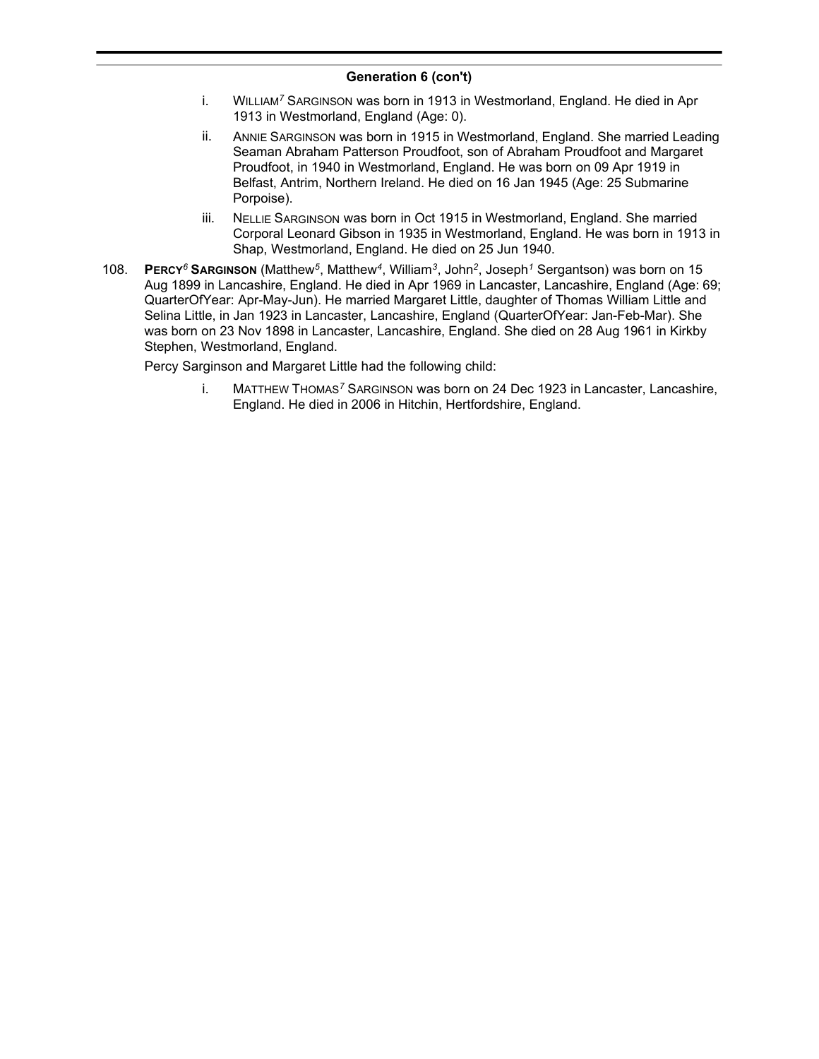## Generation 6 (con't)

i. WILLIAM[7] SARGINSON was born in 1913 in Westmorland, England. He died in Apr 1913 in Westmorland, England (Age: 0).

ii. ANNIE SARGINSON was born in 1915 in Westmorland, England. She married Leading Seaman Abraham Patterson Proudfoot, son of Abraham Proudfoot and Margaret Proudfoot, in 1940 in Westmorland, England. He was born on 09 Apr 1919 in Belfast, Antrim, Northern Ireland. He died on 16 Jan 1945 (Age: 25 Submarine Porpoise).

iii. NELLIE SARGINSON was born in Oct 1915 in Westmorland, England. She married Corporal Leonard Gibson in 1935 in Westmorland, England. He was born in 1913 in Shap, Westmorland, England. He died on 25 Jun 1940.

108. **PERCY[6] SARGINSON** (Matthew[5], Matthew[4], William[3], John[2], Joseph[1] Sergantson) was born on 15 Aug 1899 in Lancashire, England. He died in Apr 1969 in Lancaster, Lancashire, England (Age: 69; QuarterOfYear: Apr-May-Jun). He married Margaret Little, daughter of Thomas William Little and Selina Little, in Jan 1923 in Lancaster, Lancashire, England (QuarterOfYear: Jan-Feb-Mar). She was born on 23 Nov 1898 in Lancaster, Lancashire, England. She died on 28 Aug 1961 in Kirkby Stephen, Westmorland, England.

Percy Sarginson and Margaret Little had the following child:

i. MATTHEW THOMAS[7] SARGINSON was born on 24 Dec 1923 in Lancaster, Lancashire, England. He died in 2006 in Hitchin, Hertfordshire, England.